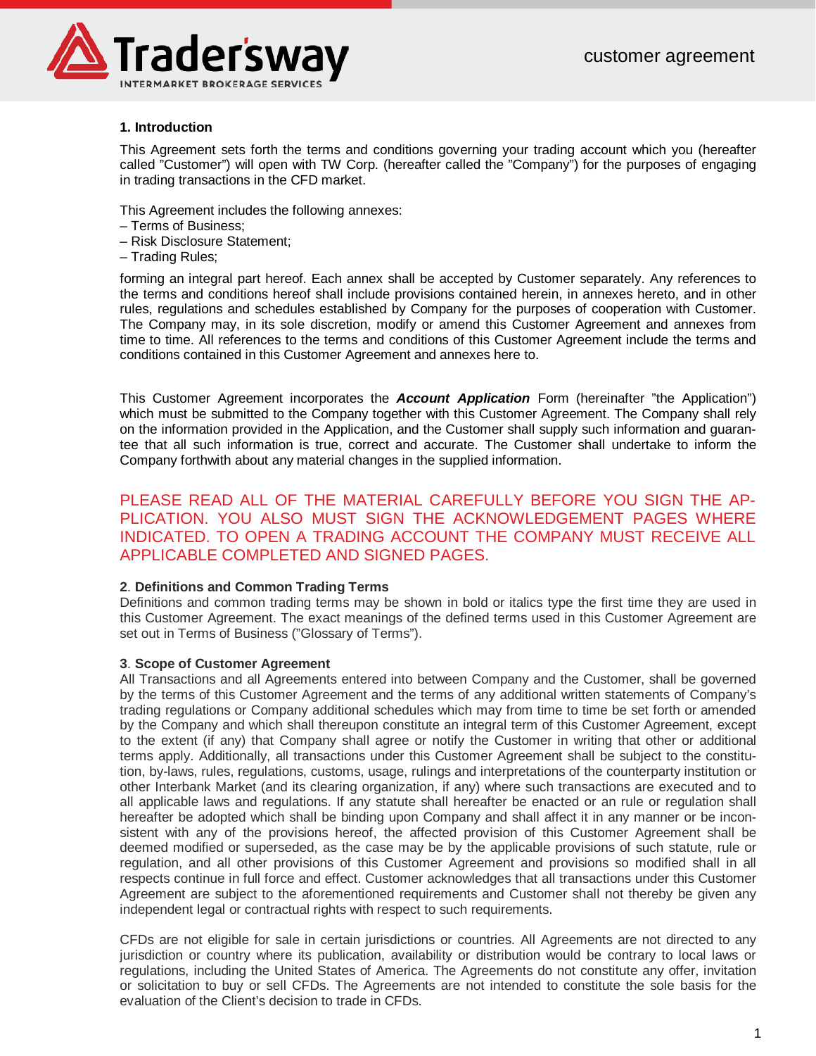# customer agreement

## 1. Introduction

This Agreement sets forth the terms and conditions governing your trading account which you (hereafter called "Customer") will open with TW Corp. (hereafter called the "Company") for the purposes of engaging in trading transactions in the CFD market.

This Agreement includes the following annexes:
– Terms of Business;
– Risk Disclosure Statement;
– Trading Rules;

forming an integral part hereof. Each annex shall be accepted by Customer separately. Any references to the terms and conditions hereof shall include provisions contained herein, in annexes hereto, and in other rules, regulations and schedules established by Company for the purposes of cooperation with Customer. The Company may, in its sole discretion, modify or amend this Customer Agreement and annexes from time to time. All references to the terms and conditions of this Customer Agreement include the terms and conditions contained in this Customer Agreement and annexes here to.

This Customer Agreement incorporates the ***Account Application*** Form (hereinafter "the Application") which must be submitted to the Company together with this Customer Agreement. The Company shall rely on the information provided in the Application, and the Customer shall supply such information and guarantee that all such information is true, correct and accurate. The Customer shall undertake to inform the Company forthwith about any material changes in the supplied information.

PLEASE READ ALL OF THE MATERIAL CAREFULLY BEFORE YOU SIGN THE APPLICATION. YOU ALSO MUST SIGN THE ACKNOWLEDGEMENT PAGES WHERE INDICATED. TO OPEN A TRADING ACCOUNT THE COMPANY MUST RECEIVE ALL APPLICABLE COMPLETED AND SIGNED PAGES.

## 2. Definitions and Common Trading Terms

Definitions and common trading terms may be shown in bold or italics type the first time they are used in this Customer Agreement. The exact meanings of the defined terms used in this Customer Agreement are set out in Terms of Business ("Glossary of Terms").

## 3. Scope of Customer Agreement

All Transactions and all Agreements entered into between Company and the Customer, shall be governed by the terms of this Customer Agreement and the terms of any additional written statements of Company's trading regulations or Company additional schedules which may from time to time be set forth or amended by the Company and which shall thereupon constitute an integral term of this Customer Agreement, except to the extent (if any) that Company shall agree or notify the Customer in writing that other or additional terms apply. Additionally, all transactions under this Customer Agreement shall be subject to the constitution, by-laws, rules, regulations, customs, usage, rulings and interpretations of the counterparty institution or other Interbank Market (and its clearing organization, if any) where such transactions are executed and to all applicable laws and regulations. If any statute shall hereafter be enacted or an rule or regulation shall hereafter be adopted which shall be binding upon Company and shall affect it in any manner or be inconsistent with any of the provisions hereof, the affected provision of this Customer Agreement shall be deemed modified or superseded, as the case may be by the applicable provisions of such statute, rule or regulation, and all other provisions of this Customer Agreement and provisions so modified shall in all respects continue in full force and effect. Customer acknowledges that all transactions under this Customer Agreement are subject to the aforementioned requirements and Customer shall not thereby be given any independent legal or contractual rights with respect to such requirements.

CFDs are not eligible for sale in certain jurisdictions or countries. All Agreements are not directed to any jurisdiction or country where its publication, availability or distribution would be contrary to local laws or regulations, including the United States of America. The Agreements do not constitute any offer, invitation or solicitation to buy or sell CFDs. The Agreements are not intended to constitute the sole basis for the evaluation of the Client's decision to trade in CFDs.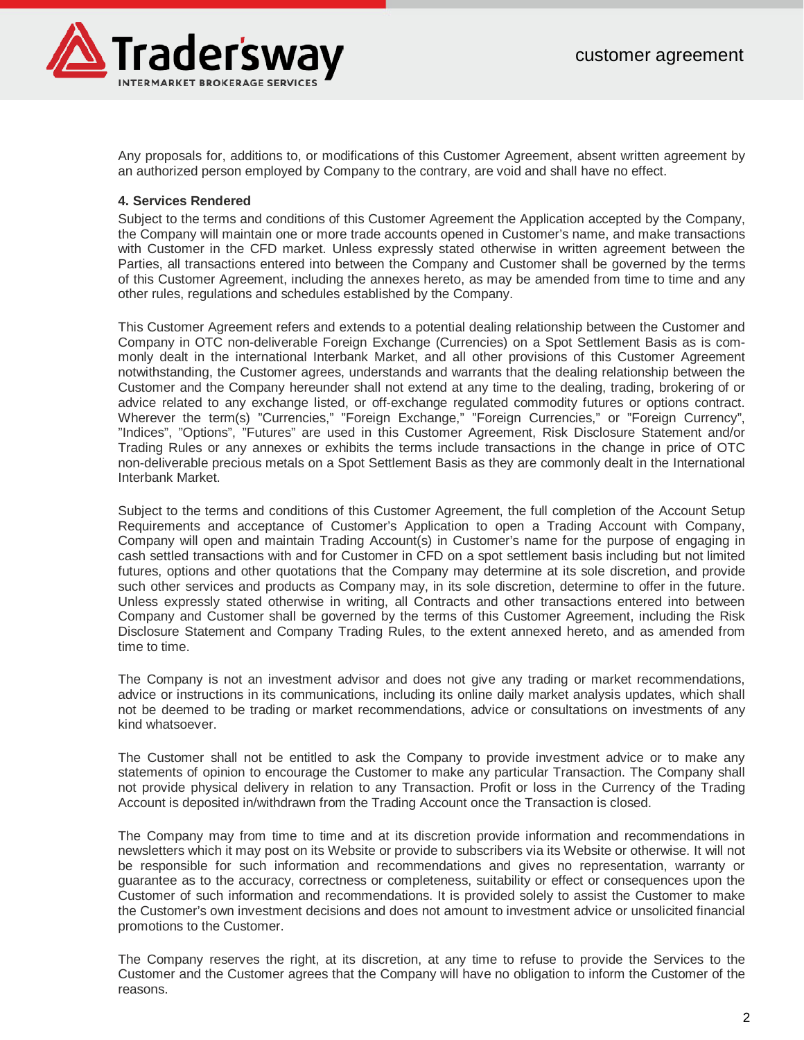Any proposals for, additions to, or modifications of this Customer Agreement, absent written agreement by an authorized person employed by Company to the contrary, are void and shall have no effect.

**4. Services Rendered**

Subject to the terms and conditions of this Customer Agreement the Application accepted by the Company, the Company will maintain one or more trade accounts opened in Customer's name, and make transactions with Customer in the CFD market. Unless expressly stated otherwise in written agreement between the Parties, all transactions entered into between the Company and Customer shall be governed by the terms of this Customer Agreement, including the annexes hereto, as may be amended from time to time and any other rules, regulations and schedules established by the Company.

This Customer Agreement refers and extends to a potential dealing relationship between the Customer and Company in OTC non-deliverable Foreign Exchange (Currencies) on a Spot Settlement Basis as is commonly dealt in the international Interbank Market, and all other provisions of this Customer Agreement notwithstanding, the Customer agrees, understands and warrants that the dealing relationship between the Customer and the Company hereunder shall not extend at any time to the dealing, trading, brokering of or advice related to any exchange listed, or off-exchange regulated commodity futures or options contract. Wherever the term(s) "Currencies," "Foreign Exchange," "Foreign Currencies," or "Foreign Currency", "Indices", "Options", "Futures" are used in this Customer Agreement, Risk Disclosure Statement and/or Trading Rules or any annexes or exhibits the terms include transactions in the change in price of OTC non-deliverable precious metals on a Spot Settlement Basis as they are commonly dealt in the International Interbank Market.

Subject to the terms and conditions of this Customer Agreement, the full completion of the Account Setup Requirements and acceptance of Customer's Application to open a Trading Account with Company, Company will open and maintain Trading Account(s) in Customer's name for the purpose of engaging in cash settled transactions with and for Customer in CFD on a spot settlement basis including but not limited futures, options and other quotations that the Company may determine at its sole discretion, and provide such other services and products as Company may, in its sole discretion, determine to offer in the future. Unless expressly stated otherwise in writing, all Contracts and other transactions entered into between Company and Customer shall be governed by the terms of this Customer Agreement, including the Risk Disclosure Statement and Company Trading Rules, to the extent annexed hereto, and as amended from time to time.

The Company is not an investment advisor and does not give any trading or market recommendations, advice or instructions in its communications, including its online daily market analysis updates, which shall not be deemed to be trading or market recommendations, advice or consultations on investments of any kind whatsoever.

The Customer shall not be entitled to ask the Company to provide investment advice or to make any statements of opinion to encourage the Customer to make any particular Transaction. The Company shall not provide physical delivery in relation to any Transaction. Profit or loss in the Currency of the Trading Account is deposited in/withdrawn from the Trading Account once the Transaction is closed.

The Company may from time to time and at its discretion provide information and recommendations in newsletters which it may post on its Website or provide to subscribers via its Website or otherwise. It will not be responsible for such information and recommendations and gives no representation, warranty or guarantee as to the accuracy, correctness or completeness, suitability or effect or consequences upon the Customer of such information and recommendations. It is provided solely to assist the Customer to make the Customer's own investment decisions and does not amount to investment advice or unsolicited financial promotions to the Customer.

The Company reserves the right, at its discretion, at any time to refuse to provide the Services to the Customer and the Customer agrees that the Company will have no obligation to inform the Customer of the reasons.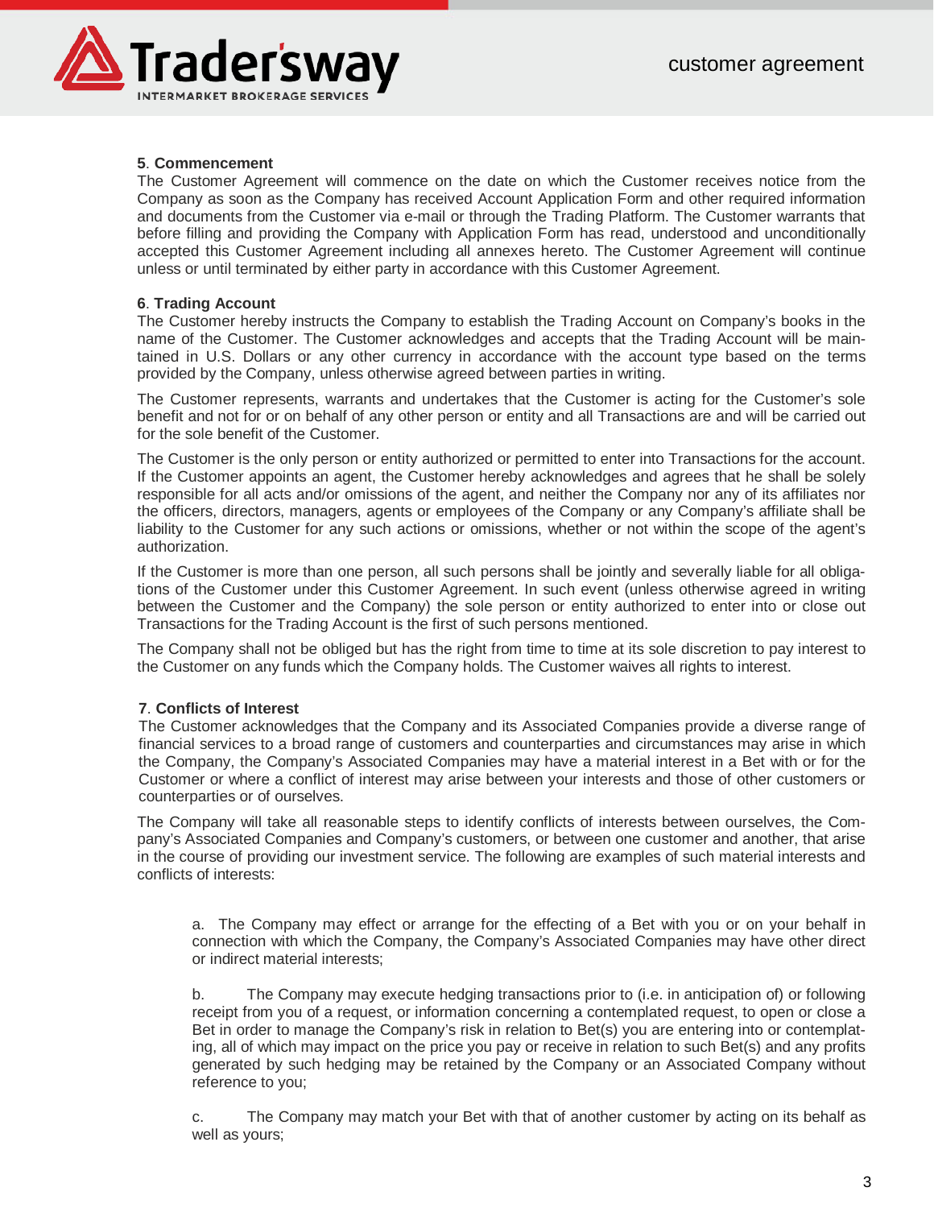**5**. **Commencement**

The Customer Agreement will commence on the date on which the Customer receives notice from the Company as soon as the Company has received Account Application Form and other required information and documents from the Customer via e-mail or through the Trading Platform. The Customer warrants that before filling and providing the Company with Application Form has read, understood and unconditionally accepted this Customer Agreement including all annexes hereto. The Customer Agreement will continue unless or until terminated by either party in accordance with this Customer Agreement.

**6**. **Trading Account**

The Customer hereby instructs the Company to establish the Trading Account on Company's books in the name of the Customer. The Customer acknowledges and accepts that the Trading Account will be maintained in U.S. Dollars or any other currency in accordance with the account type based on the terms provided by the Company, unless otherwise agreed between parties in writing.

The Customer represents, warrants and undertakes that the Customer is acting for the Customer's sole benefit and not for or on behalf of any other person or entity and all Transactions are and will be carried out for the sole benefit of the Customer.

The Customer is the only person or entity authorized or permitted to enter into Transactions for the account. If the Customer appoints an agent, the Customer hereby acknowledges and agrees that he shall be solely responsible for all acts and/or omissions of the agent, and neither the Company nor any of its affiliates nor the officers, directors, managers, agents or employees of the Company or any Company's affiliate shall be liability to the Customer for any such actions or omissions, whether or not within the scope of the agent's authorization.

If the Customer is more than one person, all such persons shall be jointly and severally liable for all obligations of the Customer under this Customer Agreement. In such event (unless otherwise agreed in writing between the Customer and the Company) the sole person or entity authorized to enter into or close out Transactions for the Trading Account is the first of such persons mentioned.

The Company shall not be obliged but has the right from time to time at its sole discretion to pay interest to the Customer on any funds which the Company holds. The Customer waives all rights to interest.

**7**. **Conflicts of Interest**

The Customer acknowledges that the Company and its Associated Companies provide a diverse range of financial services to a broad range of customers and counterparties and circumstances may arise in which the Company, the Company's Associated Companies may have a material interest in a Bet with or for the Customer or where a conflict of interest may arise between your interests and those of other customers or counterparties or of ourselves.

The Company will take all reasonable steps to identify conflicts of interests between ourselves, the Company's Associated Companies and Company's customers, or between one customer and another, that arise in the course of providing our investment service. The following are examples of such material interests and conflicts of interests:

a. The Company may effect or arrange for the effecting of a Bet with you or on your behalf in connection with which the Company, the Company's Associated Companies may have other direct or indirect material interests;

b. The Company may execute hedging transactions prior to (i.e. in anticipation of) or following receipt from you of a request, or information concerning a contemplated request, to open or close a Bet in order to manage the Company's risk in relation to Bet(s) you are entering into or contemplating, all of which may impact on the price you pay or receive in relation to such Bet(s) and any profits generated by such hedging may be retained by the Company or an Associated Company without reference to you;

c. The Company may match your Bet with that of another customer by acting on its behalf as well as yours;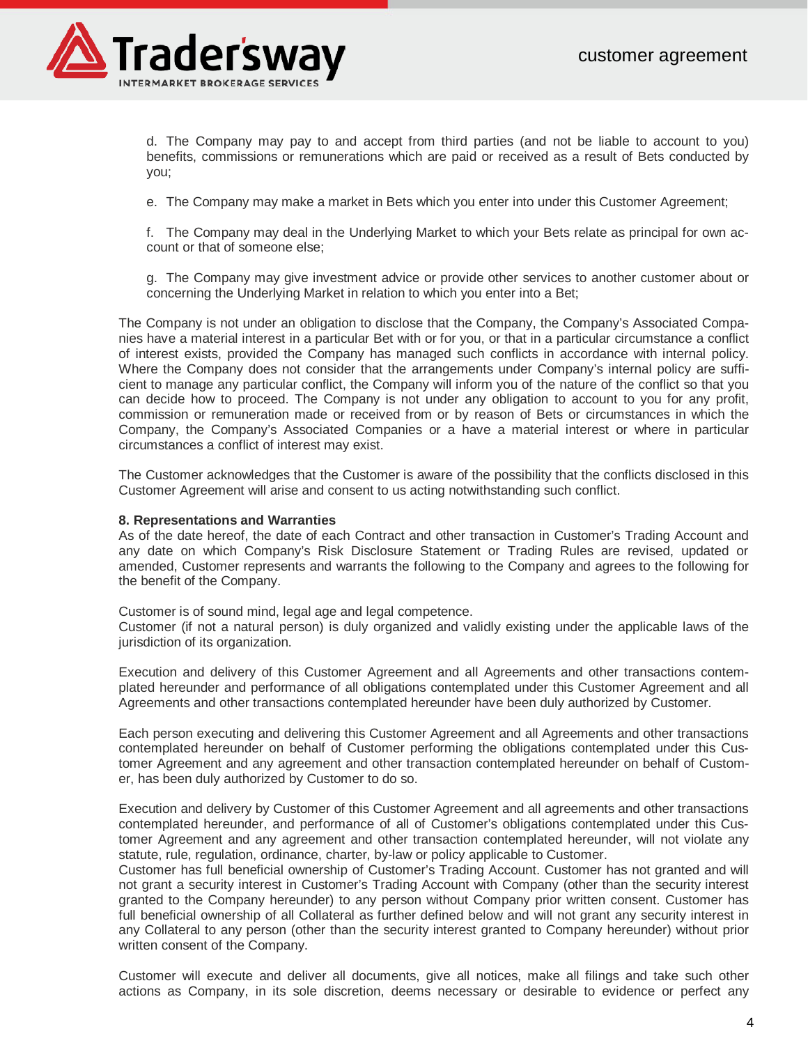d. The Company may pay to and accept from third parties (and not be liable to account to you) benefits, commissions or remunerations which are paid or received as a result of Bets conducted by you;

e. The Company may make a market in Bets which you enter into under this Customer Agreement;

f. The Company may deal in the Underlying Market to which your Bets relate as principal for own account or that of someone else;

g. The Company may give investment advice or provide other services to another customer about or concerning the Underlying Market in relation to which you enter into a Bet;

The Company is not under an obligation to disclose that the Company, the Company's Associated Companies have a material interest in a particular Bet with or for you, or that in a particular circumstance a conflict of interest exists, provided the Company has managed such conflicts in accordance with internal policy. Where the Company does not consider that the arrangements under Company's internal policy are sufficient to manage any particular conflict, the Company will inform you of the nature of the conflict so that you can decide how to proceed. The Company is not under any obligation to account to you for any profit, commission or remuneration made or received from or by reason of Bets or circumstances in which the Company, the Company's Associated Companies or a have a material interest or where in particular circumstances a conflict of interest may exist.

The Customer acknowledges that the Customer is aware of the possibility that the conflicts disclosed in this Customer Agreement will arise and consent to us acting notwithstanding such conflict.

**8. Representations and Warranties**

As of the date hereof, the date of each Contract and other transaction in Customer's Trading Account and any date on which Company's Risk Disclosure Statement or Trading Rules are revised, updated or amended, Customer represents and warrants the following to the Company and agrees to the following for the benefit of the Company.

Customer is of sound mind, legal age and legal competence.
Customer (if not a natural person) is duly organized and validly existing under the applicable laws of the jurisdiction of its organization.

Execution and delivery of this Customer Agreement and all Agreements and other transactions contemplated hereunder and performance of all obligations contemplated under this Customer Agreement and all Agreements and other transactions contemplated hereunder have been duly authorized by Customer.

Each person executing and delivering this Customer Agreement and all Agreements and other transactions contemplated hereunder on behalf of Customer performing the obligations contemplated under this Customer Agreement and any agreement and other transaction contemplated hereunder on behalf of Customer, has been duly authorized by Customer to do so.

Execution and delivery by Customer of this Customer Agreement and all agreements and other transactions contemplated hereunder, and performance of all of Customer's obligations contemplated under this Customer Agreement and any agreement and other transaction contemplated hereunder, will not violate any statute, rule, regulation, ordinance, charter, by-law or policy applicable to Customer.
Customer has full beneficial ownership of Customer's Trading Account. Customer has not granted and will not grant a security interest in Customer's Trading Account with Company (other than the security interest granted to the Company hereunder) to any person without Company prior written consent. Customer has full beneficial ownership of all Collateral as further defined below and will not grant any security interest in any Collateral to any person (other than the security interest granted to Company hereunder) without prior written consent of the Company.

Customer will execute and deliver all documents, give all notices, make all filings and take such other actions as Company, in its sole discretion, deems necessary or desirable to evidence or perfect any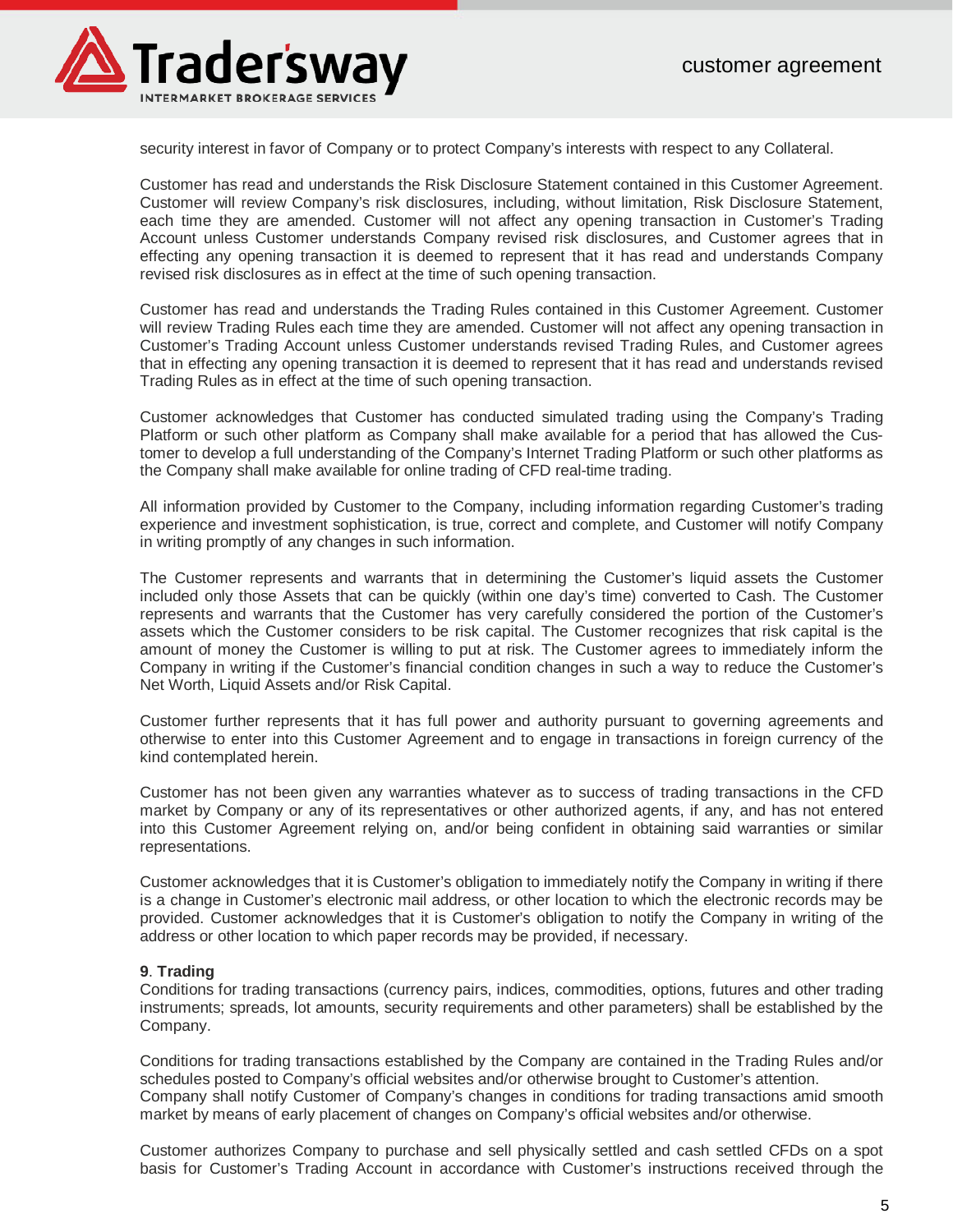security interest in favor of Company or to protect Company's interests with respect to any Collateral.

Customer has read and understands the Risk Disclosure Statement contained in this Customer Agreement. Customer will review Company's risk disclosures, including, without limitation, Risk Disclosure Statement, each time they are amended. Customer will not affect any opening transaction in Customer's Trading Account unless Customer understands Company revised risk disclosures, and Customer agrees that in effecting any opening transaction it is deemed to represent that it has read and understands Company revised risk disclosures as in effect at the time of such opening transaction.

Customer has read and understands the Trading Rules contained in this Customer Agreement. Customer will review Trading Rules each time they are amended. Customer will not affect any opening transaction in Customer's Trading Account unless Customer understands revised Trading Rules, and Customer agrees that in effecting any opening transaction it is deemed to represent that it has read and understands revised Trading Rules as in effect at the time of such opening transaction.

Customer acknowledges that Customer has conducted simulated trading using the Company's Trading Platform or such other platform as Company shall make available for a period that has allowed the Customer to develop a full understanding of the Company's Internet Trading Platform or such other platforms as the Company shall make available for online trading of CFD real-time trading.

All information provided by Customer to the Company, including information regarding Customer's trading experience and investment sophistication, is true, correct and complete, and Customer will notify Company in writing promptly of any changes in such information.

The Customer represents and warrants that in determining the Customer's liquid assets the Customer included only those Assets that can be quickly (within one day's time) converted to Cash. The Customer represents and warrants that the Customer has very carefully considered the portion of the Customer's assets which the Customer considers to be risk capital. The Customer recognizes that risk capital is the amount of money the Customer is willing to put at risk. The Customer agrees to immediately inform the Company in writing if the Customer's financial condition changes in such a way to reduce the Customer's Net Worth, Liquid Assets and/or Risk Capital.

Customer further represents that it has full power and authority pursuant to governing agreements and otherwise to enter into this Customer Agreement and to engage in transactions in foreign currency of the kind contemplated herein.

Customer has not been given any warranties whatever as to success of trading transactions in the CFD market by Company or any of its representatives or other authorized agents, if any, and has not entered into this Customer Agreement relying on, and/or being confident in obtaining said warranties or similar representations.

Customer acknowledges that it is Customer's obligation to immediately notify the Company in writing if there is a change in Customer's electronic mail address, or other location to which the electronic records may be provided. Customer acknowledges that it is Customer's obligation to notify the Company in writing of the address or other location to which paper records may be provided, if necessary.

**9**. **Trading**

Conditions for trading transactions (currency pairs, indices, commodities, options, futures and other trading instruments; spreads, lot amounts, security requirements and other parameters) shall be established by the Company.

Conditions for trading transactions established by the Company are contained in the Trading Rules and/or schedules posted to Company's official websites and/or otherwise brought to Customer's attention.
Company shall notify Customer of Company's changes in conditions for trading transactions amid smooth market by means of early placement of changes on Company's official websites and/or otherwise.

Customer authorizes Company to purchase and sell physically settled and cash settled CFDs on a spot basis for Customer's Trading Account in accordance with Customer's instructions received through the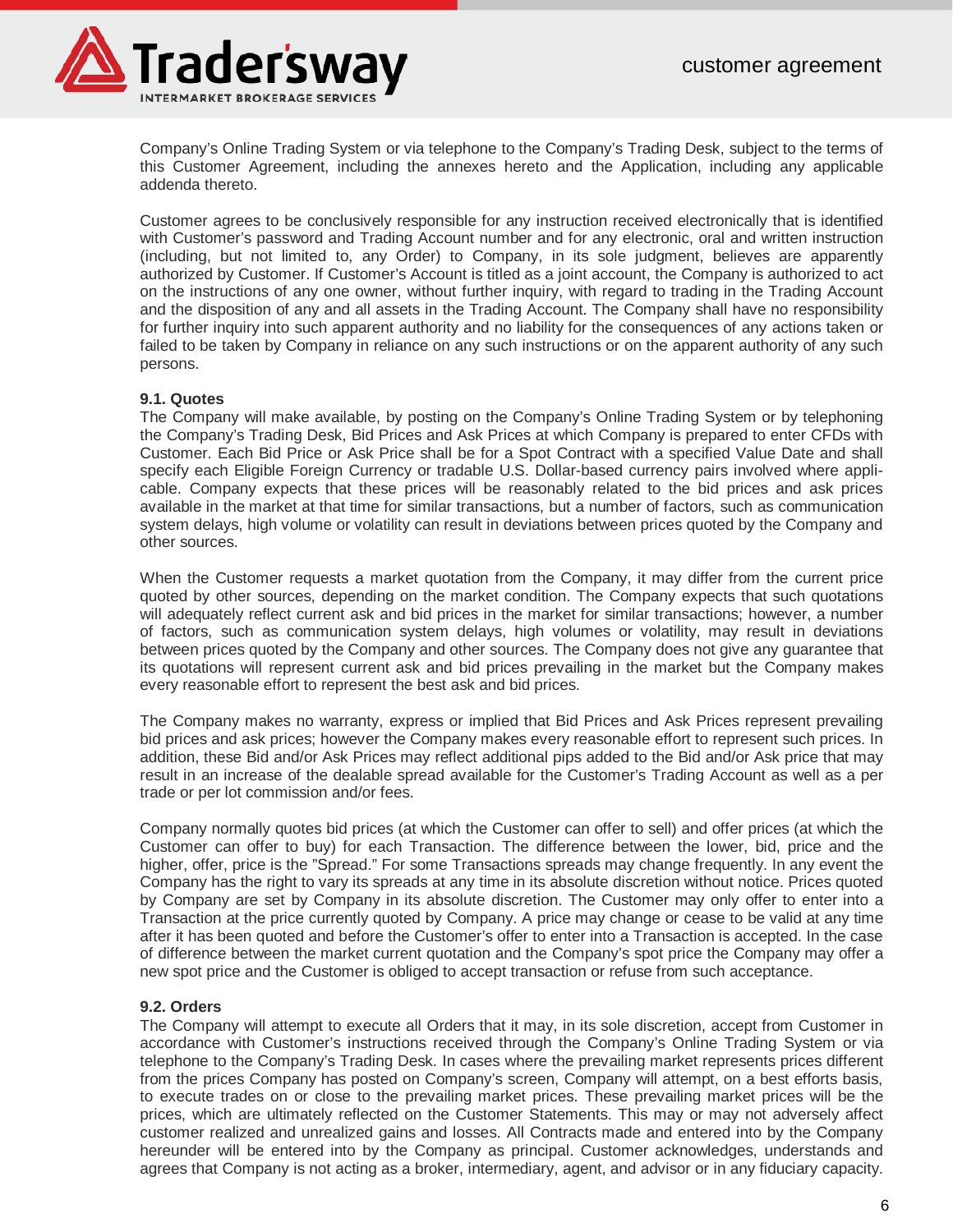Company's Online Trading System or via telephone to the Company's Trading Desk, subject to the terms of this Customer Agreement, including the annexes hereto and the Application, including any applicable addenda thereto.

Customer agrees to be conclusively responsible for any instruction received electronically that is identified with Customer's password and Trading Account number and for any electronic, oral and written instruction (including, but not limited to, any Order) to Company, in its sole judgment, believes are apparently authorized by Customer. If Customer's Account is titled as a joint account, the Company is authorized to act on the instructions of any one owner, without further inquiry, with regard to trading in the Trading Account and the disposition of any and all assets in the Trading Account. The Company shall have no responsibility for further inquiry into such apparent authority and no liability for the consequences of any actions taken or failed to be taken by Company in reliance on any such instructions or on the apparent authority of any such persons.

**9.1. Quotes**

The Company will make available, by posting on the Company's Online Trading System or by telephoning the Company's Trading Desk, Bid Prices and Ask Prices at which Company is prepared to enter CFDs with Customer. Each Bid Price or Ask Price shall be for a Spot Contract with a specified Value Date and shall specify each Eligible Foreign Currency or tradable U.S. Dollar-based currency pairs involved where applicable. Company expects that these prices will be reasonably related to the bid prices and ask prices available in the market at that time for similar transactions, but a number of factors, such as communication system delays, high volume or volatility can result in deviations between prices quoted by the Company and other sources.

When the Customer requests a market quotation from the Company, it may differ from the current price quoted by other sources, depending on the market condition. The Company expects that such quotations will adequately reflect current ask and bid prices in the market for similar transactions; however, a number of factors, such as communication system delays, high volumes or volatility, may result in deviations between prices quoted by the Company and other sources. The Company does not give any guarantee that its quotations will represent current ask and bid prices prevailing in the market but the Company makes every reasonable effort to represent the best ask and bid prices.

The Company makes no warranty, express or implied that Bid Prices and Ask Prices represent prevailing bid prices and ask prices; however the Company makes every reasonable effort to represent such prices. In addition, these Bid and/or Ask Prices may reflect additional pips added to the Bid and/or Ask price that may result in an increase of the dealable spread available for the Customer's Trading Account as well as a per trade or per lot commission and/or fees.

Company normally quotes bid prices (at which the Customer can offer to sell) and offer prices (at which the Customer can offer to buy) for each Transaction. The difference between the lower, bid, price and the higher, offer, price is the "Spread." For some Transactions spreads may change frequently. In any event the Company has the right to vary its spreads at any time in its absolute discretion without notice. Prices quoted by Company are set by Company in its absolute discretion. The Customer may only offer to enter into a Transaction at the price currently quoted by Company. A price may change or cease to be valid at any time after it has been quoted and before the Customer's offer to enter into a Transaction is accepted. In the case of difference between the market current quotation and the Company's spot price the Company may offer a new spot price and the Customer is obliged to accept transaction or refuse from such acceptance.

**9.2. Orders**

The Company will attempt to execute all Orders that it may, in its sole discretion, accept from Customer in accordance with Customer's instructions received through the Company's Online Trading System or via telephone to the Company's Trading Desk. In cases where the prevailing market represents prices different from the prices Company has posted on Company's screen, Company will attempt, on a best efforts basis, to execute trades on or close to the prevailing market prices. These prevailing market prices will be the prices, which are ultimately reflected on the Customer Statements. This may or may not adversely affect customer realized and unrealized gains and losses. All Contracts made and entered into by the Company hereunder will be entered into by the Company as principal. Customer acknowledges, understands and agrees that Company is not acting as a broker, intermediary, agent, and advisor or in any fiduciary capacity.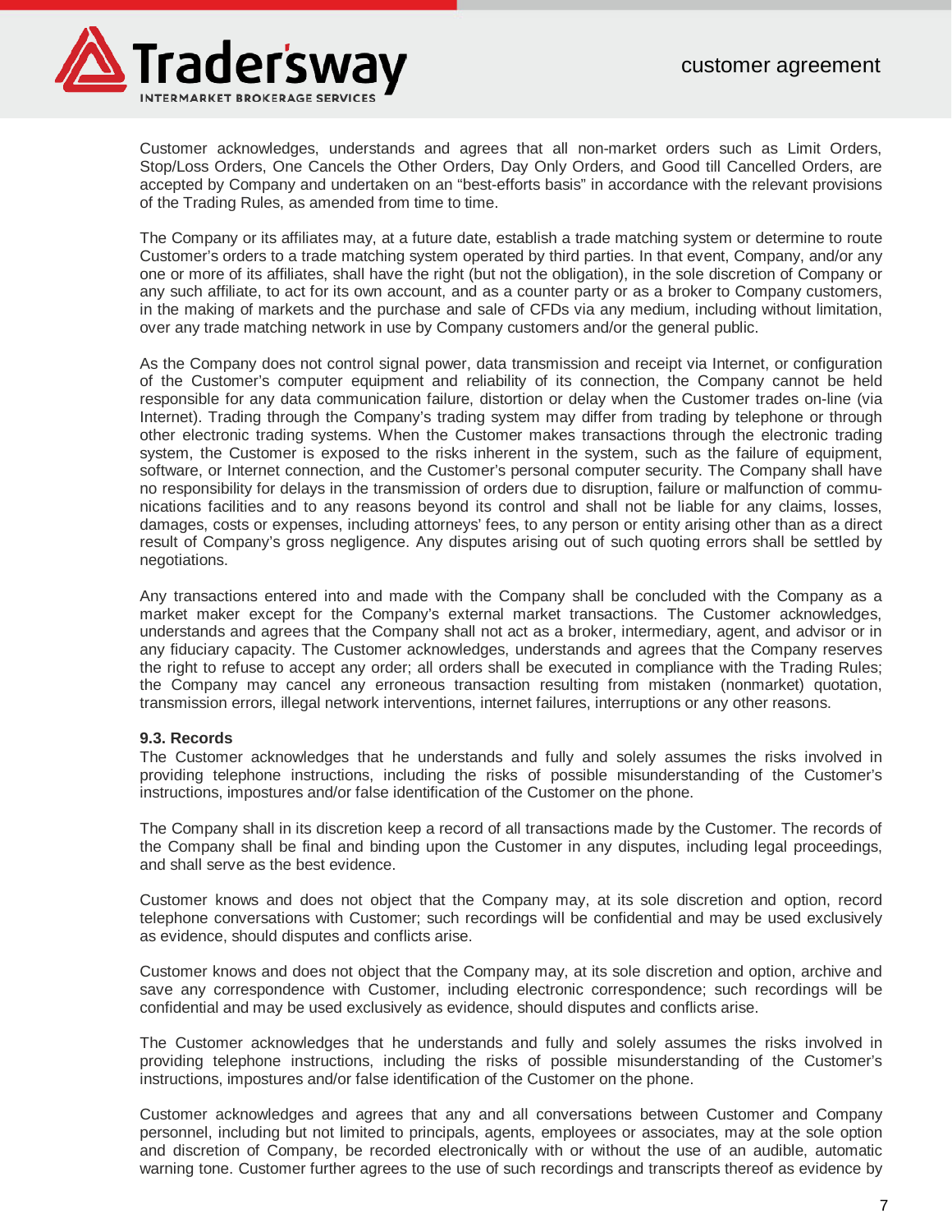Customer acknowledges, understands and agrees that all non-market orders such as Limit Orders, Stop/Loss Orders, One Cancels the Other Orders, Day Only Orders, and Good till Cancelled Orders, are accepted by Company and undertaken on an "best-efforts basis" in accordance with the relevant provisions of the Trading Rules, as amended from time to time.

The Company or its affiliates may, at a future date, establish a trade matching system or determine to route Customer's orders to a trade matching system operated by third parties. In that event, Company, and/or any one or more of its affiliates, shall have the right (but not the obligation), in the sole discretion of Company or any such affiliate, to act for its own account, and as a counter party or as a broker to Company customers, in the making of markets and the purchase and sale of CFDs via any medium, including without limitation, over any trade matching network in use by Company customers and/or the general public.

As the Company does not control signal power, data transmission and receipt via Internet, or configuration of the Customer's computer equipment and reliability of its connection, the Company cannot be held responsible for any data communication failure, distortion or delay when the Customer trades on-line (via Internet). Trading through the Company's trading system may differ from trading by telephone or through other electronic trading systems. When the Customer makes transactions through the electronic trading system, the Customer is exposed to the risks inherent in the system, such as the failure of equipment, software, or Internet connection, and the Customer's personal computer security. The Company shall have no responsibility for delays in the transmission of orders due to disruption, failure or malfunction of communications facilities and to any reasons beyond its control and shall not be liable for any claims, losses, damages, costs or expenses, including attorneys' fees, to any person or entity arising other than as a direct result of Company's gross negligence. Any disputes arising out of such quoting errors shall be settled by negotiations.

Any transactions entered into and made with the Company shall be concluded with the Company as a market maker except for the Company's external market transactions. The Customer acknowledges, understands and agrees that the Company shall not act as a broker, intermediary, agent, and advisor or in any fiduciary capacity. The Customer acknowledges, understands and agrees that the Company reserves the right to refuse to accept any order; all orders shall be executed in compliance with the Trading Rules; the Company may cancel any erroneous transaction resulting from mistaken (nonmarket) quotation, transmission errors, illegal network interventions, internet failures, interruptions or any other reasons.

**9.3. Records**

The Customer acknowledges that he understands and fully and solely assumes the risks involved in providing telephone instructions, including the risks of possible misunderstanding of the Customer's instructions, impostures and/or false identification of the Customer on the phone.

The Company shall in its discretion keep a record of all transactions made by the Customer. The records of the Company shall be final and binding upon the Customer in any disputes, including legal proceedings, and shall serve as the best evidence.

Customer knows and does not object that the Company may, at its sole discretion and option, record telephone conversations with Customer; such recordings will be confidential and may be used exclusively as evidence, should disputes and conflicts arise.

Customer knows and does not object that the Company may, at its sole discretion and option, archive and save any correspondence with Customer, including electronic correspondence; such recordings will be confidential and may be used exclusively as evidence, should disputes and conflicts arise.

The Customer acknowledges that he understands and fully and solely assumes the risks involved in providing telephone instructions, including the risks of possible misunderstanding of the Customer's instructions, impostures and/or false identification of the Customer on the phone.

Customer acknowledges and agrees that any and all conversations between Customer and Company personnel, including but not limited to principals, agents, employees or associates, may at the sole option and discretion of Company, be recorded electronically with or without the use of an audible, automatic warning tone. Customer further agrees to the use of such recordings and transcripts thereof as evidence by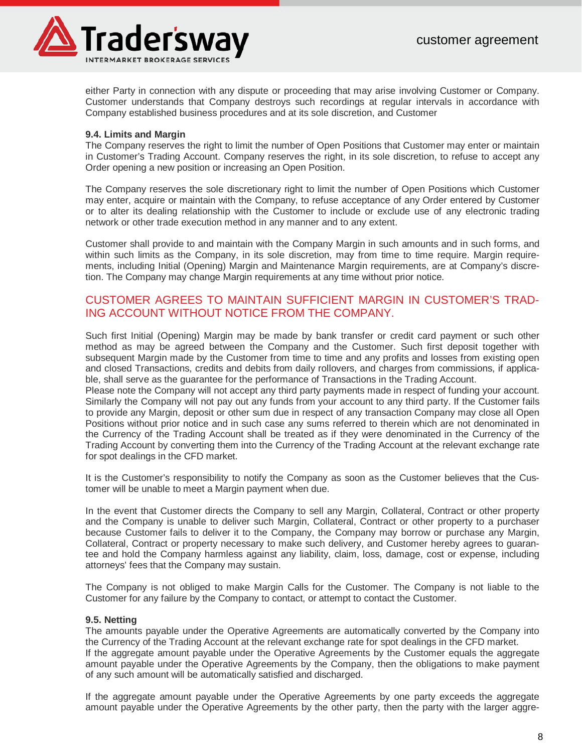either Party in connection with any dispute or proceeding that may arise involving Customer or Company. Customer understands that Company destroys such recordings at regular intervals in accordance with Company established business procedures and at its sole discretion, and Customer

**9.4. Limits and Margin**

The Company reserves the right to limit the number of Open Positions that Customer may enter or maintain in Customer's Trading Account. Company reserves the right, in its sole discretion, to refuse to accept any Order opening a new position or increasing an Open Position.

The Company reserves the sole discretionary right to limit the number of Open Positions which Customer may enter, acquire or maintain with the Company, to refuse acceptance of any Order entered by Customer or to alter its dealing relationship with the Customer to include or exclude use of any electronic trading network or other trade execution method in any manner and to any extent.

Customer shall provide to and maintain with the Company Margin in such amounts and in such forms, and within such limits as the Company, in its sole discretion, may from time to time require. Margin requirements, including Initial (Opening) Margin and Maintenance Margin requirements, are at Company's discretion. The Company may change Margin requirements at any time without prior notice.

CUSTOMER AGREES TO MAINTAIN SUFFICIENT MARGIN IN CUSTOMER'S TRADING ACCOUNT WITHOUT NOTICE FROM THE COMPANY.

Such first Initial (Opening) Margin may be made by bank transfer or credit card payment or such other method as may be agreed between the Company and the Customer. Such first deposit together with subsequent Margin made by the Customer from time to time and any profits and losses from existing open and closed Transactions, credits and debits from daily rollovers, and charges from commissions, if applicable, shall serve as the guarantee for the performance of Transactions in the Trading Account.

Please note the Company will not accept any third party payments made in respect of funding your account. Similarly the Company will not pay out any funds from your account to any third party. If the Customer fails to provide any Margin, deposit or other sum due in respect of any transaction Company may close all Open Positions without prior notice and in such case any sums referred to therein which are not denominated in the Currency of the Trading Account shall be treated as if they were denominated in the Currency of the Trading Account by converting them into the Currency of the Trading Account at the relevant exchange rate for spot dealings in the CFD market.

It is the Customer's responsibility to notify the Company as soon as the Customer believes that the Customer will be unable to meet a Margin payment when due.

In the event that Customer directs the Company to sell any Margin, Collateral, Contract or other property and the Company is unable to deliver such Margin, Collateral, Contract or other property to a purchaser because Customer fails to deliver it to the Company, the Company may borrow or purchase any Margin, Collateral, Contract or property necessary to make such delivery, and Customer hereby agrees to guarantee and hold the Company harmless against any liability, claim, loss, damage, cost or expense, including attorneys' fees that the Company may sustain.

The Company is not obliged to make Margin Calls for the Customer. The Company is not liable to the Customer for any failure by the Company to contact, or attempt to contact the Customer.

**9.5. Netting**

The amounts payable under the Operative Agreements are automatically converted by the Company into the Currency of the Trading Account at the relevant exchange rate for spot dealings in the CFD market.

If the aggregate amount payable under the Operative Agreements by the Customer equals the aggregate amount payable under the Operative Agreements by the Company, then the obligations to make payment of any such amount will be automatically satisfied and discharged.

If the aggregate amount payable under the Operative Agreements by one party exceeds the aggregate amount payable under the Operative Agreements by the other party, then the party with the larger aggre-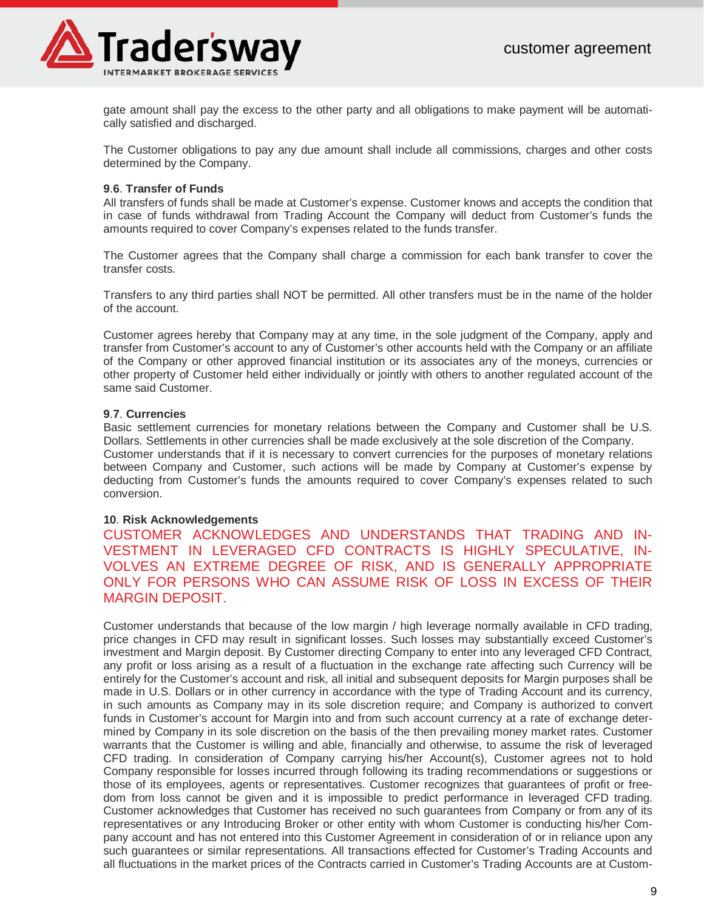gate amount shall pay the excess to the other party and all obligations to make payment will be automatically satisfied and discharged.

The Customer obligations to pay any due amount shall include all commissions, charges and other costs determined by the Company.

**9.6. Transfer of Funds**

All transfers of funds shall be made at Customer's expense. Customer knows and accepts the condition that in case of funds withdrawal from Trading Account the Company will deduct from Customer's funds the amounts required to cover Company's expenses related to the funds transfer.

The Customer agrees that the Company shall charge a commission for each bank transfer to cover the transfer costs.

Transfers to any third parties shall NOT be permitted. All other transfers must be in the name of the holder of the account.

Customer agrees hereby that Company may at any time, in the sole judgment of the Company, apply and transfer from Customer's account to any of Customer's other accounts held with the Company or an affiliate of the Company or other approved financial institution or its associates any of the moneys, currencies or other property of Customer held either individually or jointly with others to another regulated account of the same said Customer.

**9.7. Currencies**

Basic settlement currencies for monetary relations between the Company and Customer shall be U.S. Dollars. Settlements in other currencies shall be made exclusively at the sole discretion of the Company.
Customer understands that if it is necessary to convert currencies for the purposes of monetary relations between Company and Customer, such actions will be made by Company at Customer's expense by deducting from Customer's funds the amounts required to cover Company's expenses related to such conversion.

**10. Risk Acknowledgements**

CUSTOMER ACKNOWLEDGES AND UNDERSTANDS THAT TRADING AND INVESTMENT IN LEVERAGED CFD CONTRACTS IS HIGHLY SPECULATIVE, INVOLVES AN EXTREME DEGREE OF RISK, AND IS GENERALLY APPROPRIATE ONLY FOR PERSONS WHO CAN ASSUME RISK OF LOSS IN EXCESS OF THEIR MARGIN DEPOSIT.

Customer understands that because of the low margin / high leverage normally available in CFD trading, price changes in CFD may result in significant losses. Such losses may substantially exceed Customer's investment and Margin deposit. By Customer directing Company to enter into any leveraged CFD Contract, any profit or loss arising as a result of a fluctuation in the exchange rate affecting such Currency will be entirely for the Customer's account and risk, all initial and subsequent deposits for Margin purposes shall be made in U.S. Dollars or in other currency in accordance with the type of Trading Account and its currency, in such amounts as Company may in its sole discretion require; and Company is authorized to convert funds in Customer's account for Margin into and from such account currency at a rate of exchange determined by Company in its sole discretion on the basis of the then prevailing money market rates. Customer warrants that the Customer is willing and able, financially and otherwise, to assume the risk of leveraged CFD trading. In consideration of Company carrying his/her Account(s), Customer agrees not to hold Company responsible for losses incurred through following its trading recommendations or suggestions or those of its employees, agents or representatives. Customer recognizes that guarantees of profit or freedom from loss cannot be given and it is impossible to predict performance in leveraged CFD trading. Customer acknowledges that Customer has received no such guarantees from Company or from any of its representatives or any Introducing Broker or other entity with whom Customer is conducting his/her Company account and has not entered into this Customer Agreement in consideration of or in reliance upon any such guarantees or similar representations. All transactions effected for Customer's Trading Accounts and all fluctuations in the market prices of the Contracts carried in Customer's Trading Accounts are at Custom-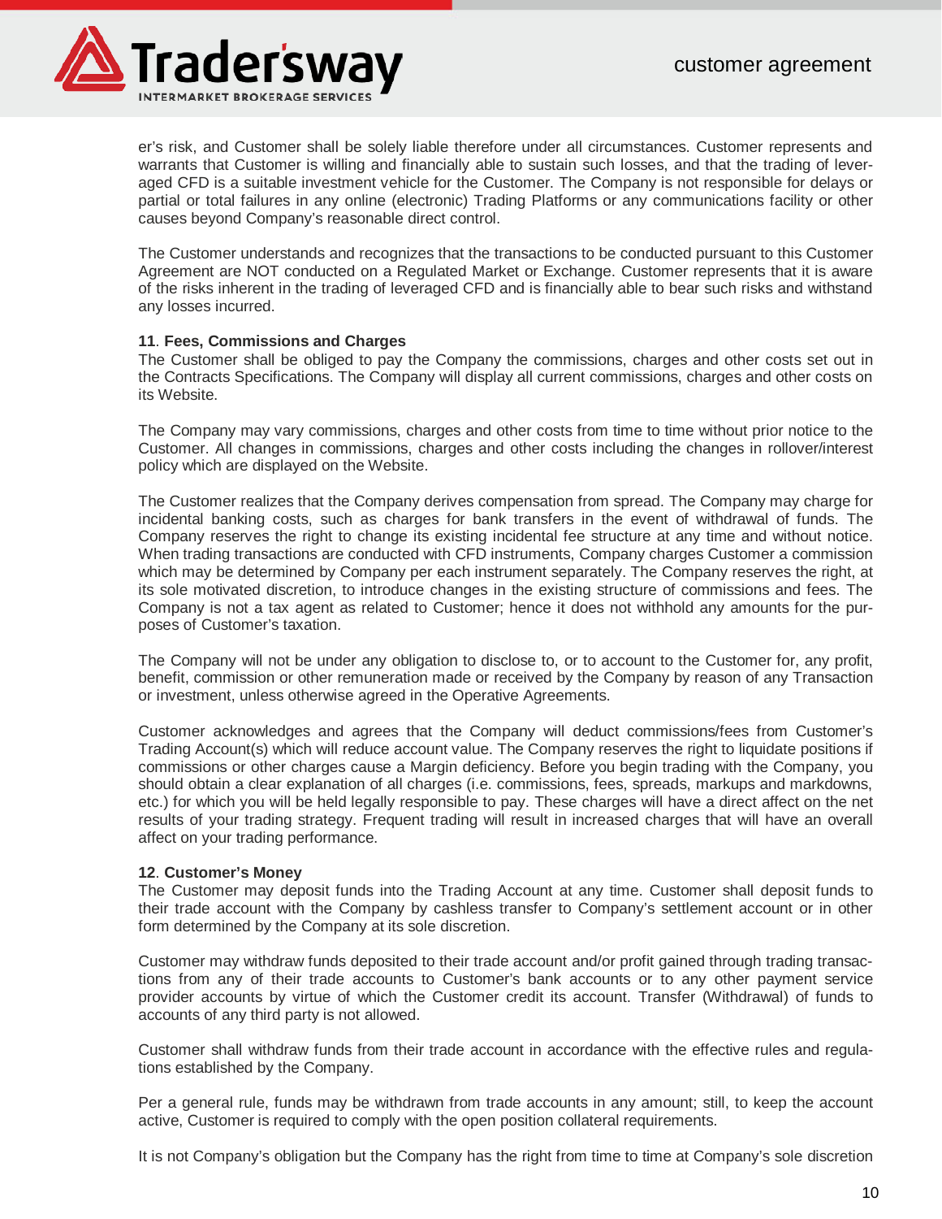er's risk, and Customer shall be solely liable therefore under all circumstances. Customer represents and warrants that Customer is willing and financially able to sustain such losses, and that the trading of leveraged CFD is a suitable investment vehicle for the Customer. The Company is not responsible for delays or partial or total failures in any online (electronic) Trading Platforms or any communications facility or other causes beyond Company's reasonable direct control.

The Customer understands and recognizes that the transactions to be conducted pursuant to this Customer Agreement are NOT conducted on a Regulated Market or Exchange. Customer represents that it is aware of the risks inherent in the trading of leveraged CFD and is financially able to bear such risks and withstand any losses incurred.

**11**. **Fees, Commissions and Charges**

The Customer shall be obliged to pay the Company the commissions, charges and other costs set out in the Contracts Specifications. The Company will display all current commissions, charges and other costs on its Website.

The Company may vary commissions, charges and other costs from time to time without prior notice to the Customer. All changes in commissions, charges and other costs including the changes in rollover/interest policy which are displayed on the Website.

The Customer realizes that the Company derives compensation from spread. The Company may charge for incidental banking costs, such as charges for bank transfers in the event of withdrawal of funds. The Company reserves the right to change its existing incidental fee structure at any time and without notice. When trading transactions are conducted with CFD instruments, Company charges Customer a commission which may be determined by Company per each instrument separately. The Company reserves the right, at its sole motivated discretion, to introduce changes in the existing structure of commissions and fees. The Company is not a tax agent as related to Customer; hence it does not withhold any amounts for the purposes of Customer's taxation.

The Company will not be under any obligation to disclose to, or to account to the Customer for, any profit, benefit, commission or other remuneration made or received by the Company by reason of any Transaction or investment, unless otherwise agreed in the Operative Agreements.

Customer acknowledges and agrees that the Company will deduct commissions/fees from Customer's Trading Account(s) which will reduce account value. The Company reserves the right to liquidate positions if commissions or other charges cause a Margin deficiency. Before you begin trading with the Company, you should obtain a clear explanation of all charges (i.e. commissions, fees, spreads, markups and markdowns, etc.) for which you will be held legally responsible to pay. These charges will have a direct affect on the net results of your trading strategy. Frequent trading will result in increased charges that will have an overall affect on your trading performance.

**12**. **Customer's Money**

The Customer may deposit funds into the Trading Account at any time. Customer shall deposit funds to their trade account with the Company by cashless transfer to Company's settlement account or in other form determined by the Company at its sole discretion.

Customer may withdraw funds deposited to their trade account and/or profit gained through trading transactions from any of their trade accounts to Customer's bank accounts or to any other payment service provider accounts by virtue of which the Customer credit its account. Transfer (Withdrawal) of funds to accounts of any third party is not allowed.

Customer shall withdraw funds from their trade account in accordance with the effective rules and regulations established by the Company.

Per a general rule, funds may be withdrawn from trade accounts in any amount; still, to keep the account active, Customer is required to comply with the open position collateral requirements.

It is not Company's obligation but the Company has the right from time to time at Company's sole discretion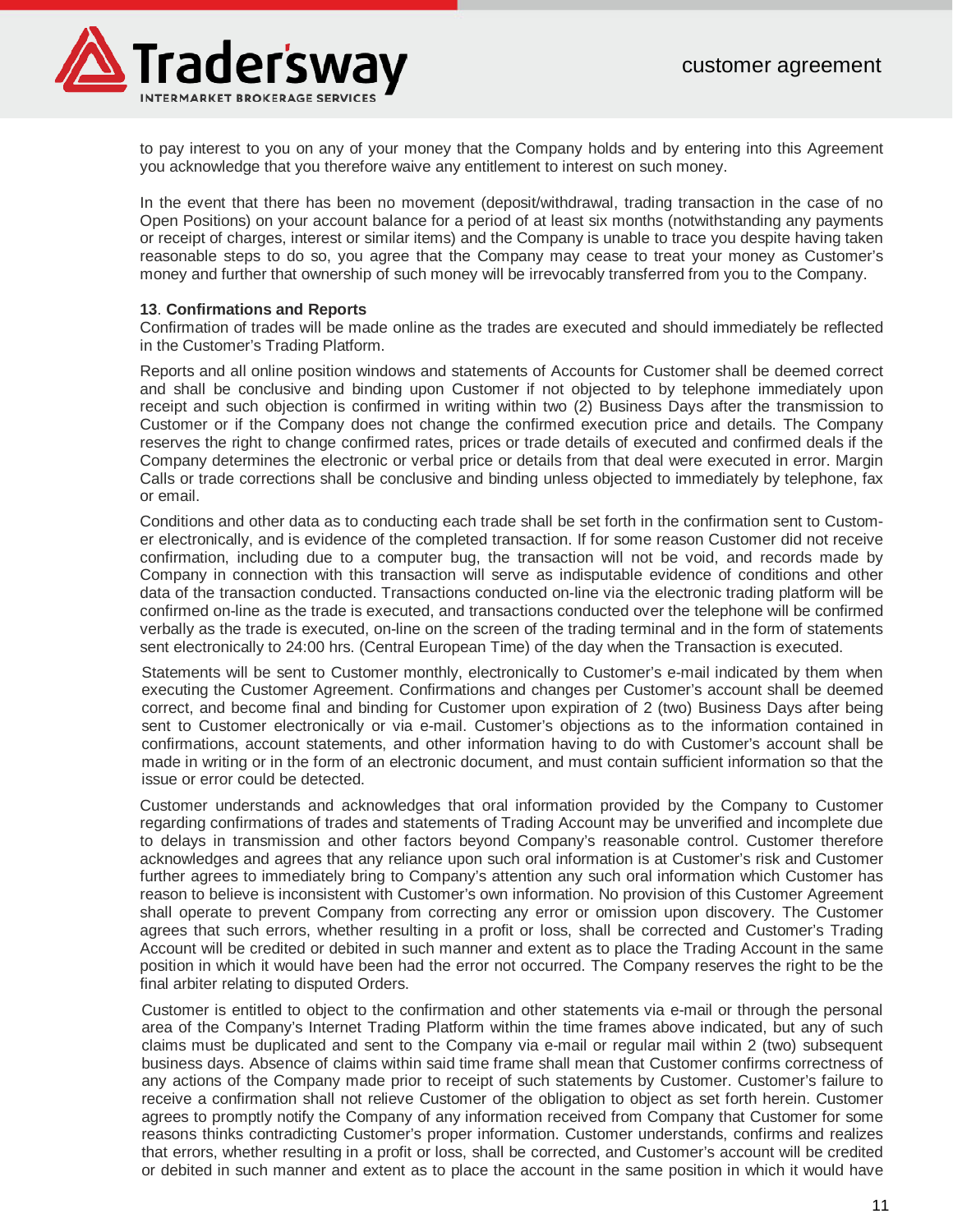to pay interest to you on any of your money that the Company holds and by entering into this Agreement you acknowledge that you therefore waive any entitlement to interest on such money.

In the event that there has been no movement (deposit/withdrawal, trading transaction in the case of no Open Positions) on your account balance for a period of at least six months (notwithstanding any payments or receipt of charges, interest or similar items) and the Company is unable to trace you despite having taken reasonable steps to do so, you agree that the Company may cease to treat your money as Customer's money and further that ownership of such money will be irrevocably transferred from you to the Company.

**13**. **Confirmations and Reports**

Confirmation of trades will be made online as the trades are executed and should immediately be reflected in the Customer's Trading Platform.

Reports and all online position windows and statements of Accounts for Customer shall be deemed correct and shall be conclusive and binding upon Customer if not objected to by telephone immediately upon receipt and such objection is confirmed in writing within two (2) Business Days after the transmission to Customer or if the Company does not change the confirmed execution price and details. The Company reserves the right to change confirmed rates, prices or trade details of executed and confirmed deals if the Company determines the electronic or verbal price or details from that deal were executed in error. Margin Calls or trade corrections shall be conclusive and binding unless objected to immediately by telephone, fax or email.

Conditions and other data as to conducting each trade shall be set forth in the confirmation sent to Customer electronically, and is evidence of the completed transaction. If for some reason Customer did not receive confirmation, including due to a computer bug, the transaction will not be void, and records made by Company in connection with this transaction will serve as indisputable evidence of conditions and other data of the transaction conducted. Transactions conducted on-line via the electronic trading platform will be confirmed on-line as the trade is executed, and transactions conducted over the telephone will be confirmed verbally as the trade is executed, on-line on the screen of the trading terminal and in the form of statements sent electronically to 24:00 hrs. (Central European Time) of the day when the Transaction is executed.

Statements will be sent to Customer monthly, electronically to Customer's e-mail indicated by them when executing the Customer Agreement. Confirmations and changes per Customer's account shall be deemed correct, and become final and binding for Customer upon expiration of 2 (two) Business Days after being sent to Customer electronically or via e-mail. Customer's objections as to the information contained in confirmations, account statements, and other information having to do with Customer's account shall be made in writing or in the form of an electronic document, and must contain sufficient information so that the issue or error could be detected.

Customer understands and acknowledges that oral information provided by the Company to Customer regarding confirmations of trades and statements of Trading Account may be unverified and incomplete due to delays in transmission and other factors beyond Company's reasonable control. Customer therefore acknowledges and agrees that any reliance upon such oral information is at Customer's risk and Customer further agrees to immediately bring to Company's attention any such oral information which Customer has reason to believe is inconsistent with Customer's own information. No provision of this Customer Agreement shall operate to prevent Company from correcting any error or omission upon discovery. The Customer agrees that such errors, whether resulting in a profit or loss, shall be corrected and Customer's Trading Account will be credited or debited in such manner and extent as to place the Trading Account in the same position in which it would have been had the error not occurred. The Company reserves the right to be the final arbiter relating to disputed Orders.

Customer is entitled to object to the confirmation and other statements via e-mail or through the personal area of the Company's Internet Trading Platform within the time frames above indicated, but any of such claims must be duplicated and sent to the Company via e-mail or regular mail within 2 (two) subsequent business days. Absence of claims within said time frame shall mean that Customer confirms correctness of any actions of the Company made prior to receipt of such statements by Customer. Customer's failure to receive a confirmation shall not relieve Customer of the obligation to object as set forth herein. Customer agrees to promptly notify the Company of any information received from Company that Customer for some reasons thinks contradicting Customer's proper information. Customer understands, confirms and realizes that errors, whether resulting in a profit or loss, shall be corrected, and Customer's account will be credited or debited in such manner and extent as to place the account in the same position in which it would have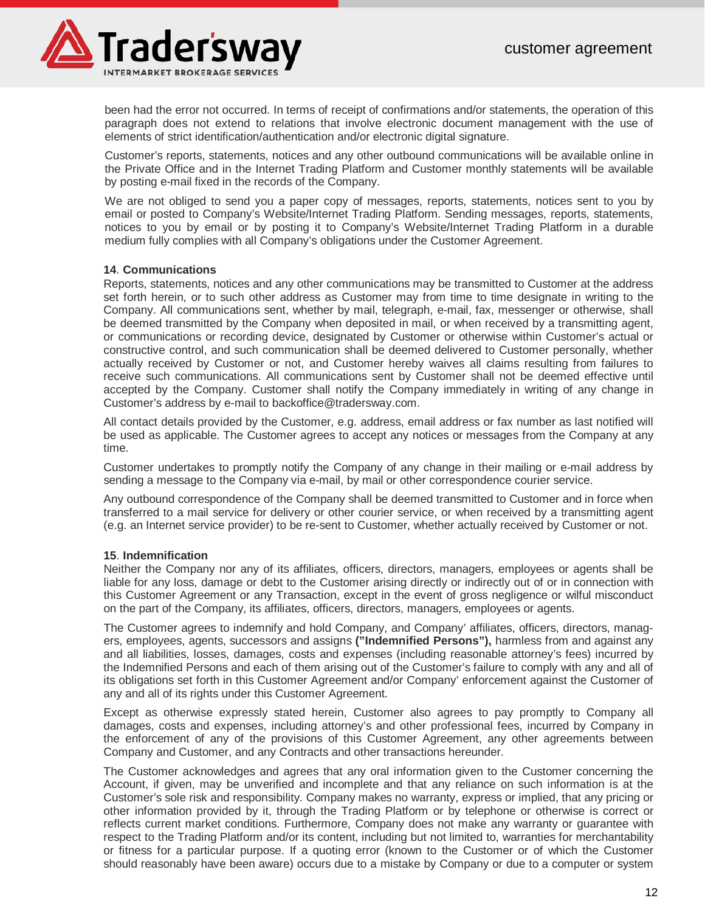been had the error not occurred. In terms of receipt of confirmations and/or statements, the operation of this paragraph does not extend to relations that involve electronic document management with the use of elements of strict identification/authentication and/or electronic digital signature.

Customer's reports, statements, notices and any other outbound communications will be available online in the Private Office and in the Internet Trading Platform and Customer monthly statements will be available by posting e-mail fixed in the records of the Company.

We are not obliged to send you a paper copy of messages, reports, statements, notices sent to you by email or posted to Company's Website/Internet Trading Platform. Sending messages, reports, statements, notices to you by email or by posting it to Company's Website/Internet Trading Platform in a durable medium fully complies with all Company's obligations under the Customer Agreement.

**14**. **Communications**

Reports, statements, notices and any other communications may be transmitted to Customer at the address set forth herein, or to such other address as Customer may from time to time designate in writing to the Company. All communications sent, whether by mail, telegraph, e-mail, fax, messenger or otherwise, shall be deemed transmitted by the Company when deposited in mail, or when received by a transmitting agent, or communications or recording device, designated by Customer or otherwise within Customer's actual or constructive control, and such communication shall be deemed delivered to Customer personally, whether actually received by Customer or not, and Customer hereby waives all claims resulting from failures to receive such communications. All communications sent by Customer shall not be deemed effective until accepted by the Company. Customer shall notify the Company immediately in writing of any change in Customer's address by e-mail to backoffice@tradersway.com.

All contact details provided by the Customer, e.g. address, email address or fax number as last notified will be used as applicable. The Customer agrees to accept any notices or messages from the Company at any time.

Customer undertakes to promptly notify the Company of any change in their mailing or e-mail address by sending a message to the Company via e-mail, by mail or other correspondence courier service.

Any outbound correspondence of the Company shall be deemed transmitted to Customer and in force when transferred to a mail service for delivery or other courier service, or when received by a transmitting agent (e.g. an Internet service provider) to be re-sent to Customer, whether actually received by Customer or not.

**15**. **Indemnification**

Neither the Company nor any of its affiliates, officers, directors, managers, employees or agents shall be liable for any loss, damage or debt to the Customer arising directly or indirectly out of or in connection with this Customer Agreement or any Transaction, except in the event of gross negligence or wilful misconduct on the part of the Company, its affiliates, officers, directors, managers, employees or agents.

The Customer agrees to indemnify and hold Company, and Company' affiliates, officers, directors, managers, employees, agents, successors and assigns **("Indemnified Persons"),** harmless from and against any and all liabilities, losses, damages, costs and expenses (including reasonable attorney's fees) incurred by the Indemnified Persons and each of them arising out of the Customer's failure to comply with any and all of its obligations set forth in this Customer Agreement and/or Company' enforcement against the Customer of any and all of its rights under this Customer Agreement.

Except as otherwise expressly stated herein, Customer also agrees to pay promptly to Company all damages, costs and expenses, including attorney's and other professional fees, incurred by Company in the enforcement of any of the provisions of this Customer Agreement, any other agreements between Company and Customer, and any Contracts and other transactions hereunder.

The Customer acknowledges and agrees that any oral information given to the Customer concerning the Account, if given, may be unverified and incomplete and that any reliance on such information is at the Customer's sole risk and responsibility. Company makes no warranty, express or implied, that any pricing or other information provided by it, through the Trading Platform or by telephone or otherwise is correct or reflects current market conditions. Furthermore, Company does not make any warranty or guarantee with respect to the Trading Platform and/or its content, including but not limited to, warranties for merchantability or fitness for a particular purpose. If a quoting error (known to the Customer or of which the Customer should reasonably have been aware) occurs due to a mistake by Company or due to a computer or system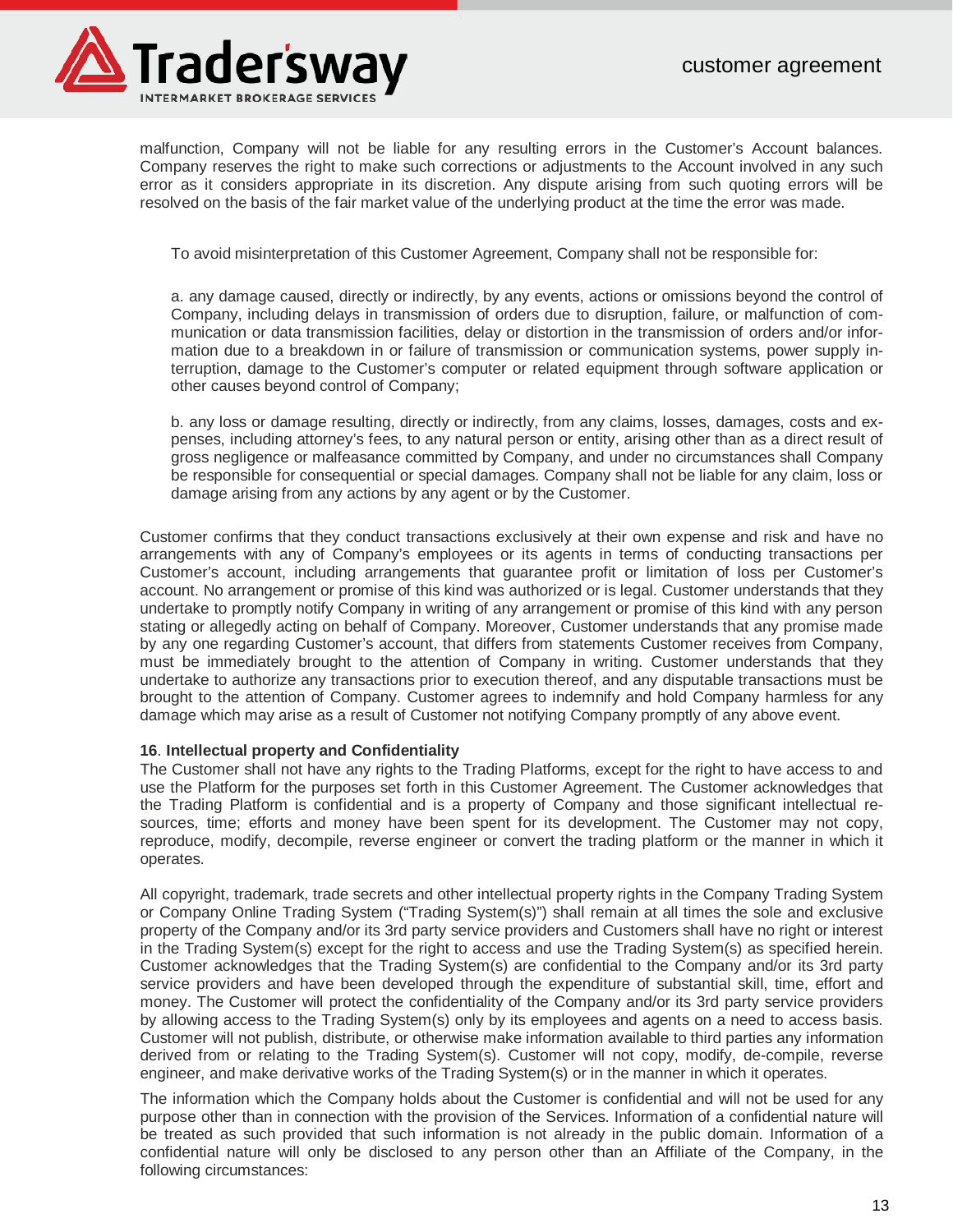malfunction, Company will not be liable for any resulting errors in the Customer's Account balances. Company reserves the right to make such corrections or adjustments to the Account involved in any such error as it considers appropriate in its discretion. Any dispute arising from such quoting errors will be resolved on the basis of the fair market value of the underlying product at the time the error was made.

To avoid misinterpretation of this Customer Agreement, Company shall not be responsible for:

a. any damage caused, directly or indirectly, by any events, actions or omissions beyond the control of Company, including delays in transmission of orders due to disruption, failure, or malfunction of communication or data transmission facilities, delay or distortion in the transmission of orders and/or information due to a breakdown in or failure of transmission or communication systems, power supply interruption, damage to the Customer's computer or related equipment through software application or other causes beyond control of Company;

b. any loss or damage resulting, directly or indirectly, from any claims, losses, damages, costs and expenses, including attorney's fees, to any natural person or entity, arising other than as a direct result of gross negligence or malfeasance committed by Company, and under no circumstances shall Company be responsible for consequential or special damages. Company shall not be liable for any claim, loss or damage arising from any actions by any agent or by the Customer.

Customer confirms that they conduct transactions exclusively at their own expense and risk and have no arrangements with any of Company's employees or its agents in terms of conducting transactions per Customer's account, including arrangements that guarantee profit or limitation of loss per Customer's account. No arrangement or promise of this kind was authorized or is legal. Customer understands that they undertake to promptly notify Company in writing of any arrangement or promise of this kind with any person stating or allegedly acting on behalf of Company. Moreover, Customer understands that any promise made by any one regarding Customer's account, that differs from statements Customer receives from Company, must be immediately brought to the attention of Company in writing. Customer understands that they undertake to authorize any transactions prior to execution thereof, and any disputable transactions must be brought to the attention of Company. Customer agrees to indemnify and hold Company harmless for any damage which may arise as a result of Customer not notifying Company promptly of any above event.

**16**. **Intellectual property and Confidentiality**

The Customer shall not have any rights to the Trading Platforms, except for the right to have access to and use the Platform for the purposes set forth in this Customer Agreement. The Customer acknowledges that the Trading Platform is confidential and is a property of Company and those significant intellectual resources, time; efforts and money have been spent for its development. The Customer may not copy, reproduce, modify, decompile, reverse engineer or convert the trading platform or the manner in which it operates.

All copyright, trademark, trade secrets and other intellectual property rights in the Company Trading System or Company Online Trading System ("Trading System(s)") shall remain at all times the sole and exclusive property of the Company and/or its 3rd party service providers and Customers shall have no right or interest in the Trading System(s) except for the right to access and use the Trading System(s) as specified herein. Customer acknowledges that the Trading System(s) are confidential to the Company and/or its 3rd party service providers and have been developed through the expenditure of substantial skill, time, effort and money. The Customer will protect the confidentiality of the Company and/or its 3rd party service providers by allowing access to the Trading System(s) only by its employees and agents on a need to access basis. Customer will not publish, distribute, or otherwise make information available to third parties any information derived from or relating to the Trading System(s). Customer will not copy, modify, de-compile, reverse engineer, and make derivative works of the Trading System(s) or in the manner in which it operates.

The information which the Company holds about the Customer is confidential and will not be used for any purpose other than in connection with the provision of the Services. Information of a confidential nature will be treated as such provided that such information is not already in the public domain. Information of a confidential nature will only be disclosed to any person other than an Affiliate of the Company, in the following circumstances: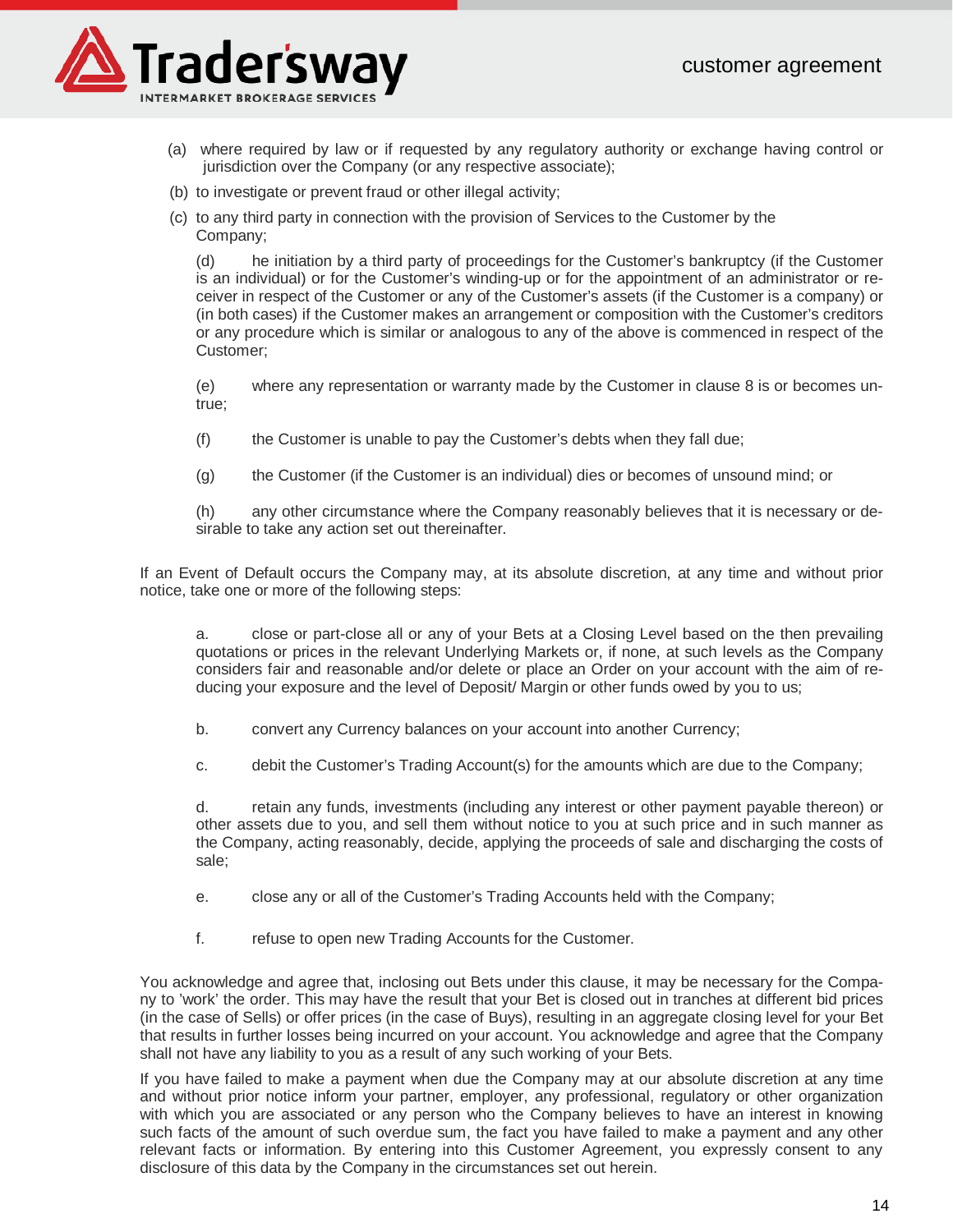(a) where required by law or if requested by any regulatory authority or exchange having control or jurisdiction over the Company (or any respective associate);

(b) to investigate or prevent fraud or other illegal activity;

(c) to any third party in connection with the provision of Services to the Customer by the Company;

(d) he initiation by a third party of proceedings for the Customer's bankruptcy (if the Customer is an individual) or for the Customer's winding-up or for the appointment of an administrator or receiver in respect of the Customer or any of the Customer's assets (if the Customer is a company) or (in both cases) if the Customer makes an arrangement or composition with the Customer's creditors or any procedure which is similar or analogous to any of the above is commenced in respect of the Customer;

(e) where any representation or warranty made by the Customer in clause 8 is or becomes untrue;

(f) the Customer is unable to pay the Customer's debts when they fall due;

(g) the Customer (if the Customer is an individual) dies or becomes of unsound mind; or

(h) any other circumstance where the Company reasonably believes that it is necessary or desirable to take any action set out thereinafter.

If an Event of Default occurs the Company may, at its absolute discretion, at any time and without prior notice, take one or more of the following steps:

a. close or part-close all or any of your Bets at a Closing Level based on the then prevailing quotations or prices in the relevant Underlying Markets or, if none, at such levels as the Company considers fair and reasonable and/or delete or place an Order on your account with the aim of reducing your exposure and the level of Deposit/ Margin or other funds owed by you to us;

b. convert any Currency balances on your account into another Currency;

c. debit the Customer's Trading Account(s) for the amounts which are due to the Company;

d. retain any funds, investments (including any interest or other payment payable thereon) or other assets due to you, and sell them without notice to you at such price and in such manner as the Company, acting reasonably, decide, applying the proceeds of sale and discharging the costs of sale;

e. close any or all of the Customer's Trading Accounts held with the Company;

f. refuse to open new Trading Accounts for the Customer.

You acknowledge and agree that, inclosing out Bets under this clause, it may be necessary for the Company to 'work' the order. This may have the result that your Bet is closed out in tranches at different bid prices (in the case of Sells) or offer prices (in the case of Buys), resulting in an aggregate closing level for your Bet that results in further losses being incurred on your account. You acknowledge and agree that the Company shall not have any liability to you as a result of any such working of your Bets.

If you have failed to make a payment when due the Company may at our absolute discretion at any time and without prior notice inform your partner, employer, any professional, regulatory or other organization with which you are associated or any person who the Company believes to have an interest in knowing such facts of the amount of such overdue sum, the fact you have failed to make a payment and any other relevant facts or information. By entering into this Customer Agreement, you expressly consent to any disclosure of this data by the Company in the circumstances set out herein.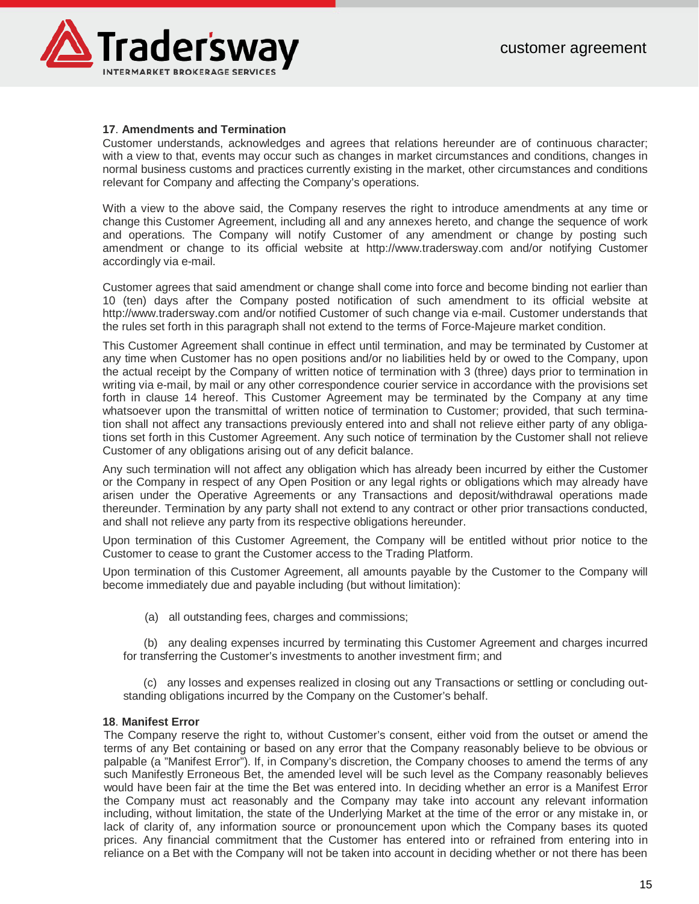## 17. Amendments and Termination

Customer understands, acknowledges and agrees that relations hereunder are of continuous character; with a view to that, events may occur such as changes in market circumstances and conditions, changes in normal business customs and practices currently existing in the market, other circumstances and conditions relevant for Company and affecting the Company's operations.

With a view to the above said, the Company reserves the right to introduce amendments at any time or change this Customer Agreement, including all and any annexes hereto, and change the sequence of work and operations. The Company will notify Customer of any amendment or change by posting such amendment or change to its official website at http://www.tradersway.com and/or notifying Customer accordingly via e-mail.

Customer agrees that said amendment or change shall come into force and become binding not earlier than 10 (ten) days after the Company posted notification of such amendment to its official website at http://www.tradersway.com and/or notified Customer of such change via e-mail. Customer understands that the rules set forth in this paragraph shall not extend to the terms of Force-Majeure market condition.

This Customer Agreement shall continue in effect until termination, and may be terminated by Customer at any time when Customer has no open positions and/or no liabilities held by or owed to the Company, upon the actual receipt by the Company of written notice of termination with 3 (three) days prior to termination in writing via e-mail, by mail or any other correspondence courier service in accordance with the provisions set forth in clause 14 hereof. This Customer Agreement may be terminated by the Company at any time whatsoever upon the transmittal of written notice of termination to Customer; provided, that such termination shall not affect any transactions previously entered into and shall not relieve either party of any obligations set forth in this Customer Agreement. Any such notice of termination by the Customer shall not relieve Customer of any obligations arising out of any deficit balance.

Any such termination will not affect any obligation which has already been incurred by either the Customer or the Company in respect of any Open Position or any legal rights or obligations which may already have arisen under the Operative Agreements or any Transactions and deposit/withdrawal operations made thereunder. Termination by any party shall not extend to any contract or other prior transactions conducted, and shall not relieve any party from its respective obligations hereunder.

Upon termination of this Customer Agreement, the Company will be entitled without prior notice to the Customer to cease to grant the Customer access to the Trading Platform.

Upon termination of this Customer Agreement, all amounts payable by the Customer to the Company will become immediately due and payable including (but without limitation):

(a) all outstanding fees, charges and commissions;

(b) any dealing expenses incurred by terminating this Customer Agreement and charges incurred for transferring the Customer's investments to another investment firm; and

(c) any losses and expenses realized in closing out any Transactions or settling or concluding outstanding obligations incurred by the Company on the Customer's behalf.

## 18. Manifest Error

The Company reserve the right to, without Customer's consent, either void from the outset or amend the terms of any Bet containing or based on any error that the Company reasonably believe to be obvious or palpable (a "Manifest Error"). If, in Company's discretion, the Company chooses to amend the terms of any such Manifestly Erroneous Bet, the amended level will be such level as the Company reasonably believes would have been fair at the time the Bet was entered into. In deciding whether an error is a Manifest Error the Company must act reasonably and the Company may take into account any relevant information including, without limitation, the state of the Underlying Market at the time of the error or any mistake in, or lack of clarity of, any information source or pronouncement upon which the Company bases its quoted prices. Any financial commitment that the Customer has entered into or refrained from entering into in reliance on a Bet with the Company will not be taken into account in deciding whether or not there has been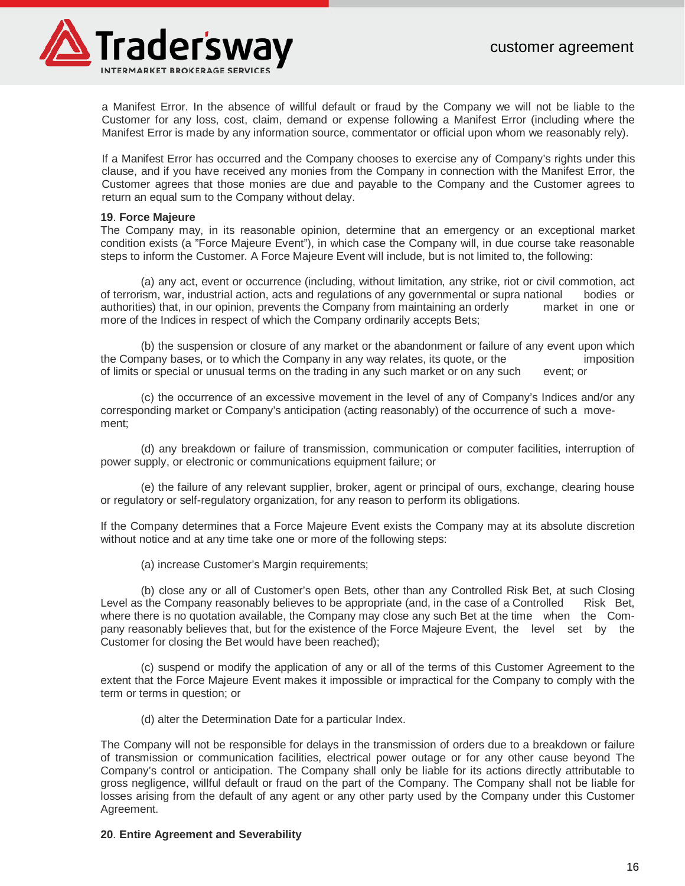a Manifest Error. In the absence of willful default or fraud by the Company we will not be liable to the Customer for any loss, cost, claim, demand or expense following a Manifest Error (including where the Manifest Error is made by any information source, commentator or official upon whom we reasonably rely).

If a Manifest Error has occurred and the Company chooses to exercise any of Company's rights under this clause, and if you have received any monies from the Company in connection with the Manifest Error, the Customer agrees that those monies are due and payable to the Company and the Customer agrees to return an equal sum to the Company without delay.

**19**. **Force Majeure**

The Company may, in its reasonable opinion, determine that an emergency or an exceptional market condition exists (a "Force Majeure Event"), in which case the Company will, in due course take reasonable steps to inform the Customer. A Force Majeure Event will include, but is not limited to, the following:

(a) any act, event or occurrence (including, without limitation, any strike, riot or civil commotion, act of terrorism, war, industrial action, acts and regulations of any governmental or supra national bodies or authorities) that, in our opinion, prevents the Company from maintaining an orderly market in one or more of the Indices in respect of which the Company ordinarily accepts Bets;

(b) the suspension or closure of any market or the abandonment or failure of any event upon which the Company bases, or to which the Company in any way relates, its quote, or the imposition of limits or special or unusual terms on the trading in any such market or on any such event; or

(c) the occurrence of an excessive movement in the level of any of Company's Indices and/or any corresponding market or Company's anticipation (acting reasonably) of the occurrence of such a movement;

(d) any breakdown or failure of transmission, communication or computer facilities, interruption of power supply, or electronic or communications equipment failure; or

(e) the failure of any relevant supplier, broker, agent or principal of ours, exchange, clearing house or regulatory or self-regulatory organization, for any reason to perform its obligations.

If the Company determines that a Force Majeure Event exists the Company may at its absolute discretion without notice and at any time take one or more of the following steps:

(a) increase Customer's Margin requirements;

(b) close any or all of Customer's open Bets, other than any Controlled Risk Bet, at such Closing Level as the Company reasonably believes to be appropriate (and, in the case of a Controlled Risk Bet, where there is no quotation available, the Company may close any such Bet at the time when the Company reasonably believes that, but for the existence of the Force Majeure Event, the level set by the Customer for closing the Bet would have been reached);

(c) suspend or modify the application of any or all of the terms of this Customer Agreement to the extent that the Force Majeure Event makes it impossible or impractical for the Company to comply with the term or terms in question; or

(d) alter the Determination Date for a particular Index.

The Company will not be responsible for delays in the transmission of orders due to a breakdown or failure of transmission or communication facilities, electrical power outage or for any other cause beyond The Company's control or anticipation. The Company shall only be liable for its actions directly attributable to gross negligence, willful default or fraud on the part of the Company. The Company shall not be liable for losses arising from the default of any agent or any other party used by the Company under this Customer Agreement.

**20**. **Entire Agreement and Severability**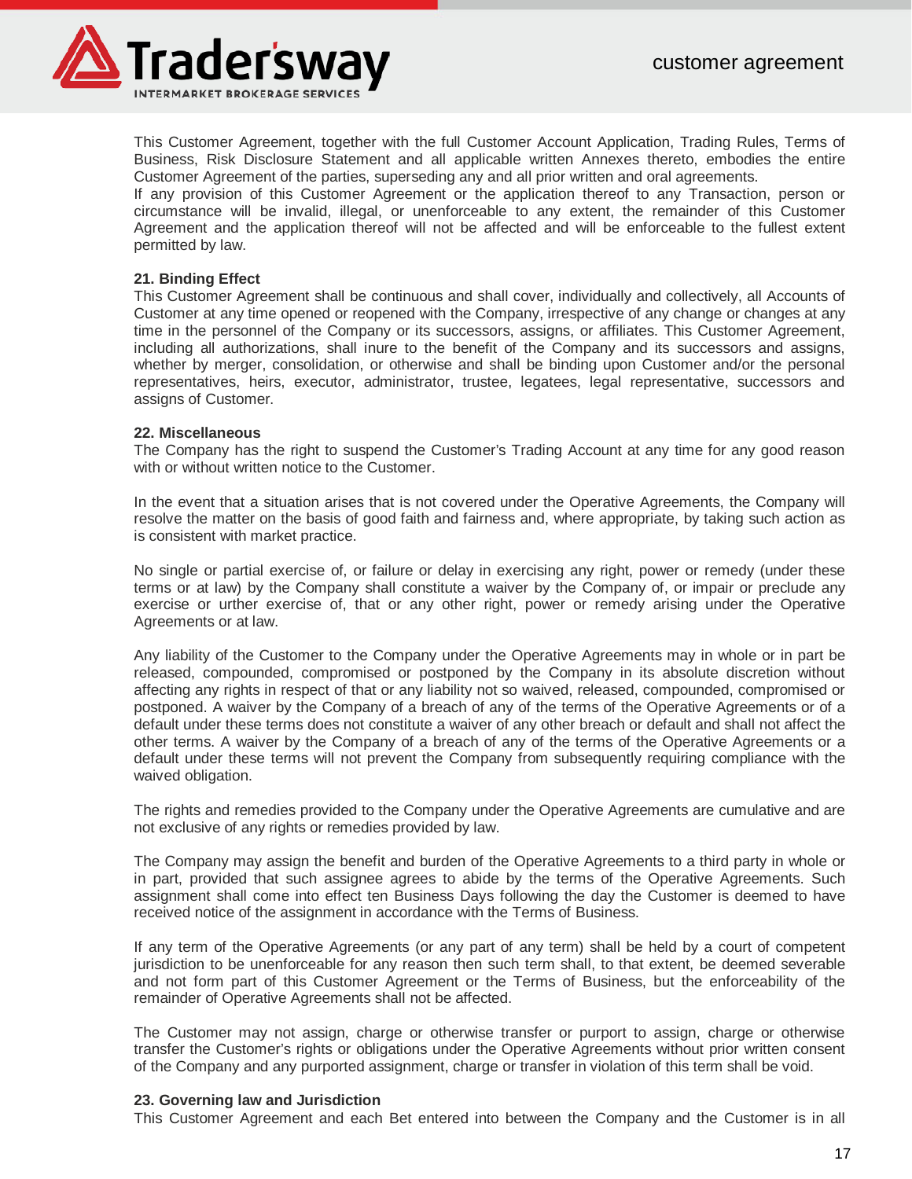This Customer Agreement, together with the full Customer Account Application, Trading Rules, Terms of Business, Risk Disclosure Statement and all applicable written Annexes thereto, embodies the entire Customer Agreement of the parties, superseding any and all prior written and oral agreements.
If any provision of this Customer Agreement or the application thereof to any Transaction, person or circumstance will be invalid, illegal, or unenforceable to any extent, the remainder of this Customer Agreement and the application thereof will not be affected and will be enforceable to the fullest extent permitted by law.

**21. Binding Effect**
This Customer Agreement shall be continuous and shall cover, individually and collectively, all Accounts of Customer at any time opened or reopened with the Company, irrespective of any change or changes at any time in the personnel of the Company or its successors, assigns, or affiliates. This Customer Agreement, including all authorizations, shall inure to the benefit of the Company and its successors and assigns, whether by merger, consolidation, or otherwise and shall be binding upon Customer and/or the personal representatives, heirs, executor, administrator, trustee, legatees, legal representative, successors and assigns of Customer.

**22. Miscellaneous**
The Company has the right to suspend the Customer's Trading Account at any time for any good reason with or without written notice to the Customer.

In the event that a situation arises that is not covered under the Operative Agreements, the Company will resolve the matter on the basis of good faith and fairness and, where appropriate, by taking such action as is consistent with market practice.

No single or partial exercise of, or failure or delay in exercising any right, power or remedy (under these terms or at law) by the Company shall constitute a waiver by the Company of, or impair or preclude any exercise or urther exercise of, that or any other right, power or remedy arising under the Operative Agreements or at law.

Any liability of the Customer to the Company under the Operative Agreements may in whole or in part be released, compounded, compromised or postponed by the Company in its absolute discretion without affecting any rights in respect of that or any liability not so waived, released, compounded, compromised or postponed. A waiver by the Company of a breach of any of the terms of the Operative Agreements or of a default under these terms does not constitute a waiver of any other breach or default and shall not affect the other terms. A waiver by the Company of a breach of any of the terms of the Operative Agreements or a default under these terms will not prevent the Company from subsequently requiring compliance with the waived obligation.

The rights and remedies provided to the Company under the Operative Agreements are cumulative and are not exclusive of any rights or remedies provided by law.

The Company may assign the benefit and burden of the Operative Agreements to a third party in whole or in part, provided that such assignee agrees to abide by the terms of the Operative Agreements. Such assignment shall come into effect ten Business Days following the day the Customer is deemed to have received notice of the assignment in accordance with the Terms of Business.

If any term of the Operative Agreements (or any part of any term) shall be held by a court of competent jurisdiction to be unenforceable for any reason then such term shall, to that extent, be deemed severable and not form part of this Customer Agreement or the Terms of Business, but the enforceability of the remainder of Operative Agreements shall not be affected.

The Customer may not assign, charge or otherwise transfer or purport to assign, charge or otherwise transfer the Customer's rights or obligations under the Operative Agreements without prior written consent of the Company and any purported assignment, charge or transfer in violation of this term shall be void.

**23. Governing law and Jurisdiction**
This Customer Agreement and each Bet entered into between the Company and the Customer is in all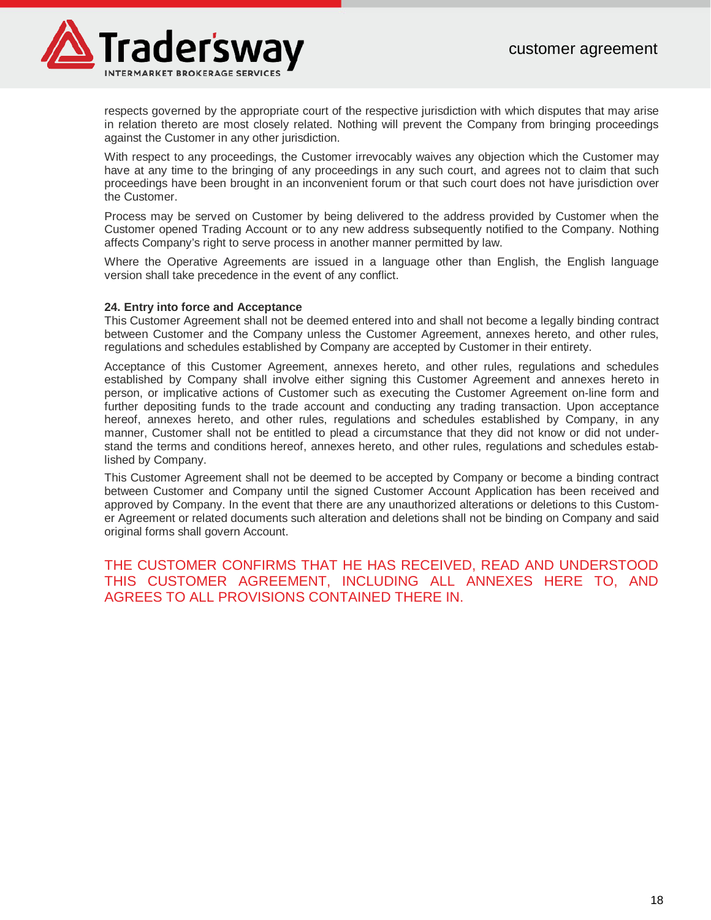respects governed by the appropriate court of the respective jurisdiction with which disputes that may arise in relation thereto are most closely related. Nothing will prevent the Company from bringing proceedings against the Customer in any other jurisdiction.

With respect to any proceedings, the Customer irrevocably waives any objection which the Customer may have at any time to the bringing of any proceedings in any such court, and agrees not to claim that such proceedings have been brought in an inconvenient forum or that such court does not have jurisdiction over the Customer.

Process may be served on Customer by being delivered to the address provided by Customer when the Customer opened Trading Account or to any new address subsequently notified to the Company. Nothing affects Company's right to serve process in another manner permitted by law.

Where the Operative Agreements are issued in a language other than English, the English language version shall take precedence in the event of any conflict.

**24. Entry into force and Acceptance**

This Customer Agreement shall not be deemed entered into and shall not become a legally binding contract between Customer and the Company unless the Customer Agreement, annexes hereto, and other rules, regulations and schedules established by Company are accepted by Customer in their entirety.

Acceptance of this Customer Agreement, annexes hereto, and other rules, regulations and schedules established by Company shall involve either signing this Customer Agreement and annexes hereto in person, or implicative actions of Customer such as executing the Customer Agreement on-line form and further depositing funds to the trade account and conducting any trading transaction. Upon acceptance hereof, annexes hereto, and other rules, regulations and schedules established by Company, in any manner, Customer shall not be entitled to plead a circumstance that they did not know or did not understand the terms and conditions hereof, annexes hereto, and other rules, regulations and schedules established by Company.

This Customer Agreement shall not be deemed to be accepted by Company or become a binding contract between Customer and Company until the signed Customer Account Application has been received and approved by Company. In the event that there are any unauthorized alterations or deletions to this Customer Agreement or related documents such alteration and deletions shall not be binding on Company and said original forms shall govern Account.

THE CUSTOMER CONFIRMS THAT HE HAS RECEIVED, READ AND UNDERSTOOD THIS CUSTOMER AGREEMENT, INCLUDING ALL ANNEXES HERE TO, AND AGREES TO ALL PROVISIONS CONTAINED THERE IN.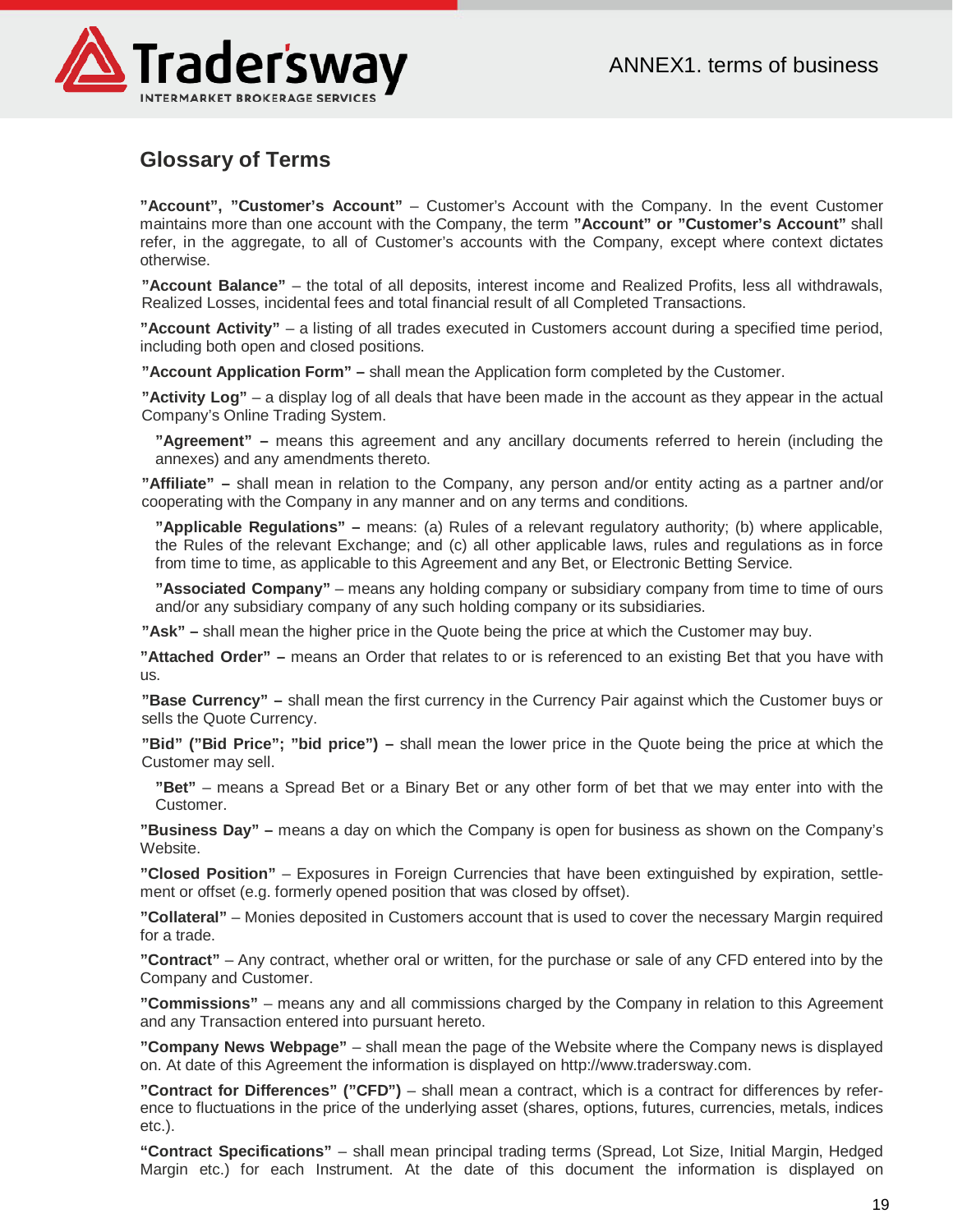## Glossary of Terms

**”Account”, ”Customer’s Account”** – Customer’s Account with the Company. In the event Customer maintains more than one account with the Company, the term **”Account” or ”Customer’s Account”** shall refer, in the aggregate, to all of Customer’s accounts with the Company, except where context dictates otherwise.

**”Account Balance”** – the total of all deposits, interest income and Realized Profits, less all withdrawals, Realized Losses, incidental fees and total financial result of all Completed Transactions.

**”Account Activity”** – a listing of all trades executed in Customers account during a specified time period, including both open and closed positions.

**”Account Application Form” –** shall mean the Application form completed by the Customer.

**”Activity Log”** – a display log of all deals that have been made in the account as they appear in the actual Company’s Online Trading System.

**”Agreement” –** means this agreement and any ancillary documents referred to herein (including the annexes) and any amendments thereto.

**”Affiliate” –** shall mean in relation to the Company, any person and/or entity acting as a partner and/or cooperating with the Company in any manner and on any terms and conditions.

**”Applicable Regulations” –** means: (a) Rules of a relevant regulatory authority; (b) where applicable, the Rules of the relevant Exchange; and (c) all other applicable laws, rules and regulations as in force from time to time, as applicable to this Agreement and any Bet, or Electronic Betting Service.

**”Associated Company”** – means any holding company or subsidiary company from time to time of ours and/or any subsidiary company of any such holding company or its subsidiaries.

**”Ask” –** shall mean the higher price in the Quote being the price at which the Customer may buy.

**”Attached Order” –** means an Order that relates to or is referenced to an existing Bet that you have with us.

**”Base Currency” –** shall mean the first currency in the Currency Pair against which the Customer buys or sells the Quote Currency.

**”Bid” (”Bid Price”; ”bid price”) –** shall mean the lower price in the Quote being the price at which the Customer may sell.

**”Bet”** – means a Spread Bet or a Binary Bet or any other form of bet that we may enter into with the Customer.

**”Business Day” –** means a day on which the Company is open for business as shown on the Company’s Website.

**”Closed Position”** – Exposures in Foreign Currencies that have been extinguished by expiration, settlement or offset (e.g. formerly opened position that was closed by offset).

**”Collateral”** – Monies deposited in Customers account that is used to cover the necessary Margin required for a trade.

**”Contract”** – Any contract, whether oral or written, for the purchase or sale of any CFD entered into by the Company and Customer.

**”Commissions”** – means any and all commissions charged by the Company in relation to this Agreement and any Transaction entered into pursuant hereto.

**”Company News Webpage”** – shall mean the page of the Website where the Company news is displayed on. At date of this Agreement the information is displayed on http://www.tradersway.com.

**”Contract for Differences” (”CFD”)** – shall mean a contract, which is a contract for differences by reference to fluctuations in the price of the underlying asset (shares, options, futures, currencies, metals, indices etc.).

**“Contract Specifications”** – shall mean principal trading terms (Spread, Lot Size, Initial Margin, Hedged Margin etc.) for each Instrument. At the date of this document the information is displayed on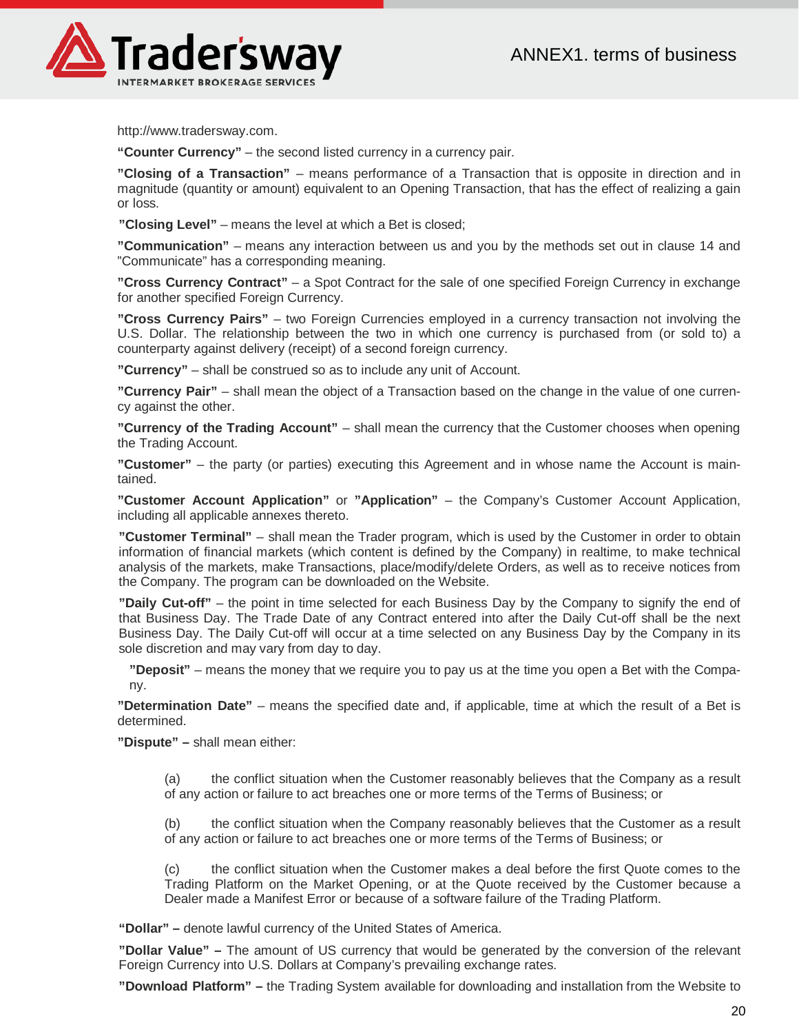http://www.tradersway.com.

**“Counter Currency”** – the second listed currency in a currency pair.

**”Closing of a Transaction”** – means performance of a Transaction that is opposite in direction and in magnitude (quantity or amount) equivalent to an Opening Transaction, that has the effect of realizing a gain or loss.

**”Closing Level”** – means the level at which a Bet is closed;

**”Communication”** – means any interaction between us and you by the methods set out in clause 14 and ”Communicate” has a corresponding meaning.

**”Cross Currency Contract”** – a Spot Contract for the sale of one specified Foreign Currency in exchange for another specified Foreign Currency.

**”Cross Currency Pairs”** – two Foreign Currencies employed in a currency transaction not involving the U.S. Dollar. The relationship between the two in which one currency is purchased from (or sold to) a counterparty against delivery (receipt) of a second foreign currency.

**”Currency”** – shall be construed so as to include any unit of Account.

**”Currency Pair”** – shall mean the object of a Transaction based on the change in the value of one currency against the other.

**”Currency of the Trading Account”** – shall mean the currency that the Customer chooses when opening the Trading Account.

**”Customer”** – the party (or parties) executing this Agreement and in whose name the Account is maintained.

**”Customer Account Application”** or **”Application”** – the Company’s Customer Account Application, including all applicable annexes thereto.

**”Customer Terminal”** – shall mean the Trader program, which is used by the Customer in order to obtain information of financial markets (which content is defined by the Company) in realtime, to make technical analysis of the markets, make Transactions, place/modify/delete Orders, as well as to receive notices from the Company. The program can be downloaded on the Website.

**”Daily Cut-off”** – the point in time selected for each Business Day by the Company to signify the end of that Business Day. The Trade Date of any Contract entered into after the Daily Cut-off shall be the next Business Day. The Daily Cut-off will occur at a time selected on any Business Day by the Company in its sole discretion and may vary from day to day.

**”Deposit”** – means the money that we require you to pay us at the time you open a Bet with the Company.

**”Determination Date”** – means the specified date and, if applicable, time at which the result of a Bet is determined.

**”Dispute” –** shall mean either:

(a) the conflict situation when the Customer reasonably believes that the Company as a result of any action or failure to act breaches one or more terms of the Terms of Business; or

(b) the conflict situation when the Company reasonably believes that the Customer as a result of any action or failure to act breaches one or more terms of the Terms of Business; or

(c) the conflict situation when the Customer makes a deal before the first Quote comes to the Trading Platform on the Market Opening, or at the Quote received by the Customer because a Dealer made a Manifest Error or because of a software failure of the Trading Platform.

**“Dollar” –** denote lawful currency of the United States of America.

**”Dollar Value” –** The amount of US currency that would be generated by the conversion of the relevant Foreign Currency into U.S. Dollars at Company’s prevailing exchange rates.

**”Download Platform” –** the Trading System available for downloading and installation from the Website to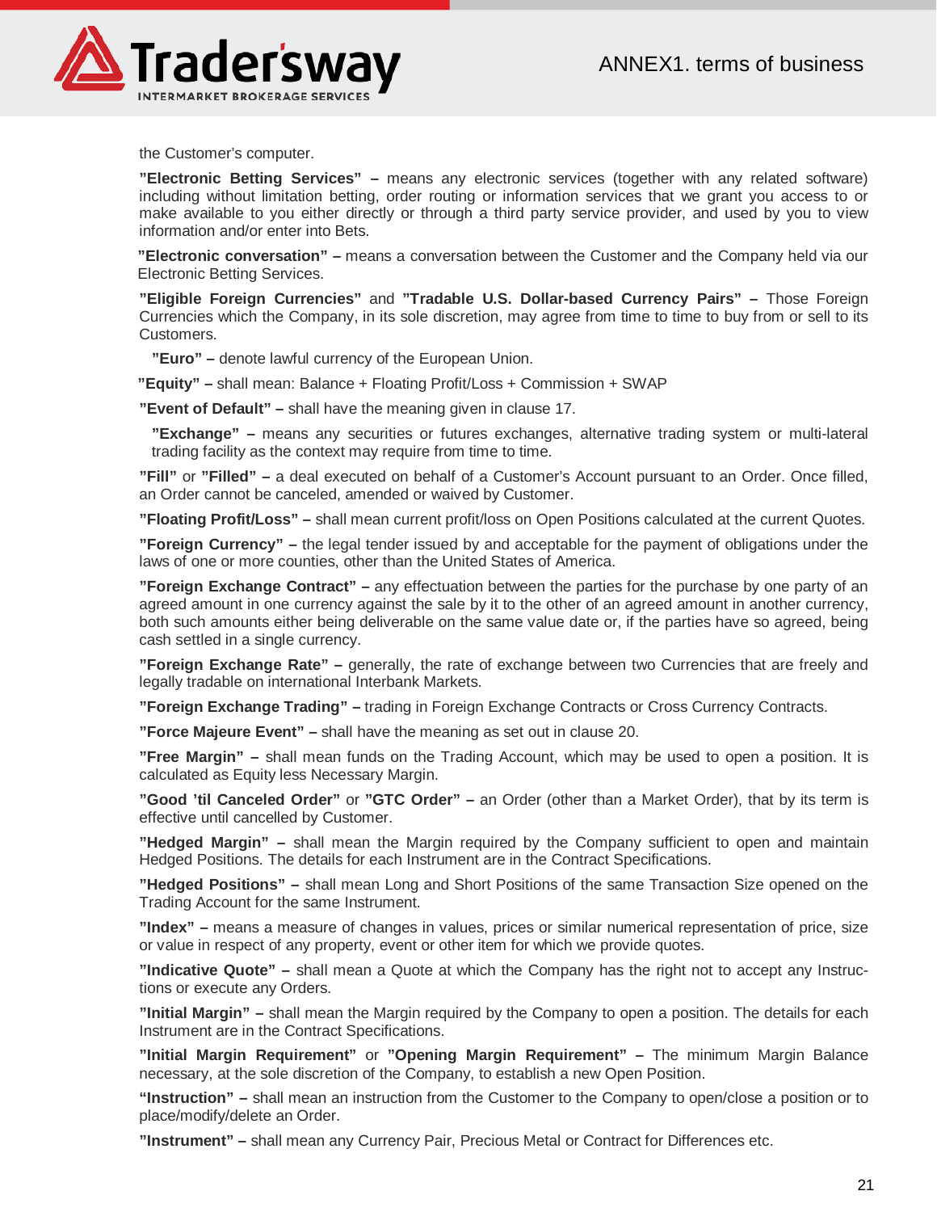the Customer's computer.

**"Electronic Betting Services" –** means any electronic services (together with any related software) including without limitation betting, order routing or information services that we grant you access to or make available to you either directly or through a third party service provider, and used by you to view information and/or enter into Bets.

**"Electronic conversation" –** means a conversation between the Customer and the Company held via our Electronic Betting Services.

**"Eligible Foreign Currencies"** and **"Tradable U.S. Dollar-based Currency Pairs" –** Those Foreign Currencies which the Company, in its sole discretion, may agree from time to time to buy from or sell to its Customers.

**"Euro" –** denote lawful currency of the European Union.

**"Equity" –** shall mean: Balance + Floating Profit/Loss + Commission + SWAP

**"Event of Default" –** shall have the meaning given in clause 17.

**"Exchange" –** means any securities or futures exchanges, alternative trading system or multi-lateral trading facility as the context may require from time to time.

**"Fill"** or **"Filled" –** a deal executed on behalf of a Customer's Account pursuant to an Order. Once filled, an Order cannot be canceled, amended or waived by Customer.

**"Floating Profit/Loss" –** shall mean current profit/loss on Open Positions calculated at the current Quotes.

**"Foreign Currency" –** the legal tender issued by and acceptable for the payment of obligations under the laws of one or more counties, other than the United States of America.

**"Foreign Exchange Contract" –** any effectuation between the parties for the purchase by one party of an agreed amount in one currency against the sale by it to the other of an agreed amount in another currency, both such amounts either being deliverable on the same value date or, if the parties have so agreed, being cash settled in a single currency.

**"Foreign Exchange Rate" –** generally, the rate of exchange between two Currencies that are freely and legally tradable on international Interbank Markets.

**"Foreign Exchange Trading" –** trading in Foreign Exchange Contracts or Cross Currency Contracts.

**"Force Majeure Event" –** shall have the meaning as set out in clause 20.

**"Free Margin" –** shall mean funds on the Trading Account, which may be used to open a position. It is calculated as Equity less Necessary Margin.

**"Good 'til Canceled Order"** or **"GTC Order" –** an Order (other than a Market Order), that by its term is effective until cancelled by Customer.

**"Hedged Margin" –** shall mean the Margin required by the Company sufficient to open and maintain Hedged Positions. The details for each Instrument are in the Contract Specifications.

**"Hedged Positions" –** shall mean Long and Short Positions of the same Transaction Size opened on the Trading Account for the same Instrument.

**"Index" –** means a measure of changes in values, prices or similar numerical representation of price, size or value in respect of any property, event or other item for which we provide quotes.

**"Indicative Quote" –** shall mean a Quote at which the Company has the right not to accept any Instructions or execute any Orders.

**"Initial Margin" –** shall mean the Margin required by the Company to open a position. The details for each Instrument are in the Contract Specifications.

**"Initial Margin Requirement"** or **"Opening Margin Requirement" –** The minimum Margin Balance necessary, at the sole discretion of the Company, to establish a new Open Position.

**"Instruction" –** shall mean an instruction from the Customer to the Company to open/close a position or to place/modify/delete an Order.

**"Instrument" –** shall mean any Currency Pair, Precious Metal or Contract for Differences etc.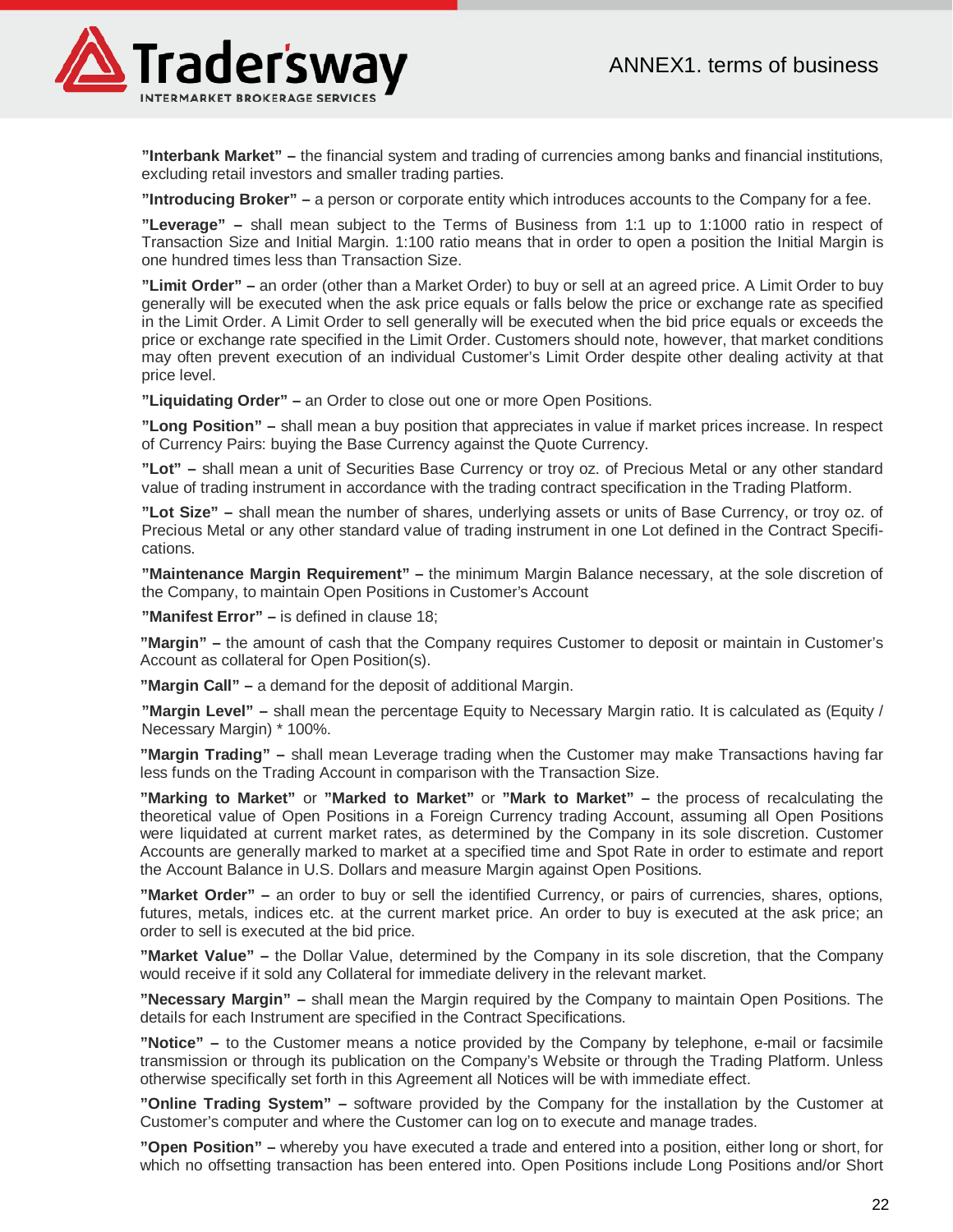**"Interbank Market" –** the financial system and trading of currencies among banks and financial institutions, excluding retail investors and smaller trading parties.

**"Introducing Broker" –** a person or corporate entity which introduces accounts to the Company for a fee.

**"Leverage" –** shall mean subject to the Terms of Business from 1:1 up to 1:1000 ratio in respect of Transaction Size and Initial Margin. 1:100 ratio means that in order to open a position the Initial Margin is one hundred times less than Transaction Size.

**"Limit Order" –** an order (other than a Market Order) to buy or sell at an agreed price. A Limit Order to buy generally will be executed when the ask price equals or falls below the price or exchange rate as specified in the Limit Order. A Limit Order to sell generally will be executed when the bid price equals or exceeds the price or exchange rate specified in the Limit Order. Customers should note, however, that market conditions may often prevent execution of an individual Customer's Limit Order despite other dealing activity at that price level.

**"Liquidating Order" –** an Order to close out one or more Open Positions.

**"Long Position" –** shall mean a buy position that appreciates in value if market prices increase. In respect of Currency Pairs: buying the Base Currency against the Quote Currency.

**"Lot" –** shall mean a unit of Securities Base Currency or troy oz. of Precious Metal or any other standard value of trading instrument in accordance with the trading contract specification in the Trading Platform.

**"Lot Size" –** shall mean the number of shares, underlying assets or units of Base Currency, or troy oz. of Precious Metal or any other standard value of trading instrument in one Lot defined in the Contract Specifications.

**"Maintenance Margin Requirement" –** the minimum Margin Balance necessary, at the sole discretion of the Company, to maintain Open Positions in Customer's Account

**"Manifest Error" –** is defined in clause 18;

**"Margin" –** the amount of cash that the Company requires Customer to deposit or maintain in Customer's Account as collateral for Open Position(s).

**"Margin Call" –** a demand for the deposit of additional Margin.

**"Margin Level" –** shall mean the percentage Equity to Necessary Margin ratio. It is calculated as (Equity / Necessary Margin) * 100%.

**"Margin Trading" –** shall mean Leverage trading when the Customer may make Transactions having far less funds on the Trading Account in comparison with the Transaction Size.

**"Marking to Market"** or **"Marked to Market"** or **"Mark to Market" –** the process of recalculating the theoretical value of Open Positions in a Foreign Currency trading Account, assuming all Open Positions were liquidated at current market rates, as determined by the Company in its sole discretion. Customer Accounts are generally marked to market at a specified time and Spot Rate in order to estimate and report the Account Balance in U.S. Dollars and measure Margin against Open Positions.

**"Market Order" –** an order to buy or sell the identified Currency, or pairs of currencies, shares, options, futures, metals, indices etc. at the current market price. An order to buy is executed at the ask price; an order to sell is executed at the bid price.

**"Market Value" –** the Dollar Value, determined by the Company in its sole discretion, that the Company would receive if it sold any Collateral for immediate delivery in the relevant market.

**"Necessary Margin" –** shall mean the Margin required by the Company to maintain Open Positions. The details for each Instrument are specified in the Contract Specifications.

**"Notice" –** to the Customer means a notice provided by the Company by telephone, e-mail or facsimile transmission or through its publication on the Company's Website or through the Trading Platform. Unless otherwise specifically set forth in this Agreement all Notices will be with immediate effect.

**"Online Trading System" –** software provided by the Company for the installation by the Customer at Customer's computer and where the Customer can log on to execute and manage trades.

**"Open Position" –** whereby you have executed a trade and entered into a position, either long or short, for which no offsetting transaction has been entered into. Open Positions include Long Positions and/or Short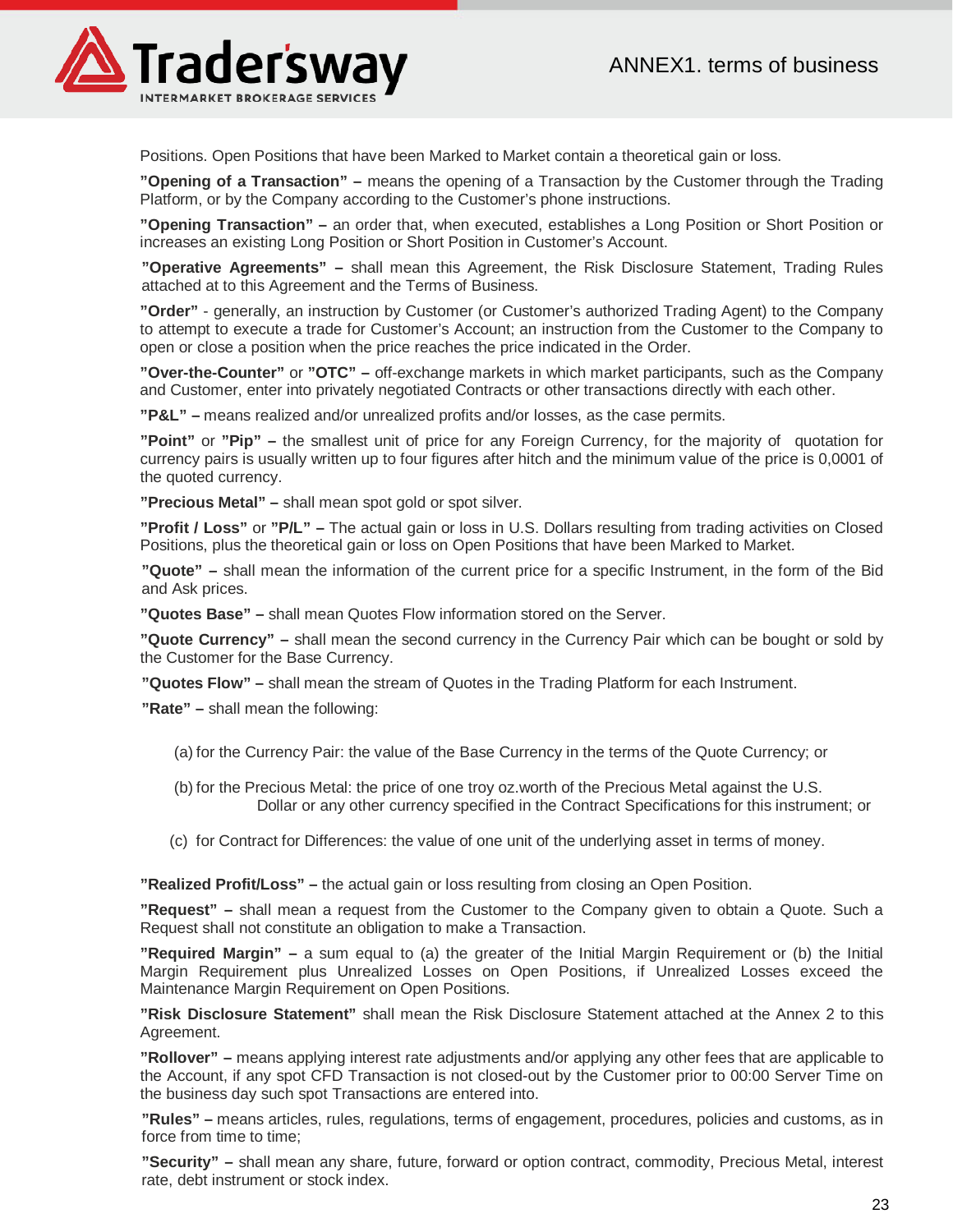Positions. Open Positions that have been Marked to Market contain a theoretical gain or loss.

**"Opening of a Transaction" –** means the opening of a Transaction by the Customer through the Trading Platform, or by the Company according to the Customer's phone instructions.

**"Opening Transaction" –** an order that, when executed, establishes a Long Position or Short Position or increases an existing Long Position or Short Position in Customer's Account.

**"Operative Agreements" –** shall mean this Agreement, the Risk Disclosure Statement, Trading Rules attached at to this Agreement and the Terms of Business.

**"Order"** - generally, an instruction by Customer (or Customer's authorized Trading Agent) to the Company to attempt to execute a trade for Customer's Account; an instruction from the Customer to the Company to open or close a position when the price reaches the price indicated in the Order.

**"Over-the-Counter"** or **"OTC" –** off-exchange markets in which market participants, such as the Company and Customer, enter into privately negotiated Contracts or other transactions directly with each other.

**"P&L" –** means realized and/or unrealized profits and/or losses, as the case permits.

**"Point"** or **"Pip" –** the smallest unit of price for any Foreign Currency, for the majority of quotation for currency pairs is usually written up to four figures after hitch and the minimum value of the price is 0,0001 of the quoted currency.

**"Precious Metal" –** shall mean spot gold or spot silver.

**"Profit / Loss"** or **"P/L" –** The actual gain or loss in U.S. Dollars resulting from trading activities on Closed Positions, plus the theoretical gain or loss on Open Positions that have been Marked to Market.

**"Quote" –** shall mean the information of the current price for a specific Instrument, in the form of the Bid and Ask prices.

**"Quotes Base" –** shall mean Quotes Flow information stored on the Server.

**"Quote Currency" –** shall mean the second currency in the Currency Pair which can be bought or sold by the Customer for the Base Currency.

**"Quotes Flow" –** shall mean the stream of Quotes in the Trading Platform for each Instrument.

**"Rate" –** shall mean the following:

(a) for the Currency Pair: the value of the Base Currency in the terms of the Quote Currency; or

(b) for the Precious Metal: the price of one troy oz.worth of the Precious Metal against the U.S. Dollar or any other currency specified in the Contract Specifications for this instrument; or

(c) for Contract for Differences: the value of one unit of the underlying asset in terms of money.

**"Realized Profit/Loss" –** the actual gain or loss resulting from closing an Open Position.

**"Request" –** shall mean a request from the Customer to the Company given to obtain a Quote. Such a Request shall not constitute an obligation to make a Transaction.

**"Required Margin" –** a sum equal to (a) the greater of the Initial Margin Requirement or (b) the Initial Margin Requirement plus Unrealized Losses on Open Positions, if Unrealized Losses exceed the Maintenance Margin Requirement on Open Positions.

**"Risk Disclosure Statement"** shall mean the Risk Disclosure Statement attached at the Annex 2 to this Agreement.

**"Rollover" –** means applying interest rate adjustments and/or applying any other fees that are applicable to the Account, if any spot CFD Transaction is not closed-out by the Customer prior to 00:00 Server Time on the business day such spot Transactions are entered into.

**"Rules" –** means articles, rules, regulations, terms of engagement, procedures, policies and customs, as in force from time to time;

**"Security" –** shall mean any share, future, forward or option contract, commodity, Precious Metal, interest rate, debt instrument or stock index.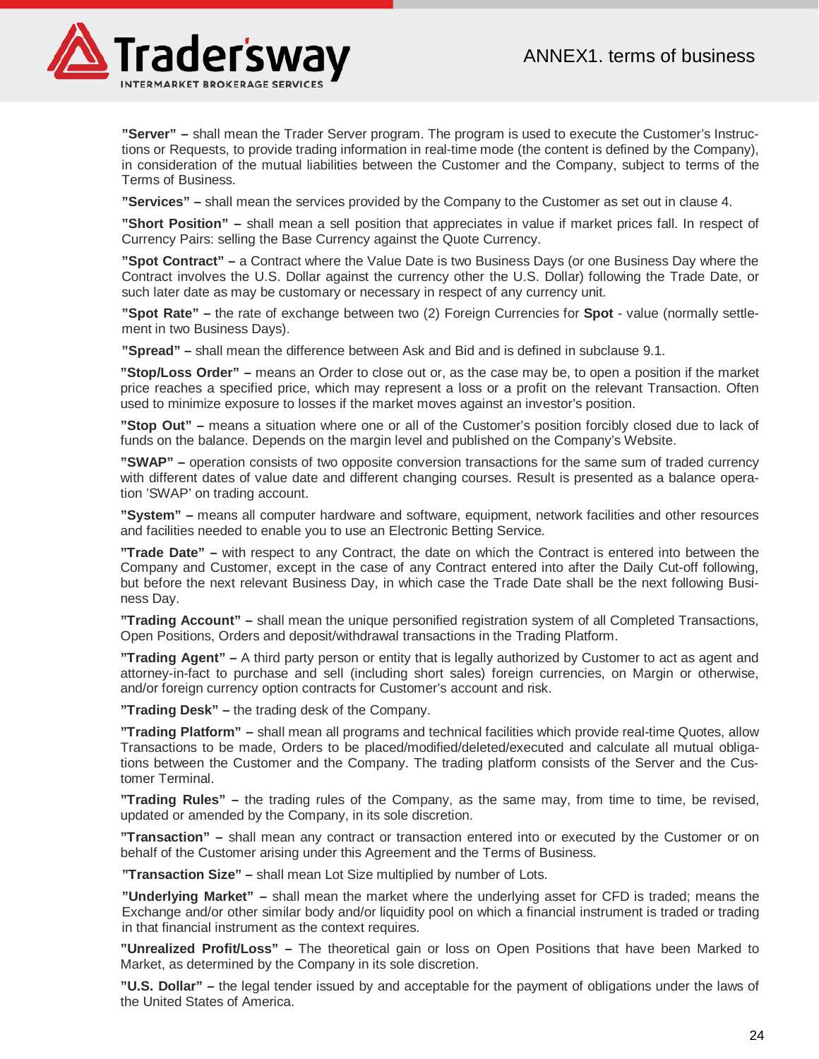**"Server" –** shall mean the Trader Server program. The program is used to execute the Customer's Instructions or Requests, to provide trading information in real-time mode (the content is defined by the Company), in consideration of the mutual liabilities between the Customer and the Company, subject to terms of the Terms of Business.

**"Services" –** shall mean the services provided by the Company to the Customer as set out in clause 4.

**"Short Position" –** shall mean a sell position that appreciates in value if market prices fall. In respect of Currency Pairs: selling the Base Currency against the Quote Currency.

**"Spot Contract" –** a Contract where the Value Date is two Business Days (or one Business Day where the Contract involves the U.S. Dollar against the currency other the U.S. Dollar) following the Trade Date, or such later date as may be customary or necessary in respect of any currency unit.

**"Spot Rate" –** the rate of exchange between two (2) Foreign Currencies for **Spot** - value (normally settlement in two Business Days).

**"Spread" –** shall mean the difference between Ask and Bid and is defined in subclause 9.1.

**"Stop/Loss Order" –** means an Order to close out or, as the case may be, to open a position if the market price reaches a specified price, which may represent a loss or a profit on the relevant Transaction. Often used to minimize exposure to losses if the market moves against an investor's position.

**"Stop Out" –** means a situation where one or all of the Customer's position forcibly closed due to lack of funds on the balance. Depends on the margin level and published on the Company's Website.

**"SWAP" –** operation consists of two opposite conversion transactions for the same sum of traded currency with different dates of value date and different changing courses. Result is presented as a balance operation 'SWAP' on trading account.

**"System" –** means all computer hardware and software, equipment, network facilities and other resources and facilities needed to enable you to use an Electronic Betting Service.

**"Trade Date" –** with respect to any Contract, the date on which the Contract is entered into between the Company and Customer, except in the case of any Contract entered into after the Daily Cut-off following, but before the next relevant Business Day, in which case the Trade Date shall be the next following Business Day.

**"Trading Account" –** shall mean the unique personified registration system of all Completed Transactions, Open Positions, Orders and deposit/withdrawal transactions in the Trading Platform.

**"Trading Agent" –** A third party person or entity that is legally authorized by Customer to act as agent and attorney-in-fact to purchase and sell (including short sales) foreign currencies, on Margin or otherwise, and/or foreign currency option contracts for Customer's account and risk.

**"Trading Desk" –** the trading desk of the Company.

**"Trading Platform" –** shall mean all programs and technical facilities which provide real-time Quotes, allow Transactions to be made, Orders to be placed/modified/deleted/executed and calculate all mutual obligations between the Customer and the Company. The trading platform consists of the Server and the Customer Terminal.

**"Trading Rules" –** the trading rules of the Company, as the same may, from time to time, be revised, updated or amended by the Company, in its sole discretion.

**"Transaction" –** shall mean any contract or transaction entered into or executed by the Customer or on behalf of the Customer arising under this Agreement and the Terms of Business.

**"Transaction Size" –** shall mean Lot Size multiplied by number of Lots.

**"Underlying Market" –** shall mean the market where the underlying asset for CFD is traded; means the Exchange and/or other similar body and/or liquidity pool on which a financial instrument is traded or trading in that financial instrument as the context requires.

**"Unrealized Profit/Loss" –** The theoretical gain or loss on Open Positions that have been Marked to Market, as determined by the Company in its sole discretion.

**"U.S. Dollar" –** the legal tender issued by and acceptable for the payment of obligations under the laws of the United States of America.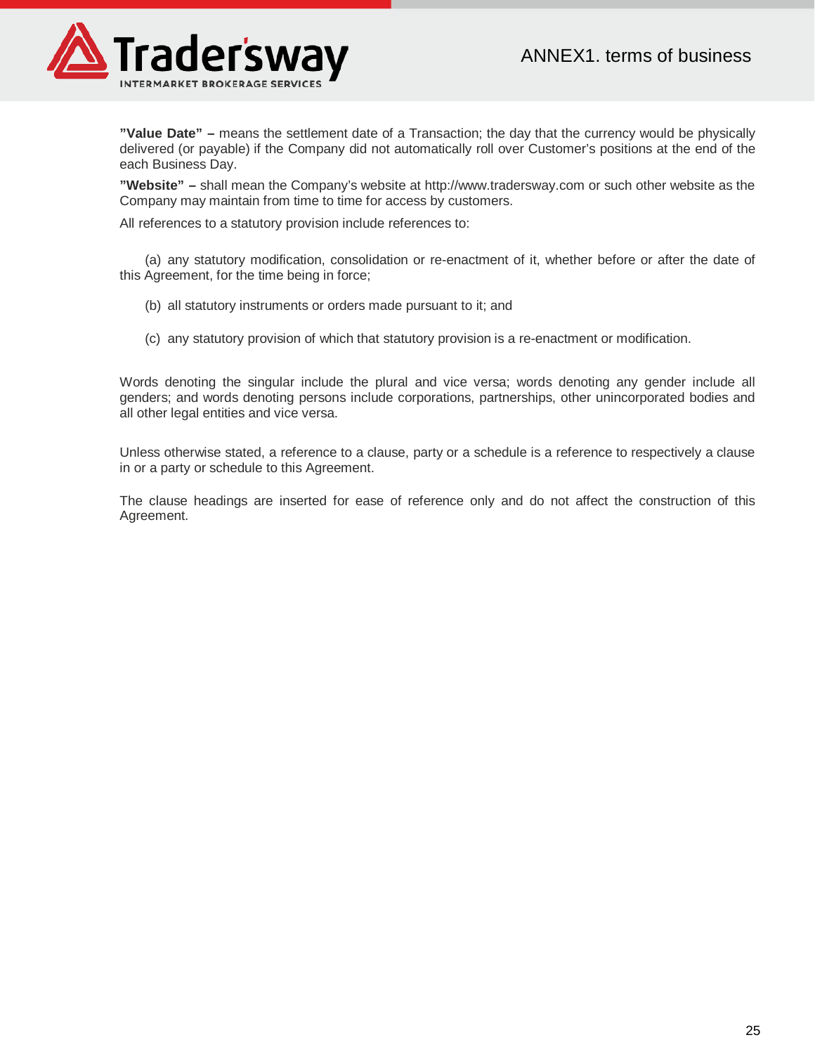**"Value Date" –** means the settlement date of a Transaction; the day that the currency would be physically delivered (or payable) if the Company did not automatically roll over Customer's positions at the end of the each Business Day.

**"Website" –** shall mean the Company's website at http://www.tradersway.com or such other website as the Company may maintain from time to time for access by customers.

All references to a statutory provision include references to:

(a) any statutory modification, consolidation or re-enactment of it, whether before or after the date of this Agreement, for the time being in force;

(b) all statutory instruments or orders made pursuant to it; and

(c) any statutory provision of which that statutory provision is a re-enactment or modification.

Words denoting the singular include the plural and vice versa; words denoting any gender include all genders; and words denoting persons include corporations, partnerships, other unincorporated bodies and all other legal entities and vice versa.

Unless otherwise stated, a reference to a clause, party or a schedule is a reference to respectively a clause in or a party or schedule to this Agreement.

The clause headings are inserted for ease of reference only and do not affect the construction of this Agreement.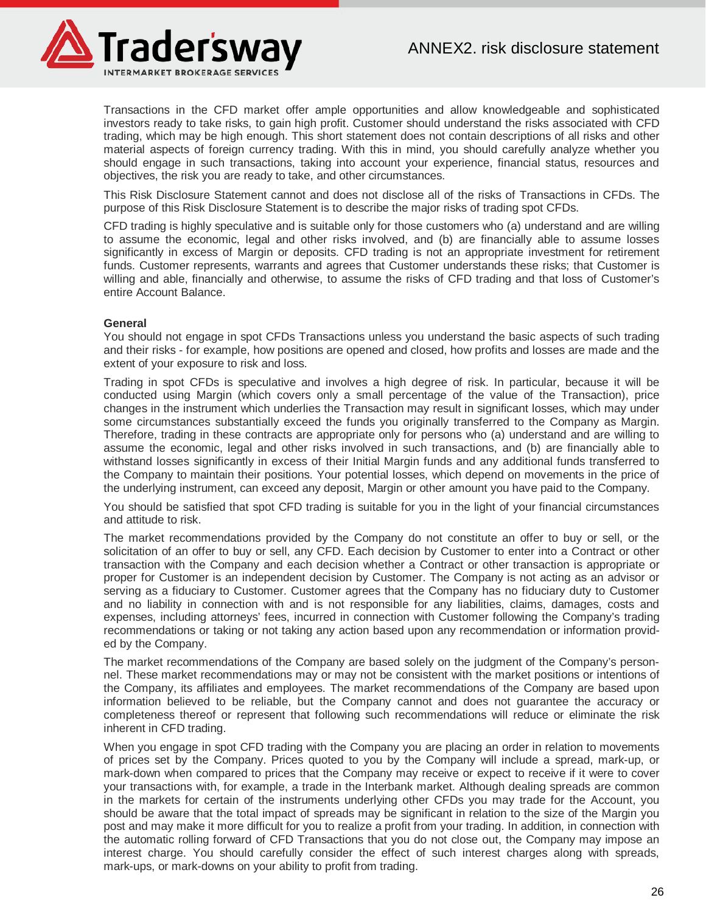Transactions in the CFD market offer ample opportunities and allow knowledgeable and sophisticated investors ready to take risks, to gain high profit. Customer should understand the risks associated with CFD trading, which may be high enough. This short statement does not contain descriptions of all risks and other material aspects of foreign currency trading. With this in mind, you should carefully analyze whether you should engage in such transactions, taking into account your experience, financial status, resources and objectives, the risk you are ready to take, and other circumstances.

This Risk Disclosure Statement cannot and does not disclose all of the risks of Transactions in CFDs. The purpose of this Risk Disclosure Statement is to describe the major risks of trading spot CFDs.

CFD trading is highly speculative and is suitable only for those customers who (a) understand and are willing to assume the economic, legal and other risks involved, and (b) are financially able to assume losses significantly in excess of Margin or deposits. CFD trading is not an appropriate investment for retirement funds. Customer represents, warrants and agrees that Customer understands these risks; that Customer is willing and able, financially and otherwise, to assume the risks of CFD trading and that loss of Customer's entire Account Balance.

**General**

You should not engage in spot CFDs Transactions unless you understand the basic aspects of such trading and their risks - for example, how positions are opened and closed, how profits and losses are made and the extent of your exposure to risk and loss.

Trading in spot CFDs is speculative and involves a high degree of risk. In particular, because it will be conducted using Margin (which covers only a small percentage of the value of the Transaction), price changes in the instrument which underlies the Transaction may result in significant losses, which may under some circumstances substantially exceed the funds you originally transferred to the Company as Margin. Therefore, trading in these contracts are appropriate only for persons who (a) understand and are willing to assume the economic, legal and other risks involved in such transactions, and (b) are financially able to withstand losses significantly in excess of their Initial Margin funds and any additional funds transferred to the Company to maintain their positions. Your potential losses, which depend on movements in the price of the underlying instrument, can exceed any deposit, Margin or other amount you have paid to the Company.

You should be satisfied that spot CFD trading is suitable for you in the light of your financial circumstances and attitude to risk.

The market recommendations provided by the Company do not constitute an offer to buy or sell, or the solicitation of an offer to buy or sell, any CFD. Each decision by Customer to enter into a Contract or other transaction with the Company and each decision whether a Contract or other transaction is appropriate or proper for Customer is an independent decision by Customer. The Company is not acting as an advisor or serving as a fiduciary to Customer. Customer agrees that the Company has no fiduciary duty to Customer and no liability in connection with and is not responsible for any liabilities, claims, damages, costs and expenses, including attorneys' fees, incurred in connection with Customer following the Company's trading recommendations or taking or not taking any action based upon any recommendation or information provided by the Company.

The market recommendations of the Company are based solely on the judgment of the Company's personnel. These market recommendations may or may not be consistent with the market positions or intentions of the Company, its affiliates and employees. The market recommendations of the Company are based upon information believed to be reliable, but the Company cannot and does not guarantee the accuracy or completeness thereof or represent that following such recommendations will reduce or eliminate the risk inherent in CFD trading.

When you engage in spot CFD trading with the Company you are placing an order in relation to movements of prices set by the Company. Prices quoted to you by the Company will include a spread, mark-up, or mark-down when compared to prices that the Company may receive or expect to receive if it were to cover your transactions with, for example, a trade in the Interbank market. Although dealing spreads are common in the markets for certain of the instruments underlying other CFDs you may trade for the Account, you should be aware that the total impact of spreads may be significant in relation to the size of the Margin you post and may make it more difficult for you to realize a profit from your trading. In addition, in connection with the automatic rolling forward of CFD Transactions that you do not close out, the Company may impose an interest charge. You should carefully consider the effect of such interest charges along with spreads, mark-ups, or mark-downs on your ability to profit from trading.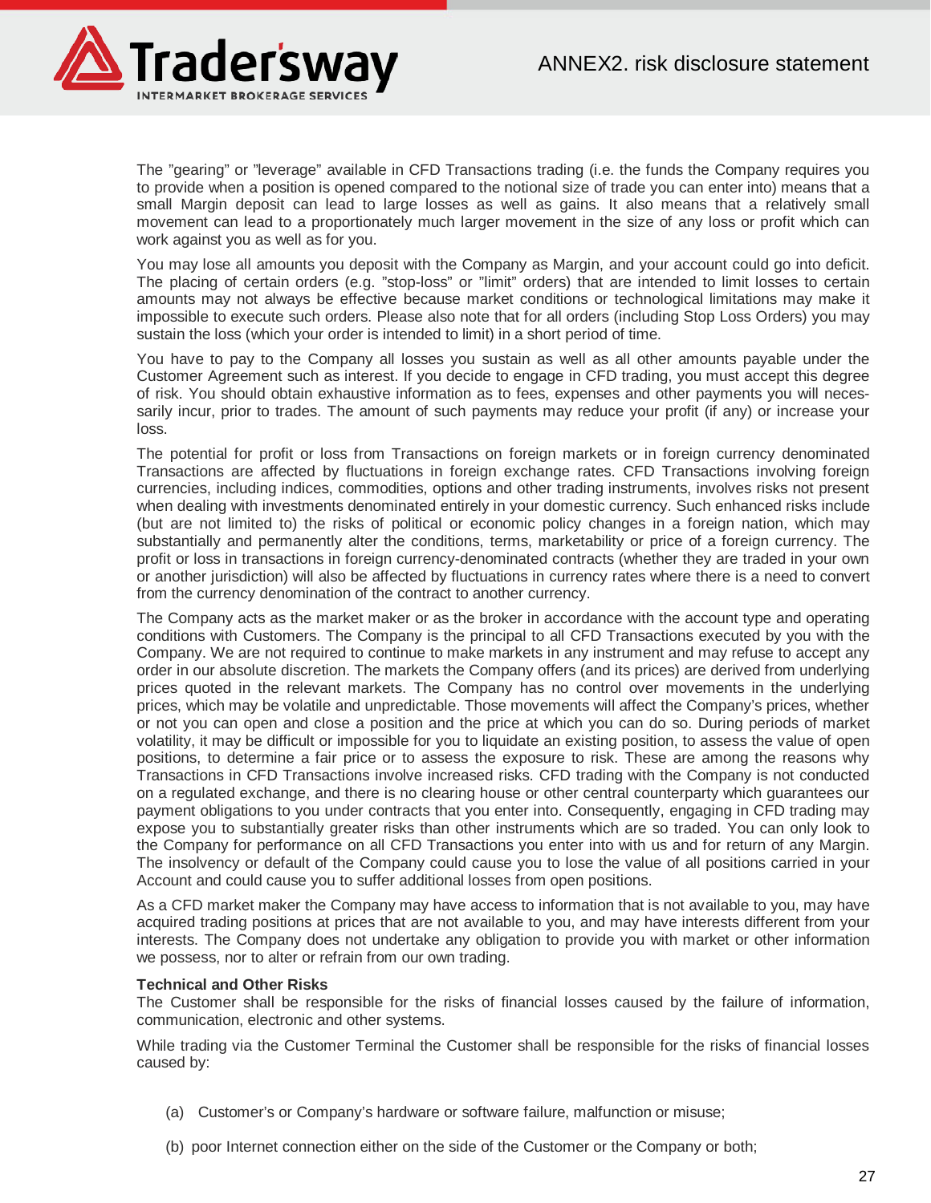The "gearing" or "leverage" available in CFD Transactions trading (i.e. the funds the Company requires you to provide when a position is opened compared to the notional size of trade you can enter into) means that a small Margin deposit can lead to large losses as well as gains. It also means that a relatively small movement can lead to a proportionately much larger movement in the size of any loss or profit which can work against you as well as for you.

You may lose all amounts you deposit with the Company as Margin, and your account could go into deficit. The placing of certain orders (e.g. "stop-loss" or "limit" orders) that are intended to limit losses to certain amounts may not always be effective because market conditions or technological limitations may make it impossible to execute such orders. Please also note that for all orders (including Stop Loss Orders) you may sustain the loss (which your order is intended to limit) in a short period of time.

You have to pay to the Company all losses you sustain as well as all other amounts payable under the Customer Agreement such as interest. If you decide to engage in CFD trading, you must accept this degree of risk. You should obtain exhaustive information as to fees, expenses and other payments you will necessarily incur, prior to trades. The amount of such payments may reduce your profit (if any) or increase your loss.

The potential for profit or loss from Transactions on foreign markets or in foreign currency denominated Transactions are affected by fluctuations in foreign exchange rates. CFD Transactions involving foreign currencies, including indices, commodities, options and other trading instruments, involves risks not present when dealing with investments denominated entirely in your domestic currency. Such enhanced risks include (but are not limited to) the risks of political or economic policy changes in a foreign nation, which may substantially and permanently alter the conditions, terms, marketability or price of a foreign currency. The profit or loss in transactions in foreign currency-denominated contracts (whether they are traded in your own or another jurisdiction) will also be affected by fluctuations in currency rates where there is a need to convert from the currency denomination of the contract to another currency.

The Company acts as the market maker or as the broker in accordance with the account type and operating conditions with Customers. The Company is the principal to all CFD Transactions executed by you with the Company. We are not required to continue to make markets in any instrument and may refuse to accept any order in our absolute discretion. The markets the Company offers (and its prices) are derived from underlying prices quoted in the relevant markets. The Company has no control over movements in the underlying prices, which may be volatile and unpredictable. Those movements will affect the Company's prices, whether or not you can open and close a position and the price at which you can do so. During periods of market volatility, it may be difficult or impossible for you to liquidate an existing position, to assess the value of open positions, to determine a fair price or to assess the exposure to risk. These are among the reasons why Transactions in CFD Transactions involve increased risks. CFD trading with the Company is not conducted on a regulated exchange, and there is no clearing house or other central counterparty which guarantees our payment obligations to you under contracts that you enter into. Consequently, engaging in CFD trading may expose you to substantially greater risks than other instruments which are so traded. You can only look to the Company for performance on all CFD Transactions you enter into with us and for return of any Margin. The insolvency or default of the Company could cause you to lose the value of all positions carried in your Account and could cause you to suffer additional losses from open positions.

As a CFD market maker the Company may have access to information that is not available to you, may have acquired trading positions at prices that are not available to you, and may have interests different from your interests. The Company does not undertake any obligation to provide you with market or other information we possess, nor to alter or refrain from our own trading.

**Technical and Other Risks**

The Customer shall be responsible for the risks of financial losses caused by the failure of information, communication, electronic and other systems.

While trading via the Customer Terminal the Customer shall be responsible for the risks of financial losses caused by:

(a) Customer's or Company's hardware or software failure, malfunction or misuse;

(b) poor Internet connection either on the side of the Customer or the Company or both;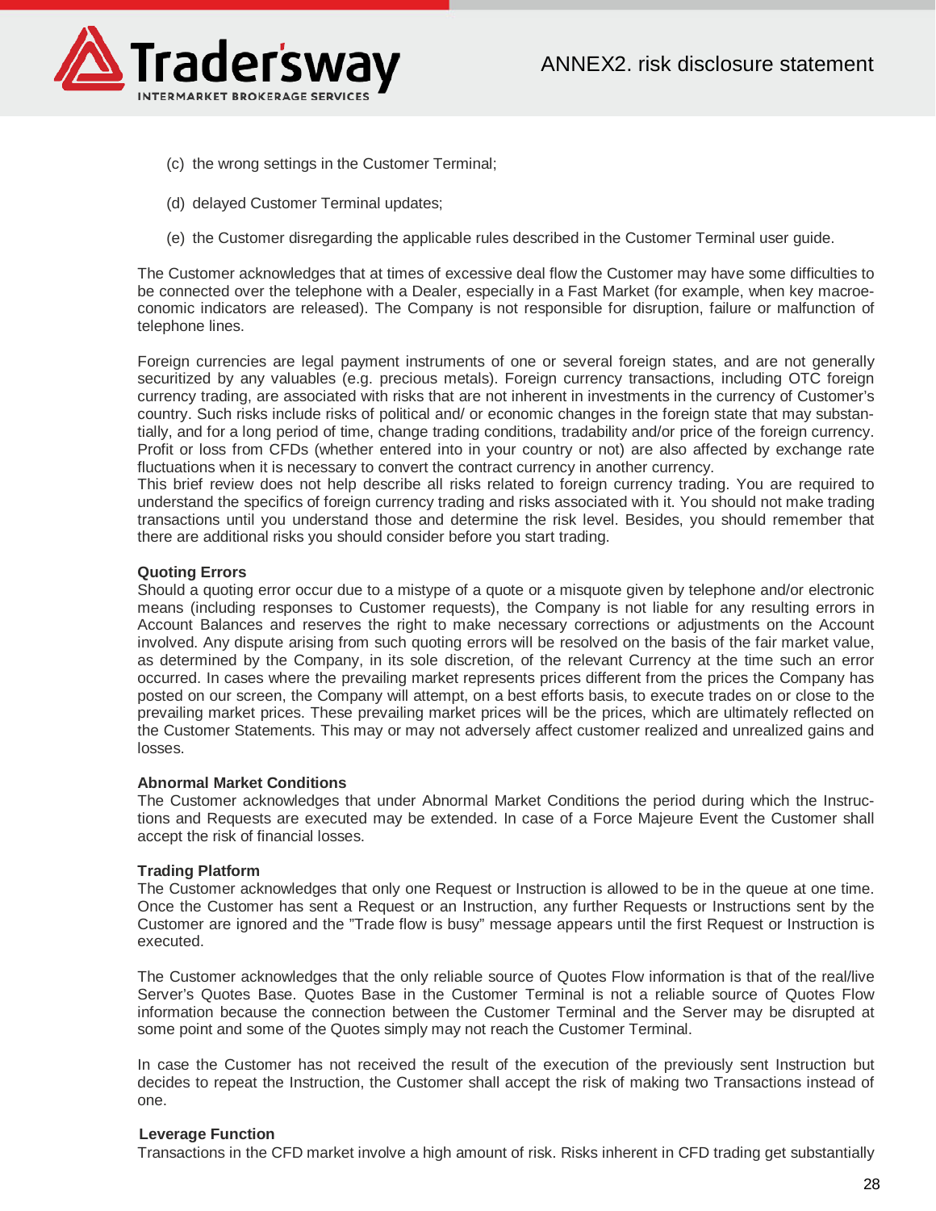(c) the wrong settings in the Customer Terminal;

(d) delayed Customer Terminal updates;

(e) the Customer disregarding the applicable rules described in the Customer Terminal user guide.

The Customer acknowledges that at times of excessive deal flow the Customer may have some difficulties to be connected over the telephone with a Dealer, especially in a Fast Market (for example, when key macroeconomic indicators are released). The Company is not responsible for disruption, failure or malfunction of telephone lines.

Foreign currencies are legal payment instruments of one or several foreign states, and are not generally securitized by any valuables (e.g. precious metals). Foreign currency transactions, including OTC foreign currency trading, are associated with risks that are not inherent in investments in the currency of Customer's country. Such risks include risks of political and/ or economic changes in the foreign state that may substantially, and for a long period of time, change trading conditions, tradability and/or price of the foreign currency. Profit or loss from CFDs (whether entered into in your country or not) are also affected by exchange rate fluctuations when it is necessary to convert the contract currency in another currency.
This brief review does not help describe all risks related to foreign currency trading. You are required to understand the specifics of foreign currency trading and risks associated with it. You should not make trading transactions until you understand those and determine the risk level. Besides, you should remember that there are additional risks you should consider before you start trading.

**Quoting Errors**
Should a quoting error occur due to a mistype of a quote or a misquote given by telephone and/or electronic means (including responses to Customer requests), the Company is not liable for any resulting errors in Account Balances and reserves the right to make necessary corrections or adjustments on the Account involved. Any dispute arising from such quoting errors will be resolved on the basis of the fair market value, as determined by the Company, in its sole discretion, of the relevant Currency at the time such an error occurred. In cases where the prevailing market represents prices different from the prices the Company has posted on our screen, the Company will attempt, on a best efforts basis, to execute trades on or close to the prevailing market prices. These prevailing market prices will be the prices, which are ultimately reflected on the Customer Statements. This may or may not adversely affect customer realized and unrealized gains and losses.

**Abnormal Market Conditions**
The Customer acknowledges that under Abnormal Market Conditions the period during which the Instructions and Requests are executed may be extended. In case of a Force Majeure Event the Customer shall accept the risk of financial losses.

**Trading Platform**
The Customer acknowledges that only one Request or Instruction is allowed to be in the queue at one time. Once the Customer has sent a Request or an Instruction, any further Requests or Instructions sent by the Customer are ignored and the "Trade flow is busy" message appears until the first Request or Instruction is executed.

The Customer acknowledges that the only reliable source of Quotes Flow information is that of the real/live Server's Quotes Base. Quotes Base in the Customer Terminal is not a reliable source of Quotes Flow information because the connection between the Customer Terminal and the Server may be disrupted at some point and some of the Quotes simply may not reach the Customer Terminal.

In case the Customer has not received the result of the execution of the previously sent Instruction but decides to repeat the Instruction, the Customer shall accept the risk of making two Transactions instead of one.

**Leverage Function**
Transactions in the CFD market involve a high amount of risk. Risks inherent in CFD trading get substantially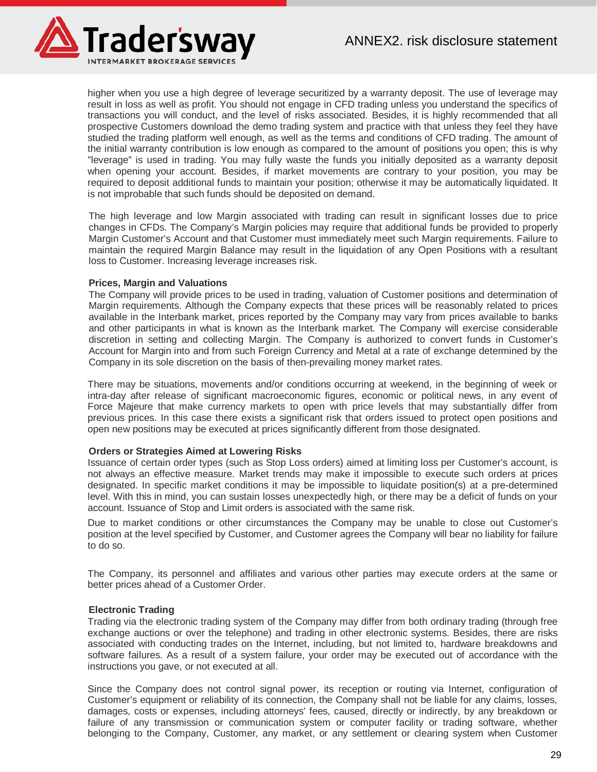higher when you use a high degree of leverage securitized by a warranty deposit. The use of leverage may result in loss as well as profit. You should not engage in CFD trading unless you understand the specifics of transactions you will conduct, and the level of risks associated. Besides, it is highly recommended that all prospective Customers download the demo trading system and practice with that unless they feel they have studied the trading platform well enough, as well as the terms and conditions of CFD trading. The amount of the initial warranty contribution is low enough as compared to the amount of positions you open; this is why "leverage" is used in trading. You may fully waste the funds you initially deposited as a warranty deposit when opening your account. Besides, if market movements are contrary to your position, you may be required to deposit additional funds to maintain your position; otherwise it may be automatically liquidated. It is not improbable that such funds should be deposited on demand.

The high leverage and low Margin associated with trading can result in significant losses due to price changes in CFDs. The Company's Margin policies may require that additional funds be provided to properly Margin Customer's Account and that Customer must immediately meet such Margin requirements. Failure to maintain the required Margin Balance may result in the liquidation of any Open Positions with a resultant loss to Customer. Increasing leverage increases risk.

**Prices, Margin and Valuations**

The Company will provide prices to be used in trading, valuation of Customer positions and determination of Margin requirements. Although the Company expects that these prices will be reasonably related to prices available in the Interbank market, prices reported by the Company may vary from prices available to banks and other participants in what is known as the Interbank market. The Company will exercise considerable discretion in setting and collecting Margin. The Company is authorized to convert funds in Customer's Account for Margin into and from such Foreign Currency and Metal at a rate of exchange determined by the Company in its sole discretion on the basis of then-prevailing money market rates.

There may be situations, movements and/or conditions occurring at weekend, in the beginning of week or intra-day after release of significant macroeconomic figures, economic or political news, in any event of Force Majeure that make currency markets to open with price levels that may substantially differ from previous prices. In this case there exists a significant risk that orders issued to protect open positions and open new positions may be executed at prices significantly different from those designated.

**Orders or Strategies Aimed at Lowering Risks**

Issuance of certain order types (such as Stop Loss orders) aimed at limiting loss per Customer's account, is not always an effective measure. Market trends may make it impossible to execute such orders at prices designated. In specific market conditions it may be impossible to liquidate position(s) at a pre-determined level. With this in mind, you can sustain losses unexpectedly high, or there may be a deficit of funds on your account. Issuance of Stop and Limit orders is associated with the same risk.

Due to market conditions or other circumstances the Company may be unable to close out Customer's position at the level specified by Customer, and Customer agrees the Company will bear no liability for failure to do so.

The Company, its personnel and affiliates and various other parties may execute orders at the same or better prices ahead of a Customer Order.

**Electronic Trading**

Trading via the electronic trading system of the Company may differ from both ordinary trading (through free exchange auctions or over the telephone) and trading in other electronic systems. Besides, there are risks associated with conducting trades on the Internet, including, but not limited to, hardware breakdowns and software failures. As a result of a system failure, your order may be executed out of accordance with the instructions you gave, or not executed at all.

Since the Company does not control signal power, its reception or routing via Internet, configuration of Customer's equipment or reliability of its connection, the Company shall not be liable for any claims, losses, damages, costs or expenses, including attorneys' fees, caused, directly or indirectly, by any breakdown or failure of any transmission or communication system or computer facility or trading software, whether belonging to the Company, Customer, any market, or any settlement or clearing system when Customer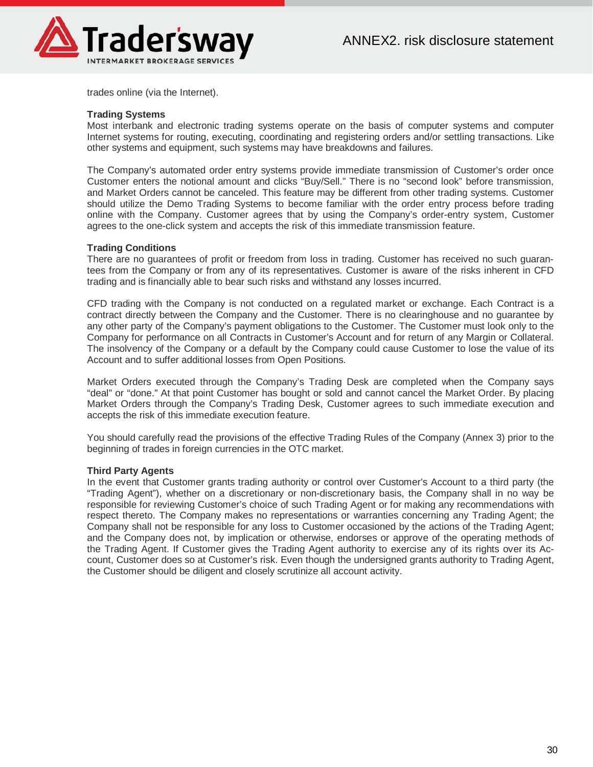trades online (via the Internet).

**Trading Systems**

Most interbank and electronic trading systems operate on the basis of computer systems and computer Internet systems for routing, executing, coordinating and registering orders and/or settling transactions. Like other systems and equipment, such systems may have breakdowns and failures.

The Company's automated order entry systems provide immediate transmission of Customer's order once Customer enters the notional amount and clicks "Buy/Sell." There is no "second look" before transmission, and Market Orders cannot be canceled. This feature may be different from other trading systems. Customer should utilize the Demo Trading Systems to become familiar with the order entry process before trading online with the Company. Customer agrees that by using the Company's order-entry system, Customer agrees to the one-click system and accepts the risk of this immediate transmission feature.

**Trading Conditions**

There are no guarantees of profit or freedom from loss in trading. Customer has received no such guarantees from the Company or from any of its representatives. Customer is aware of the risks inherent in CFD trading and is financially able to bear such risks and withstand any losses incurred.

CFD trading with the Company is not conducted on a regulated market or exchange. Each Contract is a contract directly between the Company and the Customer. There is no clearinghouse and no guarantee by any other party of the Company's payment obligations to the Customer. The Customer must look only to the Company for performance on all Contracts in Customer's Account and for return of any Margin or Collateral. The insolvency of the Company or a default by the Company could cause Customer to lose the value of its Account and to suffer additional losses from Open Positions.

Market Orders executed through the Company's Trading Desk are completed when the Company says "deal" or "done." At that point Customer has bought or sold and cannot cancel the Market Order. By placing Market Orders through the Company's Trading Desk, Customer agrees to such immediate execution and accepts the risk of this immediate execution feature.

You should carefully read the provisions of the effective Trading Rules of the Company (Annex 3) prior to the beginning of trades in foreign currencies in the OTC market.

**Third Party Agents**

In the event that Customer grants trading authority or control over Customer's Account to a third party (the "Trading Agent"), whether on a discretionary or non-discretionary basis, the Company shall in no way be responsible for reviewing Customer's choice of such Trading Agent or for making any recommendations with respect thereto. The Company makes no representations or warranties concerning any Trading Agent; the Company shall not be responsible for any loss to Customer occasioned by the actions of the Trading Agent; and the Company does not, by implication or otherwise, endorses or approve of the operating methods of the Trading Agent. If Customer gives the Trading Agent authority to exercise any of its rights over its Account, Customer does so at Customer's risk. Even though the undersigned grants authority to Trading Agent, the Customer should be diligent and closely scrutinize all account activity.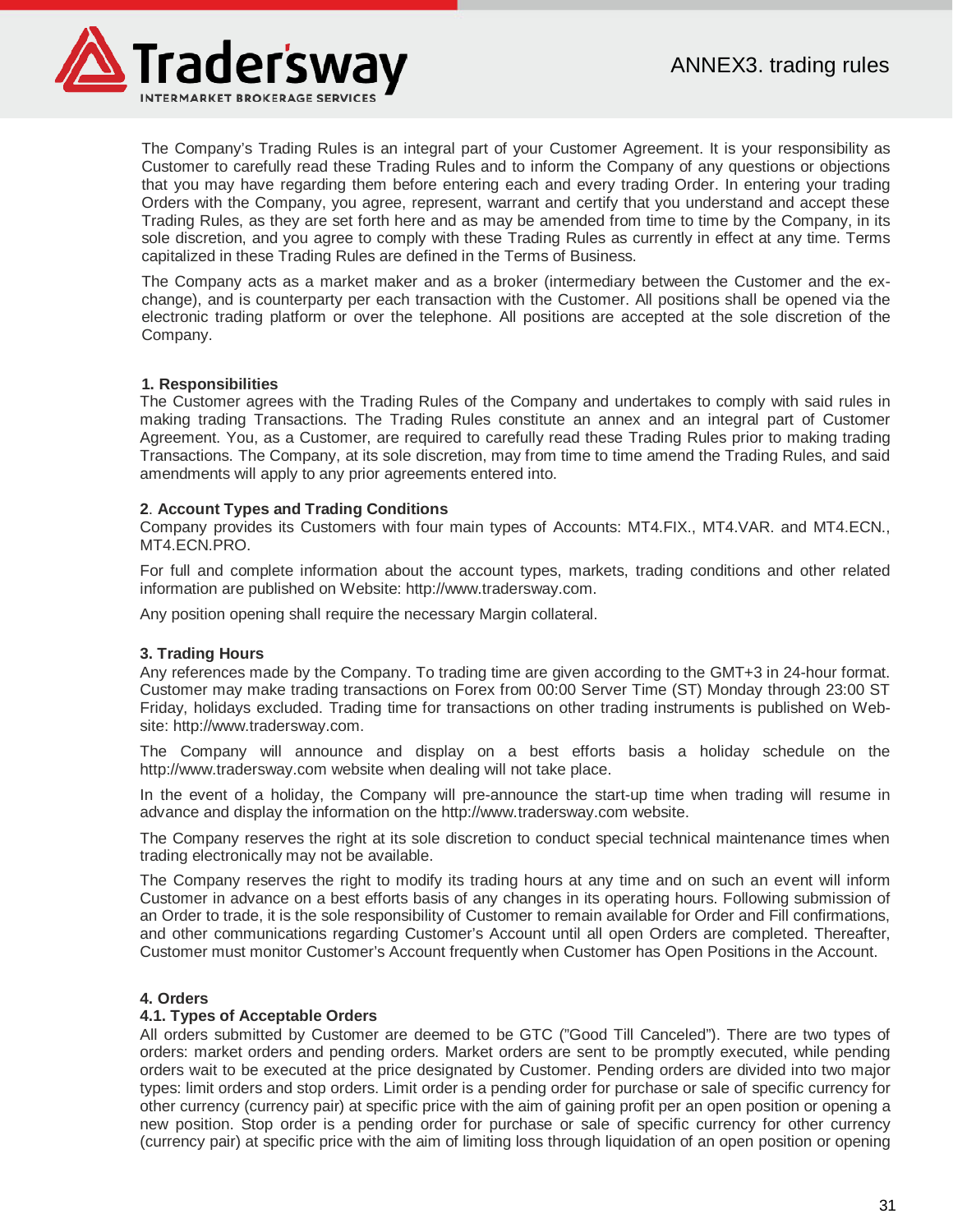# ANNEX3. trading rules

The Company's Trading Rules is an integral part of your Customer Agreement. It is your responsibility as Customer to carefully read these Trading Rules and to inform the Company of any questions or objections that you may have regarding them before entering each and every trading Order. In entering your trading Orders with the Company, you agree, represent, warrant and certify that you understand and accept these Trading Rules, as they are set forth here and as may be amended from time to time by the Company, in its sole discretion, and you agree to comply with these Trading Rules as currently in effect at any time. Terms capitalized in these Trading Rules are defined in the Terms of Business.

The Company acts as a market maker and as a broker (intermediary between the Customer and the exchange), and is counterparty per each transaction with the Customer. All positions shall be opened via the electronic trading platform or over the telephone. All positions are accepted at the sole discretion of the Company.

**1. Responsibilities**

The Customer agrees with the Trading Rules of the Company and undertakes to comply with said rules in making trading Transactions. The Trading Rules constitute an annex and an integral part of Customer Agreement. You, as a Customer, are required to carefully read these Trading Rules prior to making trading Transactions. The Company, at its sole discretion, may from time to time amend the Trading Rules, and said amendments will apply to any prior agreements entered into.

**2. Account Types and Trading Conditions**

Company provides its Customers with four main types of Accounts: MT4.FIX., MT4.VAR. and MT4.ECN., MT4.ECN.PRO.

For full and complete information about the account types, markets, trading conditions and other related information are published on Website: http://www.tradersway.com.

Any position opening shall require the necessary Margin collateral.

**3. Trading Hours**

Any references made by the Company. To trading time are given according to the GMT+3 in 24-hour format. Customer may make trading transactions on Forex from 00:00 Server Time (ST) Monday through 23:00 ST Friday, holidays excluded. Trading time for transactions on other trading instruments is published on Website: http://www.tradersway.com.

The Company will announce and display on a best efforts basis a holiday schedule on the http://www.tradersway.com website when dealing will not take place.

In the event of a holiday, the Company will pre-announce the start-up time when trading will resume in advance and display the information on the http://www.tradersway.com website.

The Company reserves the right at its sole discretion to conduct special technical maintenance times when trading electronically may not be available.

The Company reserves the right to modify its trading hours at any time and on such an event will inform Customer in advance on a best efforts basis of any changes in its operating hours. Following submission of an Order to trade, it is the sole responsibility of Customer to remain available for Order and Fill confirmations, and other communications regarding Customer's Account until all open Orders are completed. Thereafter, Customer must monitor Customer's Account frequently when Customer has Open Positions in the Account.

**4. Orders**

**4.1. Types of Acceptable Orders**

All orders submitted by Customer are deemed to be GTC ("Good Till Canceled"). There are two types of orders: market orders and pending orders. Market orders are sent to be promptly executed, while pending orders wait to be executed at the price designated by Customer. Pending orders are divided into two major types: limit orders and stop orders. Limit order is a pending order for purchase or sale of specific currency for other currency (currency pair) at specific price with the aim of gaining profit per an open position or opening a new position. Stop order is a pending order for purchase or sale of specific currency for other currency (currency pair) at specific price with the aim of limiting loss through liquidation of an open position or opening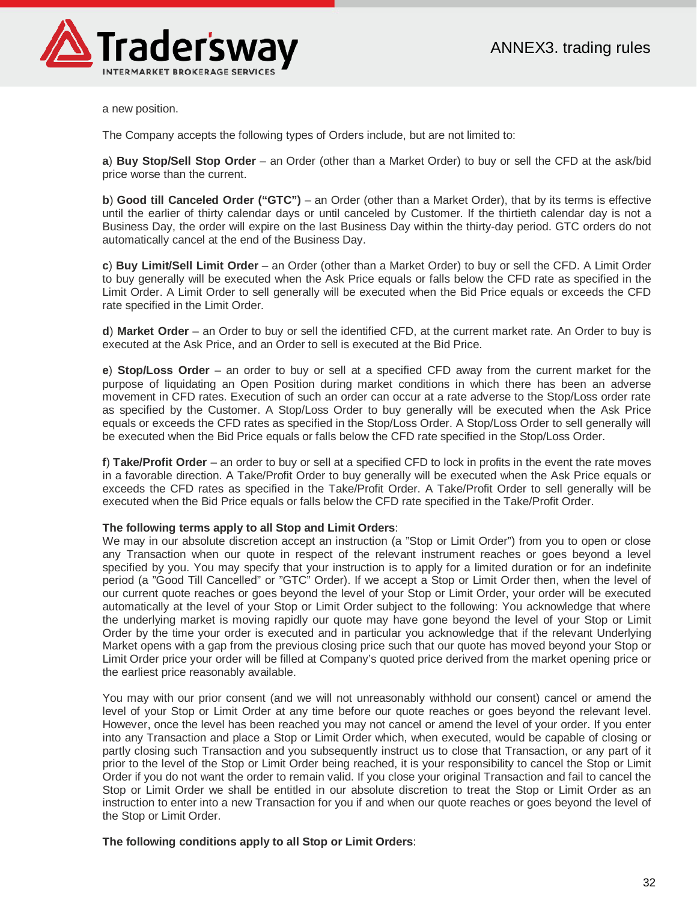a new position.

The Company accepts the following types of Orders include, but are not limited to:

**a**) **Buy Stop/Sell Stop Order** – an Order (other than a Market Order) to buy or sell the CFD at the ask/bid price worse than the current.

**b**) **Good till Canceled Order ("GTC")** – an Order (other than a Market Order), that by its terms is effective until the earlier of thirty calendar days or until canceled by Customer. If the thirtieth calendar day is not a Business Day, the order will expire on the last Business Day within the thirty-day period. GTC orders do not automatically cancel at the end of the Business Day.

**c**) **Buy Limit/Sell Limit Order** – an Order (other than a Market Order) to buy or sell the CFD. A Limit Order to buy generally will be executed when the Ask Price equals or falls below the CFD rate as specified in the Limit Order. A Limit Order to sell generally will be executed when the Bid Price equals or exceeds the CFD rate specified in the Limit Order.

**d**) **Market Order** – an Order to buy or sell the identified CFD, at the current market rate. An Order to buy is executed at the Ask Price, and an Order to sell is executed at the Bid Price.

**e**) **Stop/Loss Order** – an order to buy or sell at a specified CFD away from the current market for the purpose of liquidating an Open Position during market conditions in which there has been an adverse movement in CFD rates. Execution of such an order can occur at a rate adverse to the Stop/Loss order rate as specified by the Customer. A Stop/Loss Order to buy generally will be executed when the Ask Price equals or exceeds the CFD rates as specified in the Stop/Loss Order. A Stop/Loss Order to sell generally will be executed when the Bid Price equals or falls below the CFD rate specified in the Stop/Loss Order.

**f**) **Take/Profit Order** – an order to buy or sell at a specified CFD to lock in profits in the event the rate moves in a favorable direction. A Take/Profit Order to buy generally will be executed when the Ask Price equals or exceeds the CFD rates as specified in the Take/Profit Order. A Take/Profit Order to sell generally will be executed when the Bid Price equals or falls below the CFD rate specified in the Take/Profit Order.

**The following terms apply to all Stop and Limit Orders**:
We may in our absolute discretion accept an instruction (a "Stop or Limit Order") from you to open or close any Transaction when our quote in respect of the relevant instrument reaches or goes beyond a level specified by you. You may specify that your instruction is to apply for a limited duration or for an indefinite period (a "Good Till Cancelled" or "GTC" Order). If we accept a Stop or Limit Order then, when the level of our current quote reaches or goes beyond the level of your Stop or Limit Order, your order will be executed automatically at the level of your Stop or Limit Order subject to the following: You acknowledge that where the underlying market is moving rapidly our quote may have gone beyond the level of your Stop or Limit Order by the time your order is executed and in particular you acknowledge that if the relevant Underlying Market opens with a gap from the previous closing price such that our quote has moved beyond your Stop or Limit Order price your order will be filled at Company's quoted price derived from the market opening price or the earliest price reasonably available.

You may with our prior consent (and we will not unreasonably withhold our consent) cancel or amend the level of your Stop or Limit Order at any time before our quote reaches or goes beyond the relevant level. However, once the level has been reached you may not cancel or amend the level of your order. If you enter into any Transaction and place a Stop or Limit Order which, when executed, would be capable of closing or partly closing such Transaction and you subsequently instruct us to close that Transaction, or any part of it prior to the level of the Stop or Limit Order being reached, it is your responsibility to cancel the Stop or Limit Order if you do not want the order to remain valid. If you close your original Transaction and fail to cancel the Stop or Limit Order we shall be entitled in our absolute discretion to treat the Stop or Limit Order as an instruction to enter into a new Transaction for you if and when our quote reaches or goes beyond the level of the Stop or Limit Order.

**The following conditions apply to all Stop or Limit Orders**: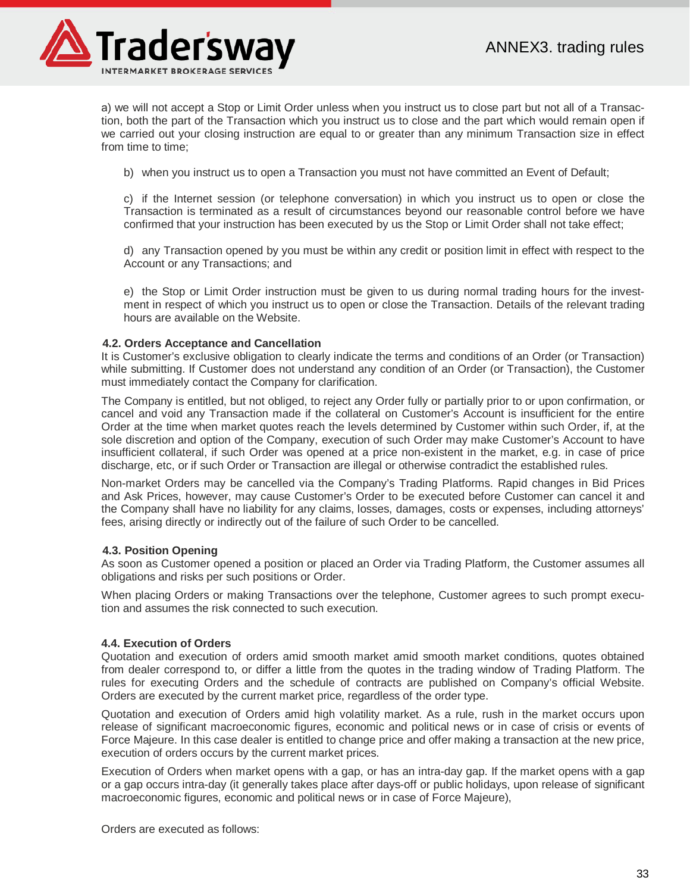a) we will not accept a Stop or Limit Order unless when you instruct us to close part but not all of a Transaction, both the part of the Transaction which you instruct us to close and the part which would remain open if we carried out your closing instruction are equal to or greater than any minimum Transaction size in effect from time to time;

b) when you instruct us to open a Transaction you must not have committed an Event of Default;

c) if the Internet session (or telephone conversation) in which you instruct us to open or close the Transaction is terminated as a result of circumstances beyond our reasonable control before we have confirmed that your instruction has been executed by us the Stop or Limit Order shall not take effect;

d) any Transaction opened by you must be within any credit or position limit in effect with respect to the Account or any Transactions; and

e) the Stop or Limit Order instruction must be given to us during normal trading hours for the investment in respect of which you instruct us to open or close the Transaction. Details of the relevant trading hours are available on the Website.

#### 4.2. Orders Acceptance and Cancellation

It is Customer's exclusive obligation to clearly indicate the terms and conditions of an Order (or Transaction) while submitting. If Customer does not understand any condition of an Order (or Transaction), the Customer must immediately contact the Company for clarification.

The Company is entitled, but not obliged, to reject any Order fully or partially prior to or upon confirmation, or cancel and void any Transaction made if the collateral on Customer's Account is insufficient for the entire Order at the time when market quotes reach the levels determined by Customer within such Order, if, at the sole discretion and option of the Company, execution of such Order may make Customer's Account to have insufficient collateral, if such Order was opened at a price non-existent in the market, e.g. in case of price discharge, etc, or if such Order or Transaction are illegal or otherwise contradict the established rules.

Non-market Orders may be cancelled via the Company's Trading Platforms. Rapid changes in Bid Prices and Ask Prices, however, may cause Customer's Order to be executed before Customer can cancel it and the Company shall have no liability for any claims, losses, damages, costs or expenses, including attorneys' fees, arising directly or indirectly out of the failure of such Order to be cancelled.

#### 4.3. Position Opening

As soon as Customer opened a position or placed an Order via Trading Platform, the Customer assumes all obligations and risks per such positions or Order.

When placing Orders or making Transactions over the telephone, Customer agrees to such prompt execution and assumes the risk connected to such execution.

#### 4.4. Execution of Orders

Quotation and execution of orders amid smooth market amid smooth market conditions, quotes obtained from dealer correspond to, or differ a little from the quotes in the trading window of Trading Platform. The rules for executing Orders and the schedule of contracts are published on Company's official Website. Orders are executed by the current market price, regardless of the order type.

Quotation and execution of Orders amid high volatility market. As a rule, rush in the market occurs upon release of significant macroeconomic figures, economic and political news or in case of crisis or events of Force Majeure. In this case dealer is entitled to change price and offer making a transaction at the new price, execution of orders occurs by the current market prices.

Execution of Orders when market opens with a gap, or has an intra-day gap. If the market opens with a gap or a gap occurs intra-day (it generally takes place after days-off or public holidays, upon release of significant macroeconomic figures, economic and political news or in case of Force Majeure),

Orders are executed as follows: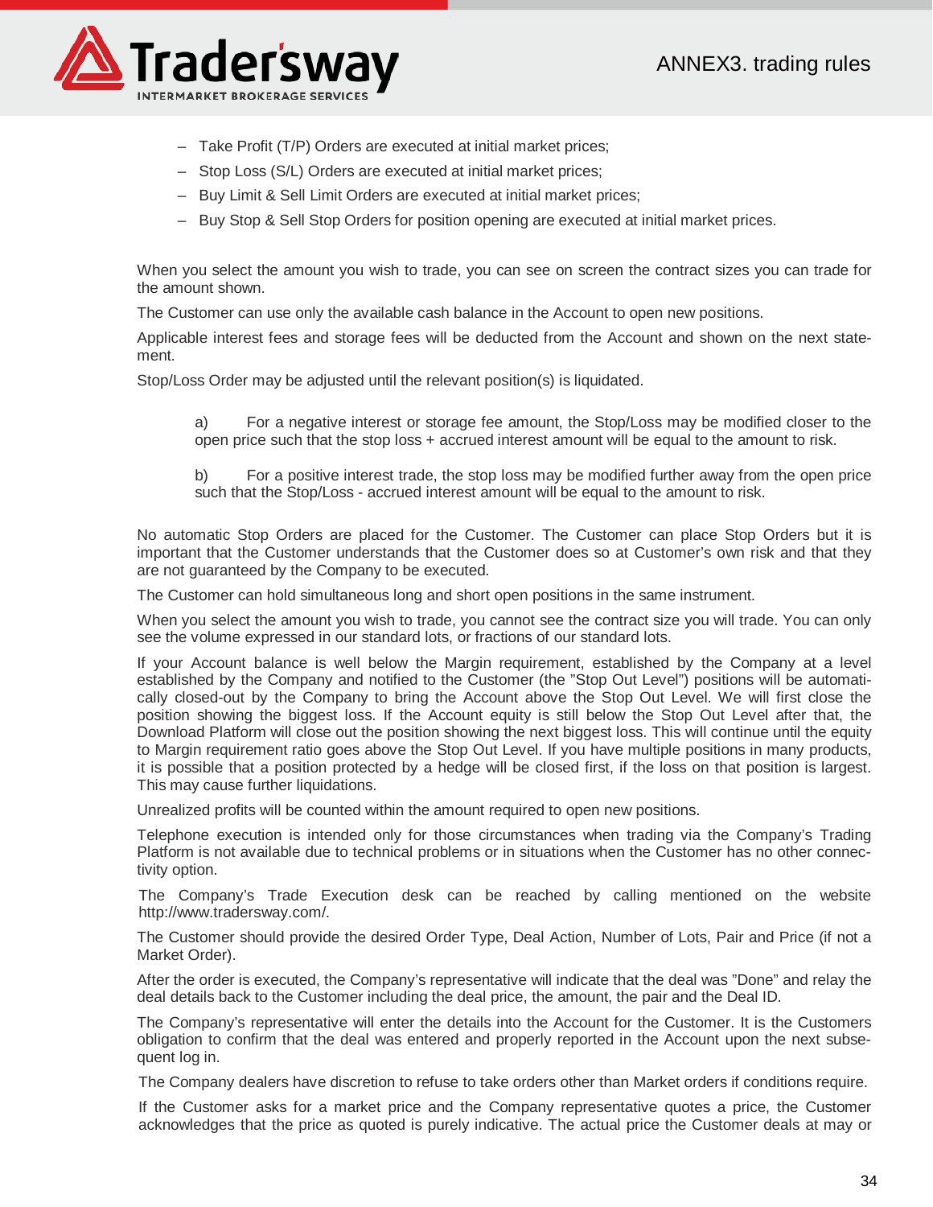- Take Profit (T/P) Orders are executed at initial market prices;
- Stop Loss (S/L) Orders are executed at initial market prices;
- Buy Limit & Sell Limit Orders are executed at initial market prices;
- Buy Stop & Sell Stop Orders for position opening are executed at initial market prices.

When you select the amount you wish to trade, you can see on screen the contract sizes you can trade for the amount shown.

The Customer can use only the available cash balance in the Account to open new positions.

Applicable interest fees and storage fees will be deducted from the Account and shown on the next statement.

Stop/Loss Order may be adjusted until the relevant position(s) is liquidated.

a) For a negative interest or storage fee amount, the Stop/Loss may be modified closer to the open price such that the stop loss + accrued interest amount will be equal to the amount to risk.

b) For a positive interest trade, the stop loss may be modified further away from the open price such that the Stop/Loss - accrued interest amount will be equal to the amount to risk.

No automatic Stop Orders are placed for the Customer. The Customer can place Stop Orders but it is important that the Customer understands that the Customer does so at Customer's own risk and that they are not guaranteed by the Company to be executed.

The Customer can hold simultaneous long and short open positions in the same instrument.

When you select the amount you wish to trade, you cannot see the contract size you will trade. You can only see the volume expressed in our standard lots, or fractions of our standard lots.

If your Account balance is well below the Margin requirement, established by the Company at a level established by the Company and notified to the Customer (the "Stop Out Level") positions will be automatically closed-out by the Company to bring the Account above the Stop Out Level. We will first close the position showing the biggest loss. If the Account equity is still below the Stop Out Level after that, the Download Platform will close out the position showing the next biggest loss. This will continue until the equity to Margin requirement ratio goes above the Stop Out Level. If you have multiple positions in many products, it is possible that a position protected by a hedge will be closed first, if the loss on that position is largest. This may cause further liquidations.

Unrealized profits will be counted within the amount required to open new positions.

Telephone execution is intended only for those circumstances when trading via the Company's Trading Platform is not available due to technical problems or in situations when the Customer has no other connectivity option.

The Company's Trade Execution desk can be reached by calling mentioned on the website http://www.tradersway.com/.

The Customer should provide the desired Order Type, Deal Action, Number of Lots, Pair and Price (if not a Market Order).

After the order is executed, the Company's representative will indicate that the deal was "Done" and relay the deal details back to the Customer including the deal price, the amount, the pair and the Deal ID.

The Company's representative will enter the details into the Account for the Customer. It is the Customers obligation to confirm that the deal was entered and properly reported in the Account upon the next subsequent log in.

The Company dealers have discretion to refuse to take orders other than Market orders if conditions require.

If the Customer asks for a market price and the Company representative quotes a price, the Customer acknowledges that the price as quoted is purely indicative. The actual price the Customer deals at may or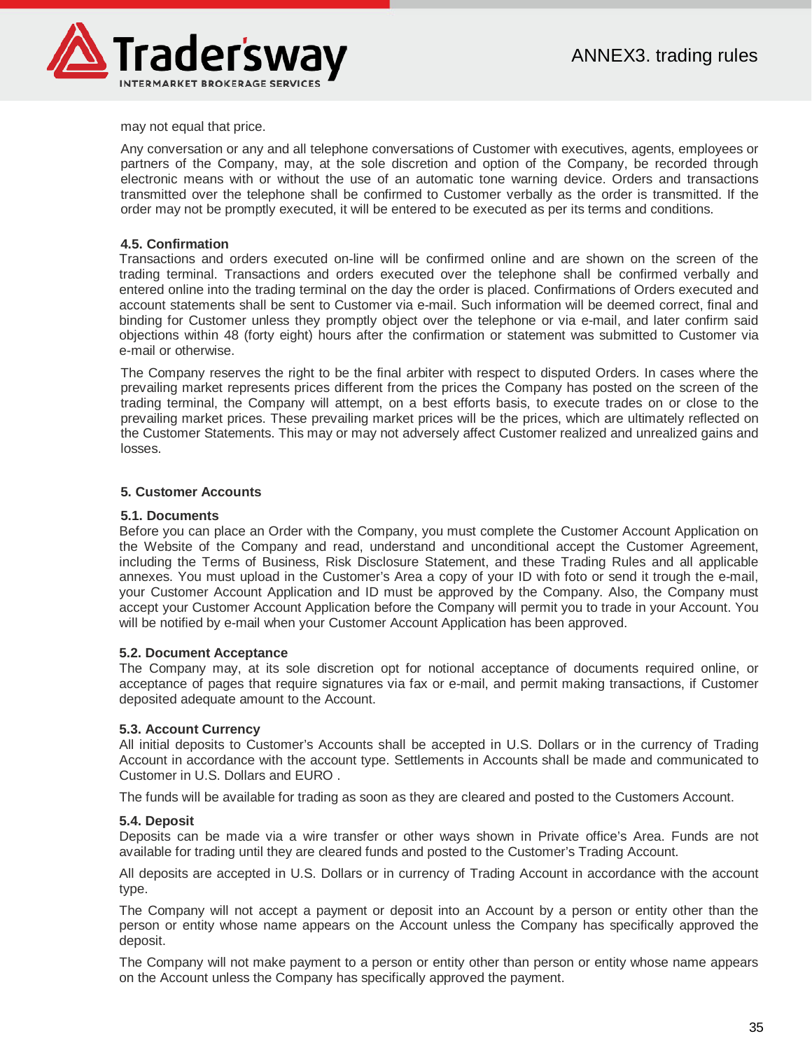may not equal that price.

Any conversation or any and all telephone conversations of Customer with executives, agents, employees or partners of the Company, may, at the sole discretion and option of the Company, be recorded through electronic means with or without the use of an automatic tone warning device. Orders and transactions transmitted over the telephone shall be confirmed to Customer verbally as the order is transmitted. If the order may not be promptly executed, it will be entered to be executed as per its terms and conditions.

### 4.5. Confirmation

Transactions and orders executed on-line will be confirmed online and are shown on the screen of the trading terminal. Transactions and orders executed over the telephone shall be confirmed verbally and entered online into the trading terminal on the day the order is placed. Confirmations of Orders executed and account statements shall be sent to Customer via e-mail. Such information will be deemed correct, final and binding for Customer unless they promptly object over the telephone or via e-mail, and later confirm said objections within 48 (forty eight) hours after the confirmation or statement was submitted to Customer via e-mail or otherwise.

The Company reserves the right to be the final arbiter with respect to disputed Orders. In cases where the prevailing market represents prices different from the prices the Company has posted on the screen of the trading terminal, the Company will attempt, on a best efforts basis, to execute trades on or close to the prevailing market prices. These prevailing market prices will be the prices, which are ultimately reflected on the Customer Statements. This may or may not adversely affect Customer realized and unrealized gains and losses.

## 5. Customer Accounts

### 5.1. Documents

Before you can place an Order with the Company, you must complete the Customer Account Application on the Website of the Company and read, understand and unconditional accept the Customer Agreement, including the Terms of Business, Risk Disclosure Statement, and these Trading Rules and all applicable annexes. You must upload in the Customer's Area a copy of your ID with foto or send it trough the e-mail, your Customer Account Application and ID must be approved by the Company. Also, the Company must accept your Customer Account Application before the Company will permit you to trade in your Account. You will be notified by e-mail when your Customer Account Application has been approved.

### 5.2. Document Acceptance

The Company may, at its sole discretion opt for notional acceptance of documents required online, or acceptance of pages that require signatures via fax or e-mail, and permit making transactions, if Customer deposited adequate amount to the Account.

### 5.3. Account Currency

All initial deposits to Customer's Accounts shall be accepted in U.S. Dollars or in the currency of Trading Account in accordance with the account type. Settlements in Accounts shall be made and communicated to Customer in U.S. Dollars and EURO .

The funds will be available for trading as soon as they are cleared and posted to the Customers Account.

### 5.4. Deposit

Deposits can be made via a wire transfer or other ways shown in Private office's Area. Funds are not available for trading until they are cleared funds and posted to the Customer's Trading Account.

All deposits are accepted in U.S. Dollars or in currency of Trading Account in accordance with the account type.

The Company will not accept a payment or deposit into an Account by a person or entity other than the person or entity whose name appears on the Account unless the Company has specifically approved the deposit.

The Company will not make payment to a person or entity other than person or entity whose name appears on the Account unless the Company has specifically approved the payment.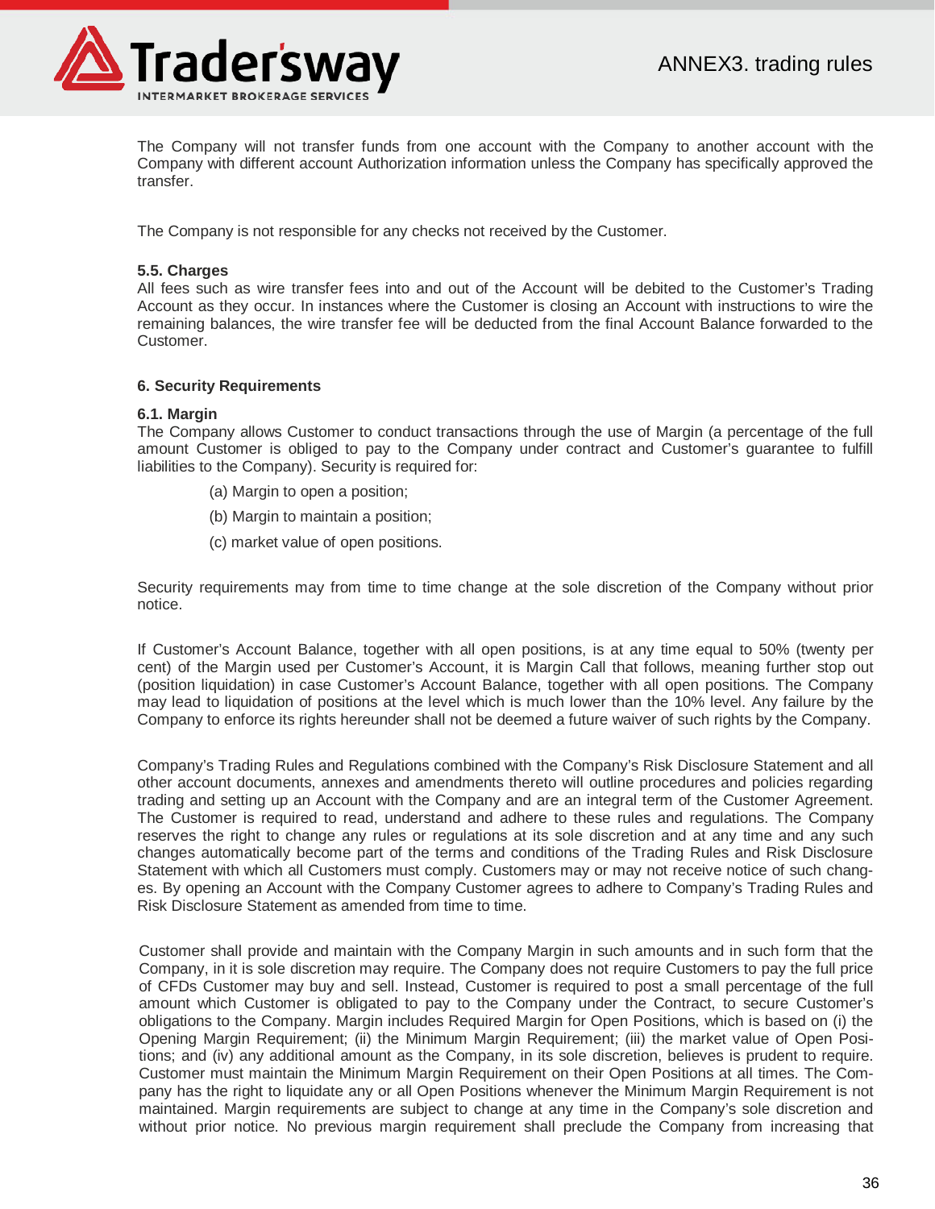The Company will not transfer funds from one account with the Company to another account with the Company with different account Authorization information unless the Company has specifically approved the transfer.

The Company is not responsible for any checks not received by the Customer.

### 5.5. Charges

All fees such as wire transfer fees into and out of the Account will be debited to the Customer's Trading Account as they occur. In instances where the Customer is closing an Account with instructions to wire the remaining balances, the wire transfer fee will be deducted from the final Account Balance forwarded to the Customer.

## 6. Security Requirements

### 6.1. Margin

The Company allows Customer to conduct transactions through the use of Margin (a percentage of the full amount Customer is obliged to pay to the Company under contract and Customer's guarantee to fulfill liabilities to the Company). Security is required for:

(a) Margin to open a position;

(b) Margin to maintain a position;

(c) market value of open positions.

Security requirements may from time to time change at the sole discretion of the Company without prior notice.

If Customer's Account Balance, together with all open positions, is at any time equal to 50% (twenty per cent) of the Margin used per Customer's Account, it is Margin Call that follows, meaning further stop out (position liquidation) in case Customer's Account Balance, together with all open positions. The Company may lead to liquidation of positions at the level which is much lower than the 10% level. Any failure by the Company to enforce its rights hereunder shall not be deemed a future waiver of such rights by the Company.

Company's Trading Rules and Regulations combined with the Company's Risk Disclosure Statement and all other account documents, annexes and amendments thereto will outline procedures and policies regarding trading and setting up an Account with the Company and are an integral term of the Customer Agreement. The Customer is required to read, understand and adhere to these rules and regulations. The Company reserves the right to change any rules or regulations at its sole discretion and at any time and any such changes automatically become part of the terms and conditions of the Trading Rules and Risk Disclosure Statement with which all Customers must comply. Customers may or may not receive notice of such changes. By opening an Account with the Company Customer agrees to adhere to Company's Trading Rules and Risk Disclosure Statement as amended from time to time.

Customer shall provide and maintain with the Company Margin in such amounts and in such form that the Company, in it is sole discretion may require. The Company does not require Customers to pay the full price of CFDs Customer may buy and sell. Instead, Customer is required to post a small percentage of the full amount which Customer is obligated to pay to the Company under the Contract, to secure Customer's obligations to the Company. Margin includes Required Margin for Open Positions, which is based on (i) the Opening Margin Requirement; (ii) the Minimum Margin Requirement; (iii) the market value of Open Positions; and (iv) any additional amount as the Company, in its sole discretion, believes is prudent to require. Customer must maintain the Minimum Margin Requirement on their Open Positions at all times. The Company has the right to liquidate any or all Open Positions whenever the Minimum Margin Requirement is not maintained. Margin requirements are subject to change at any time in the Company's sole discretion and without prior notice. No previous margin requirement shall preclude the Company from increasing that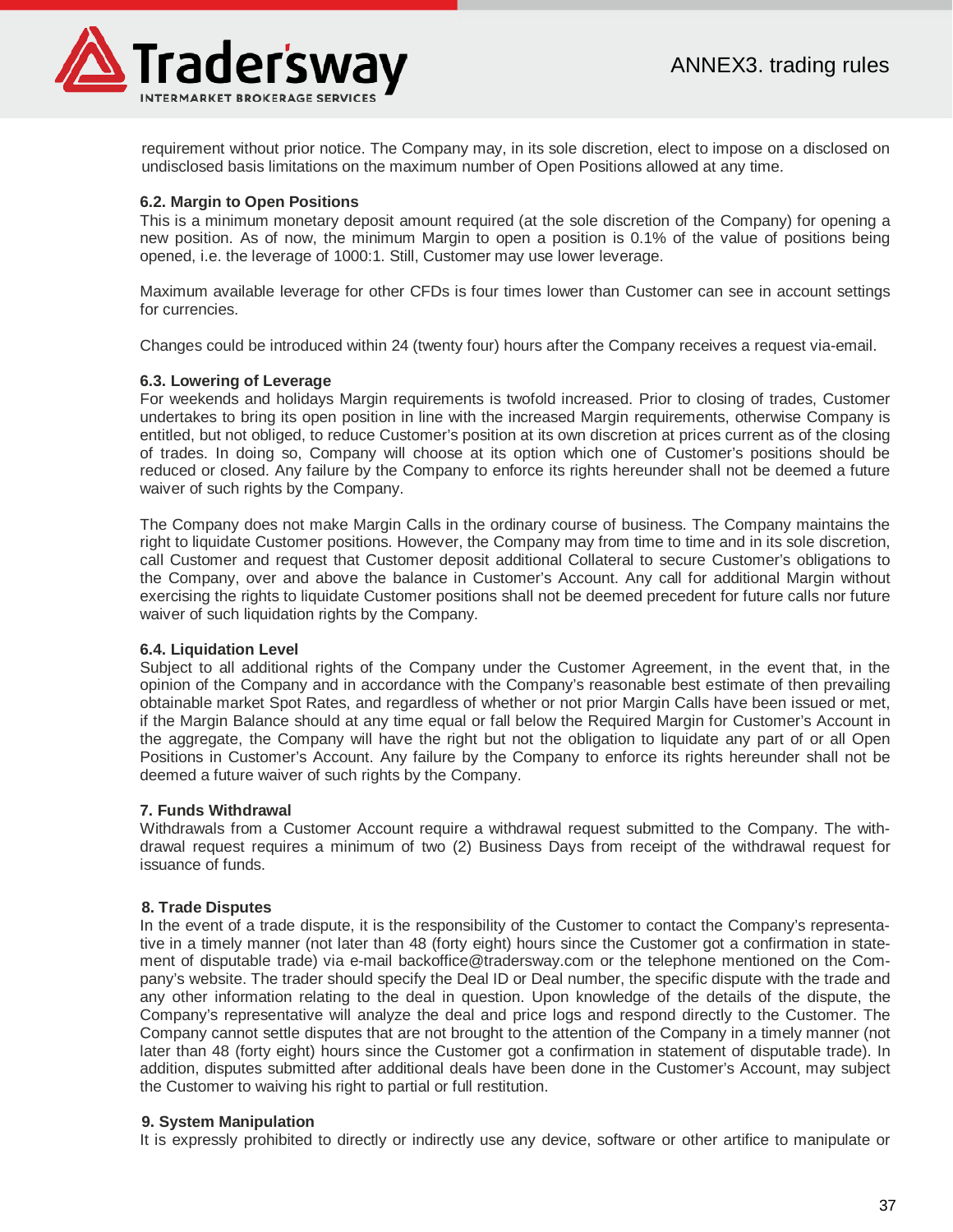requirement without prior notice. The Company may, in its sole discretion, elect to impose on a disclosed on undisclosed basis limitations on the maximum number of Open Positions allowed at any time.

### 6.2. Margin to Open Positions

This is a minimum monetary deposit amount required (at the sole discretion of the Company) for opening a new position. As of now, the minimum Margin to open a position is 0.1% of the value of positions being opened, i.e. the leverage of 1000:1. Still, Customer may use lower leverage.

Maximum available leverage for other CFDs is four times lower than Customer can see in account settings for currencies.

Changes could be introduced within 24 (twenty four) hours after the Company receives a request via-email.

### 6.3. Lowering of Leverage

For weekends and holidays Margin requirements is twofold increased. Prior to closing of trades, Customer undertakes to bring its open position in line with the increased Margin requirements, otherwise Company is entitled, but not obliged, to reduce Customer's position at its own discretion at prices current as of the closing of trades. In doing so, Company will choose at its option which one of Customer's positions should be reduced or closed. Any failure by the Company to enforce its rights hereunder shall not be deemed a future waiver of such rights by the Company.

The Company does not make Margin Calls in the ordinary course of business. The Company maintains the right to liquidate Customer positions. However, the Company may from time to time and in its sole discretion, call Customer and request that Customer deposit additional Collateral to secure Customer's obligations to the Company, over and above the balance in Customer's Account. Any call for additional Margin without exercising the rights to liquidate Customer positions shall not be deemed precedent for future calls nor future waiver of such liquidation rights by the Company.

### 6.4. Liquidation Level

Subject to all additional rights of the Company under the Customer Agreement, in the event that, in the opinion of the Company and in accordance with the Company's reasonable best estimate of then prevailing obtainable market Spot Rates, and regardless of whether or not prior Margin Calls have been issued or met, if the Margin Balance should at any time equal or fall below the Required Margin for Customer's Account in the aggregate, the Company will have the right but not the obligation to liquidate any part of or all Open Positions in Customer's Account. Any failure by the Company to enforce its rights hereunder shall not be deemed a future waiver of such rights by the Company.

## 7. Funds Withdrawal

Withdrawals from a Customer Account require a withdrawal request submitted to the Company. The withdrawal request requires a minimum of two (2) Business Days from receipt of the withdrawal request for issuance of funds.

## 8. Trade Disputes

In the event of a trade dispute, it is the responsibility of the Customer to contact the Company's representative in a timely manner (not later than 48 (forty eight) hours since the Customer got a confirmation in statement of disputable trade) via e-mail backoffice@tradersway.com or the telephone mentioned on the Company's website. The trader should specify the Deal ID or Deal number, the specific dispute with the trade and any other information relating to the deal in question. Upon knowledge of the details of the dispute, the Company's representative will analyze the deal and price logs and respond directly to the Customer. The Company cannot settle disputes that are not brought to the attention of the Company in a timely manner (not later than 48 (forty eight) hours since the Customer got a confirmation in statement of disputable trade). In addition, disputes submitted after additional deals have been done in the Customer's Account, may subject the Customer to waiving his right to partial or full restitution.

## 9. System Manipulation

It is expressly prohibited to directly or indirectly use any device, software or other artifice to manipulate or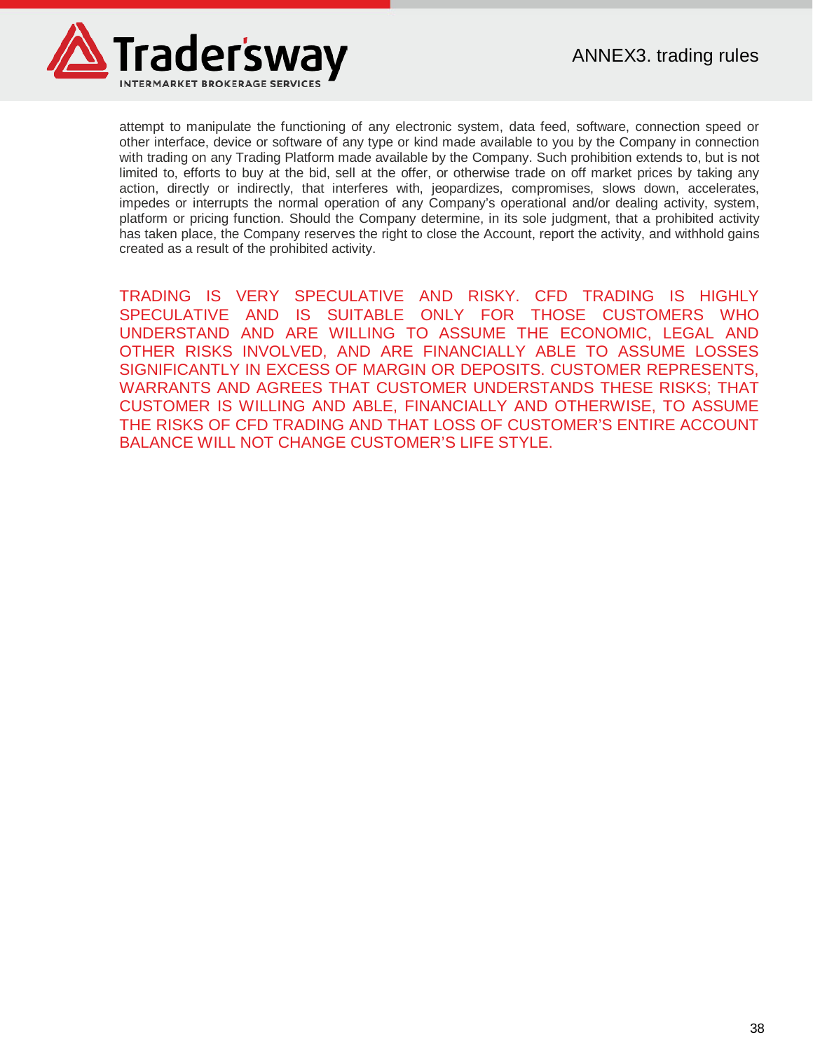attempt to manipulate the functioning of any electronic system, data feed, software, connection speed or other interface, device or software of any type or kind made available to you by the Company in connection with trading on any Trading Platform made available by the Company. Such prohibition extends to, but is not limited to, efforts to buy at the bid, sell at the offer, or otherwise trade on off market prices by taking any action, directly or indirectly, that interferes with, jeopardizes, compromises, slows down, accelerates, impedes or interrupts the normal operation of any Company's operational and/or dealing activity, system, platform or pricing function. Should the Company determine, in its sole judgment, that a prohibited activity has taken place, the Company reserves the right to close the Account, report the activity, and withhold gains created as a result of the prohibited activity.

TRADING IS VERY SPECULATIVE AND RISKY. CFD TRADING IS HIGHLY SPECULATIVE AND IS SUITABLE ONLY FOR THOSE CUSTOMERS WHO UNDERSTAND AND ARE WILLING TO ASSUME THE ECONOMIC, LEGAL AND OTHER RISKS INVOLVED, AND ARE FINANCIALLY ABLE TO ASSUME LOSSES SIGNIFICANTLY IN EXCESS OF MARGIN OR DEPOSITS. CUSTOMER REPRESENTS, WARRANTS AND AGREES THAT CUSTOMER UNDERSTANDS THESE RISKS; THAT CUSTOMER IS WILLING AND ABLE, FINANCIALLY AND OTHERWISE, TO ASSUME THE RISKS OF CFD TRADING AND THAT LOSS OF CUSTOMER'S ENTIRE ACCOUNT BALANCE WILL NOT CHANGE CUSTOMER'S LIFE STYLE.